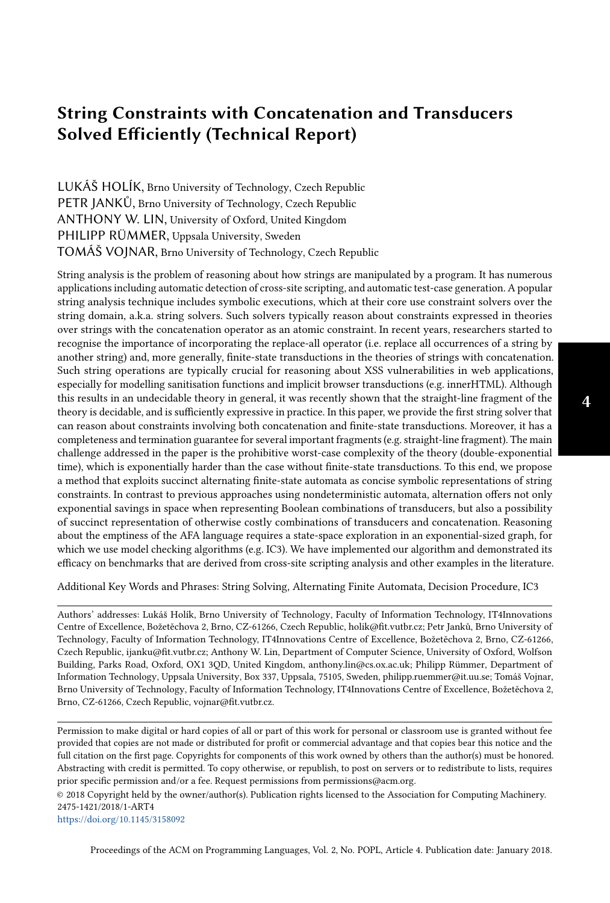# String Constraints with Concatenation and Transducers Solved Efficiently (Technical Report)

LUKÁŠ HOLÍK, Brno University of Technology, Czech Republic
PETR JANKŮ, Brno University of Technology, Czech Republic
ANTHONY W. LIN, University of Oxford, United Kingdom
PHILIPP RÜMMER, Uppsala University, Sweden
TOMÁŠ VOJNAR, Brno University of Technology, Czech Republic

String analysis is the problem of reasoning about how strings are manipulated by a program. It has numerous applications including automatic detection of cross-site scripting, and automatic test-case generation. A popular string analysis technique includes symbolic executions, which at their core use constraint solvers over the string domain, a.k.a. string solvers. Such solvers typically reason about constraints expressed in theories over strings with the concatenation operator as an atomic constraint. In recent years, researchers started to recognise the importance of incorporating the replace-all operator (i.e. replace all occurrences of a string by another string) and, more generally, finite-state transductions in the theories of strings with concatenation. Such string operations are typically crucial for reasoning about XSS vulnerabilities in web applications, especially for modelling sanitisation functions and implicit browser transductions (e.g. innerHTML). Although this results in an undecidable theory in general, it was recently shown that the straight-line fragment of the theory is decidable, and is sufficiently expressive in practice. In this paper, we provide the first string solver that can reason about constraints involving both concatenation and finite-state transductions. Moreover, it has a completeness and termination guarantee for several important fragments (e.g. straight-line fragment). The main challenge addressed in the paper is the prohibitive worst-case complexity of the theory (double-exponential time), which is exponentially harder than the case without finite-state transductions. To this end, we propose a method that exploits succinct alternating finite-state automata as concise symbolic representations of string constraints. In contrast to previous approaches using nondeterministic automata, alternation offers not only exponential savings in space when representing Boolean combinations of transducers, but also a possibility of succinct representation of otherwise costly combinations of transducers and concatenation. Reasoning about the emptiness of the AFA language requires a state-space exploration in an exponential-sized graph, for which we use model checking algorithms (e.g. IC3). We have implemented our algorithm and demonstrated its efficacy on benchmarks that are derived from cross-site scripting analysis and other examples in the literature.

Additional Key Words and Phrases: String Solving, Alternating Finite Automata, Decision Procedure, IC3

---

Authors' addresses: Lukáš Holík, Brno University of Technology, Faculty of Information Technology, IT4Innovations Centre of Excellence, Božetěchova 2, Brno, CZ-61266, Czech Republic, holik@fit.vutbr.cz; Petr Janků, Brno University of Technology, Faculty of Information Technology, IT4Innovations Centre of Excellence, Božetěchova 2, Brno, CZ-61266, Czech Republic, ijanku@fit.vutbr.cz; Anthony W. Lin, Department of Computer Science, University of Oxford, Wolfson Building, Parks Road, Oxford, OX1 3QD, United Kingdom, anthony.lin@cs.ox.ac.uk; Philipp Rümmer, Department of Information Technology, Uppsala University, Box 337, Uppsala, 75105, Sweden, philipp.ruemmer@it.uu.se; Tomáš Vojnar, Brno University of Technology, Faculty of Information Technology, IT4Innovations Centre of Excellence, Božetěchova 2, Brno, CZ-61266, Czech Republic, vojnar@fit.vutbr.cz.

---

Permission to make digital or hard copies of all or part of this work for personal or classroom use is granted without fee provided that copies are not made or distributed for profit or commercial advantage and that copies bear this notice and the full citation on the first page. Copyrights for components of this work owned by others than the author(s) must be honored. Abstracting with credit is permitted. To copy otherwise, or republish, to post on servers or to redistribute to lists, requires prior specific permission and/or a fee. Request permissions from permissions@acm.org.

© 2018 Copyright held by the owner/author(s). Publication rights licensed to the Association for Computing Machinery.
2475-1421/2018/1-ART4
https://doi.org/10.1145/3158092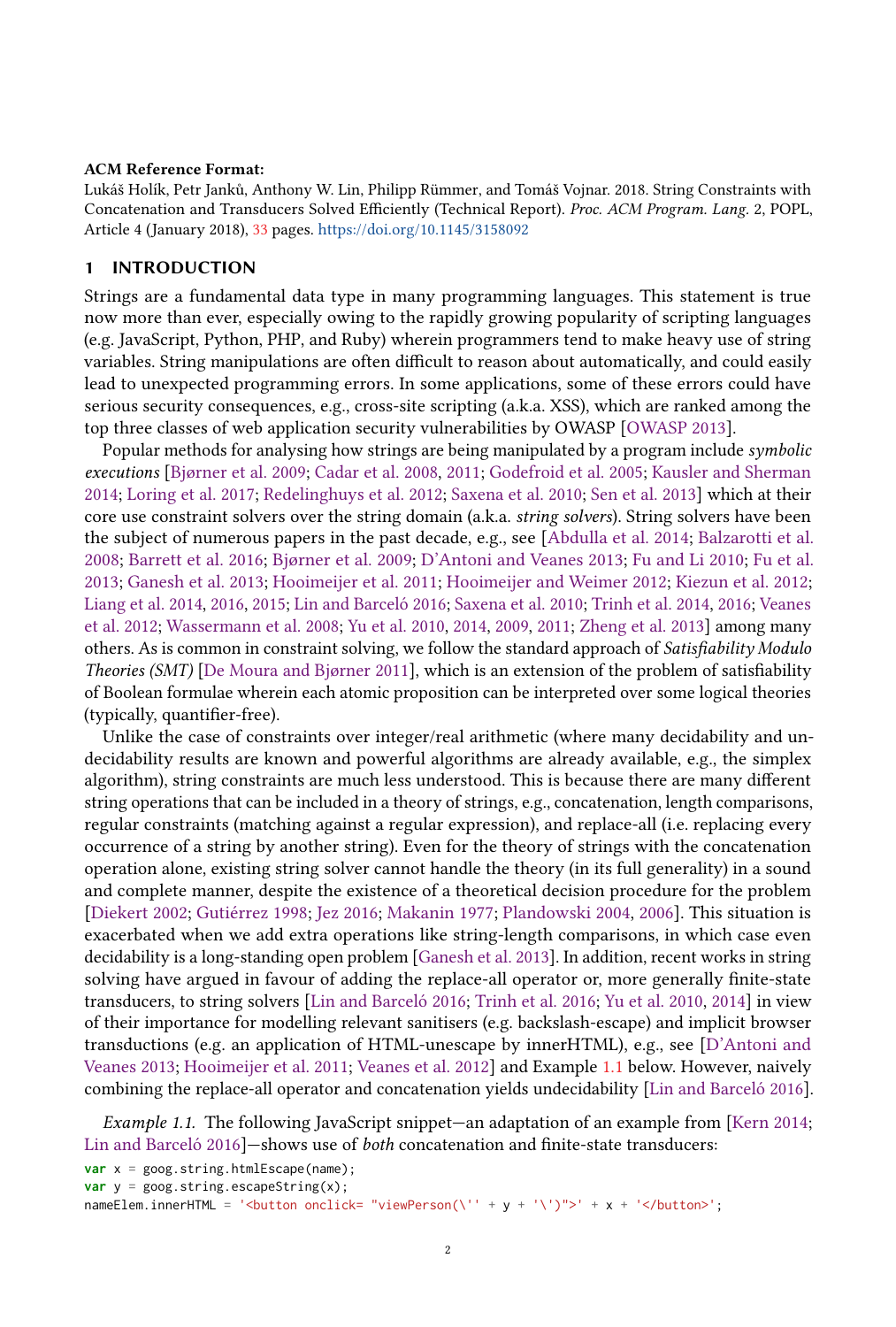**ACM Reference Format:**
Lukáš Holík, Petr Janků, Anthony W. Lin, Philipp Rümmer, and Tomáš Vojnar. 2018. String Constraints with Concatenation and Transducers Solved Efficiently (Technical Report). *Proc. ACM Program. Lang.* 2, POPL, Article 4 (January 2018), 33 pages. https://doi.org/10.1145/3158092

# 1 INTRODUCTION

Strings are a fundamental data type in many programming languages. This statement is true now more than ever, especially owing to the rapidly growing popularity of scripting languages (e.g. JavaScript, Python, PHP, and Ruby) wherein programmers tend to make heavy use of string variables. String manipulations are often difficult to reason about automatically, and could easily lead to unexpected programming errors. In some applications, some of these errors could have serious security consequences, e.g., cross-site scripting (a.k.a. XSS), which are ranked among the top three classes of web application security vulnerabilities by OWASP [OWASP 2013].

Popular methods for analysing how strings are being manipulated by a program include *symbolic executions* [Bjørner et al. 2009; Cadar et al. 2008, 2011; Godefroid et al. 2005; Kausler and Sherman 2014; Loring et al. 2017; Redelinghuys et al. 2012; Saxena et al. 2010; Sen et al. 2013] which at their core use constraint solvers over the string domain (a.k.a. *string solvers*). String solvers have been the subject of numerous papers in the past decade, e.g., see [Abdulla et al. 2014; Balzarotti et al. 2008; Barrett et al. 2016; Bjørner et al. 2009; D'Antoni and Veanes 2013; Fu and Li 2010; Fu et al. 2013; Ganesh et al. 2013; Hooimeijer et al. 2011; Hooimeijer and Weimer 2012; Kiezun et al. 2012; Liang et al. 2014, 2016, 2015; Lin and Barceló 2016; Saxena et al. 2010; Trinh et al. 2014, 2016; Veanes et al. 2012; Wassermann et al. 2008; Yu et al. 2010, 2014, 2009, 2011; Zheng et al. 2013] among many others. As is common in constraint solving, we follow the standard approach of *Satisfiability Modulo Theories (SMT)* [De Moura and Bjørner 2011], which is an extension of the problem of satisfiability of Boolean formulae wherein each atomic proposition can be interpreted over some logical theories (typically, quantifier-free).

Unlike the case of constraints over integer/real arithmetic (where many decidability and undecidability results are known and powerful algorithms are already available, e.g., the simplex algorithm), string constraints are much less understood. This is because there are many different string operations that can be included in a theory of strings, e.g., concatenation, length comparisons, regular constraints (matching against a regular expression), and replace-all (i.e. replacing every occurrence of a string by another string). Even for the theory of strings with the concatenation operation alone, existing string solver cannot handle the theory (in its full generality) in a sound and complete manner, despite the existence of a theoretical decision procedure for the problem [Diekert 2002; Gutiérrez 1998; Jez 2016; Makanin 1977; Plandowski 2004, 2006]. This situation is exacerbated when we add extra operations like string-length comparisons, in which case even decidability is a long-standing open problem [Ganesh et al. 2013]. In addition, recent works in string solving have argued in favour of adding the replace-all operator or, more generally finite-state transducers, to string solvers [Lin and Barceló 2016; Trinh et al. 2016; Yu et al. 2010, 2014] in view of their importance for modelling relevant sanitisers (e.g. backslash-escape) and implicit browser transductions (e.g. an application of HTML-unescape by innerHTML), e.g., see [D'Antoni and Veanes 2013; Hooimeijer et al. 2011; Veanes et al. 2012] and Example 1.1 below. However, naively combining the replace-all operator and concatenation yields undecidability [Lin and Barceló 2016].

*Example 1.1.* The following JavaScript snippet—an adaptation of an example from [Kern 2014; Lin and Barceló 2016]—shows use of *both* concatenation and finite-state transducers:

```
var x = goog.string.htmlEscape(name);
var y = goog.string.escapeString(x);
nameElem.innerHTML = '<button onclick= "viewPerson(\'' + y + '\')">' + x + '</button>';
```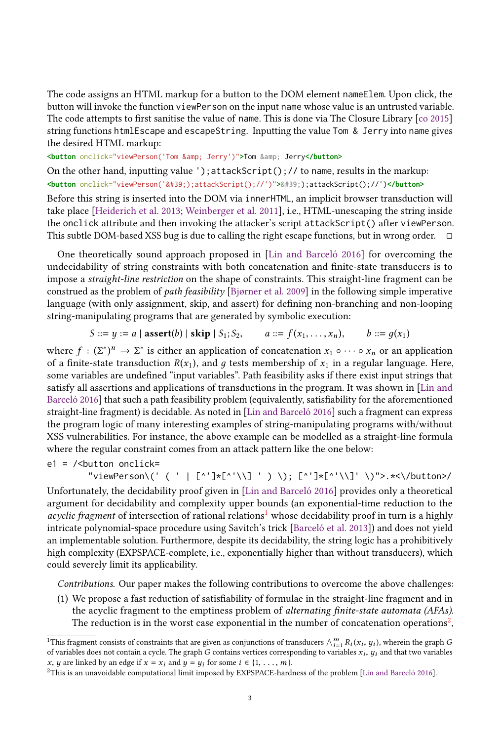The code assigns an HTML markup for a button to the DOM element `nameElem`. Upon click, the button will invoke the function `viewPerson` on the input `name` whose value is an untrusted variable. The code attempts to first sanitise the value of `name`. This is done via The Closure Library [co 2015] string functions `htmlEscape` and `escapeString`. Inputting the value `Tom & Jerry` into `name` gives the desired HTML markup:

```
<button onclick="viewPerson('Tom &amp; Jerry')">Tom &amp; Jerry</button>
```

On the other hand, inputting value `');attackScript();//` to `name`, results in the markup:

```
<button onclick="viewPerson('&#39;);attackScript();//')">&#39;);attackScript();//')</button>
```

Before this string is inserted into the DOM via `innerHTML`, an implicit browser transduction will take place [Heiderich et al. 2013; Weinberger et al. 2011], i.e., HTML-unescaping the string inside the `onclick` attribute and then invoking the attacker's script `attackScript()` after `viewPerson`. This subtle DOM-based XSS bug is due to calling the right escape functions, but in wrong order. □

One theoretically sound approach proposed in [Lin and Barceló 2016] for overcoming the undecidability of string constraints with both concatenation and finite-state transducers is to impose a *straight-line restriction* on the shape of constraints. This straight-line fragment can be construed as the problem of *path feasibility* [Bjørner et al. 2009] in the following simple imperative language (with only assignment, skip, and assert) for defining non-branching and non-looping string-manipulating programs that are generated by symbolic execution:

$$S ::= y := a \mid \textbf{assert}(b) \mid \textbf{skip} \mid S_1; S_2, \qquad a ::= f(x_1, \ldots, x_n), \qquad b ::= g(x_1)$$

where $f : (\Sigma^*)^n \to \Sigma^*$ is either an application of concatenation $x_1 \circ \cdots \circ x_n$ or an application of a finite-state transduction $R(x_1)$, and $g$ tests membership of $x_1$ in a regular language. Here, some variables are undefined "input variables". Path feasibility asks if there exist input strings that satisfy all assertions and applications of transductions in the program. It was shown in [Lin and Barceló 2016] that such a path feasibility problem (equivalently, satisfiability for the aforementioned straight-line fragment) is decidable. As noted in [Lin and Barceló 2016] such a fragment can express the program logic of many interesting examples of string-manipulating programs with/without XSS vulnerabilities. For instance, the above example can be modelled as a straight-line formula where the regular constraint comes from an attack pattern like the one below:

```
e1 = /<button onclick=
        "viewPerson\(' ( ' | [^']*[^'\\] ' ) \); [^']*[^'\\]' \)">.*<\/button>/
```

Unfortunately, the decidability proof given in [Lin and Barceló 2016] provides only a theoretical argument for decidability and complexity upper bounds (an exponential-time reduction to the *acyclic fragment* of intersection of rational relations[1] whose decidability proof in turn is a highly intricate polynomial-space procedure using Savitch's trick [Barceló et al. 2013]) and does not yield an implementable solution. Furthermore, despite its decidability, the string logic has a prohibitively high complexity (EXPSPACE-complete, i.e., exponentially higher than without transducers), which could severely limit its applicability.

*Contributions.* Our paper makes the following contributions to overcome the above challenges:

(1) We propose a fast reduction of satisfiability of formulae in the straight-line fragment and in the acyclic fragment to the emptiness problem of *alternating finite-state automata (AFAs).* The reduction is in the worst case exponential in the number of concatenation operations[2],

---

[1] This fragment consists of constraints that are given as conjunctions of transducers $\bigwedge_{i=1}^{m} R_i(x_i, y_i)$, wherein the graph $G$ of variables does not contain a cycle. The graph $G$ contains vertices corresponding to variables $x_i$, $y_i$ and that two variables $x$, $y$ are linked by an edge if $x = x_i$ and $y = y_i$ for some $i \in \{1, \ldots, m\}$.

[2] This is an unavoidable computational limit imposed by EXPSPACE-hardness of the problem [Lin and Barceló 2016].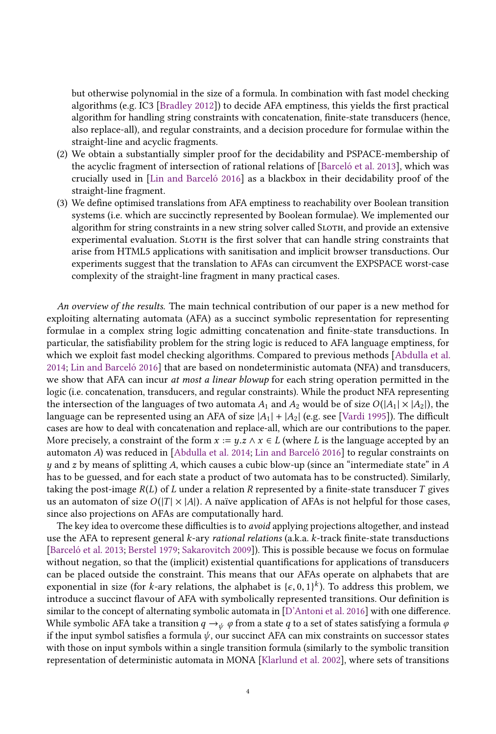but otherwise polynomial in the size of a formula. In combination with fast model checking algorithms (e.g. IC3 [Bradley 2012]) to decide AFA emptiness, this yields the first practical algorithm for handling string constraints with concatenation, finite-state transducers (hence, also replace-all), and regular constraints, and a decision procedure for formulae within the straight-line and acyclic fragments.

(2) We obtain a substantially simpler proof for the decidability and PSPACE-membership of the acyclic fragment of intersection of rational relations of [Barceló et al. 2013], which was crucially used in [Lin and Barceló 2016] as a blackbox in their decidability proof of the straight-line fragment.

(3) We define optimised translations from AFA emptiness to reachability over Boolean transition systems (i.e. which are succinctly represented by Boolean formulae). We implemented our algorithm for string constraints in a new string solver called Sloth, and provide an extensive experimental evaluation. Sloth is the first solver that can handle string constraints that arise from HTML5 applications with sanitisation and implicit browser transductions. Our experiments suggest that the translation to AFAs can circumvent the EXPSPACE worst-case complexity of the straight-line fragment in many practical cases.

*An overview of the results.* The main technical contribution of our paper is a new method for exploiting alternating automata (AFA) as a succinct symbolic representation for representing formulae in a complex string logic admitting concatenation and finite-state transductions. In particular, the satisfiability problem for the string logic is reduced to AFA language emptiness, for which we exploit fast model checking algorithms. Compared to previous methods [Abdulla et al. 2014; Lin and Barceló 2016] that are based on nondeterministic automata (NFA) and transducers, we show that AFA can incur *at most a linear blowup* for each string operation permitted in the logic (i.e. concatenation, transducers, and regular constraints). While the product NFA representing the intersection of the languages of two automata $A_1$ and $A_2$ would be of size $O(|A_1| \times |A_2|)$, the language can be represented using an AFA of size $|A_1| + |A_2|$ (e.g. see [Vardi 1995]). The difficult cases are how to deal with concatenation and replace-all, which are our contributions to the paper. More precisely, a constraint of the form $x := y.z \wedge x \in L$ (where $L$ is the language accepted by an automaton $A$) was reduced in [Abdulla et al. 2014; Lin and Barceló 2016] to regular constraints on $y$ and $z$ by means of splitting $A$, which causes a cubic blow-up (since an "intermediate state" in $A$ has to be guessed, and for each state a product of two automata has to be constructed). Similarly, taking the post-image $R(L)$ of $L$ under a relation $R$ represented by a finite-state transducer $T$ gives us an automaton of size $O(|T| \times |A|)$. A naïve application of AFAs is not helpful for those cases, since also projections on AFAs are computationally hard.

The key idea to overcome these difficulties is to *avoid* applying projections altogether, and instead use the AFA to represent general $k$-ary *rational relations* (a.k.a. $k$-track finite-state transductions [Barceló et al. 2013; Berstel 1979; Sakarovitch 2009]). This is possible because we focus on formulae without negation, so that the (implicit) existential quantifications for applications of transducers can be placed outside the constraint. This means that our AFAs operate on alphabets that are exponential in size (for $k$-ary relations, the alphabet is $\{\epsilon, 0, 1\}^k$). To address this problem, we introduce a succinct flavour of AFA with symbolically represented transitions. Our definition is similar to the concept of alternating symbolic automata in [D'Antoni et al. 2016] with one difference. While symbolic AFA take a transition $q \rightarrow_\psi \varphi$ from a state $q$ to a set of states satisfying a formula $\varphi$ if the input symbol satisfies a formula $\psi$, our succinct AFA can mix constraints on successor states with those on input symbols within a single transition formula (similarly to the symbolic transition representation of deterministic automata in MONA [Klarlund et al. 2002], where sets of transitions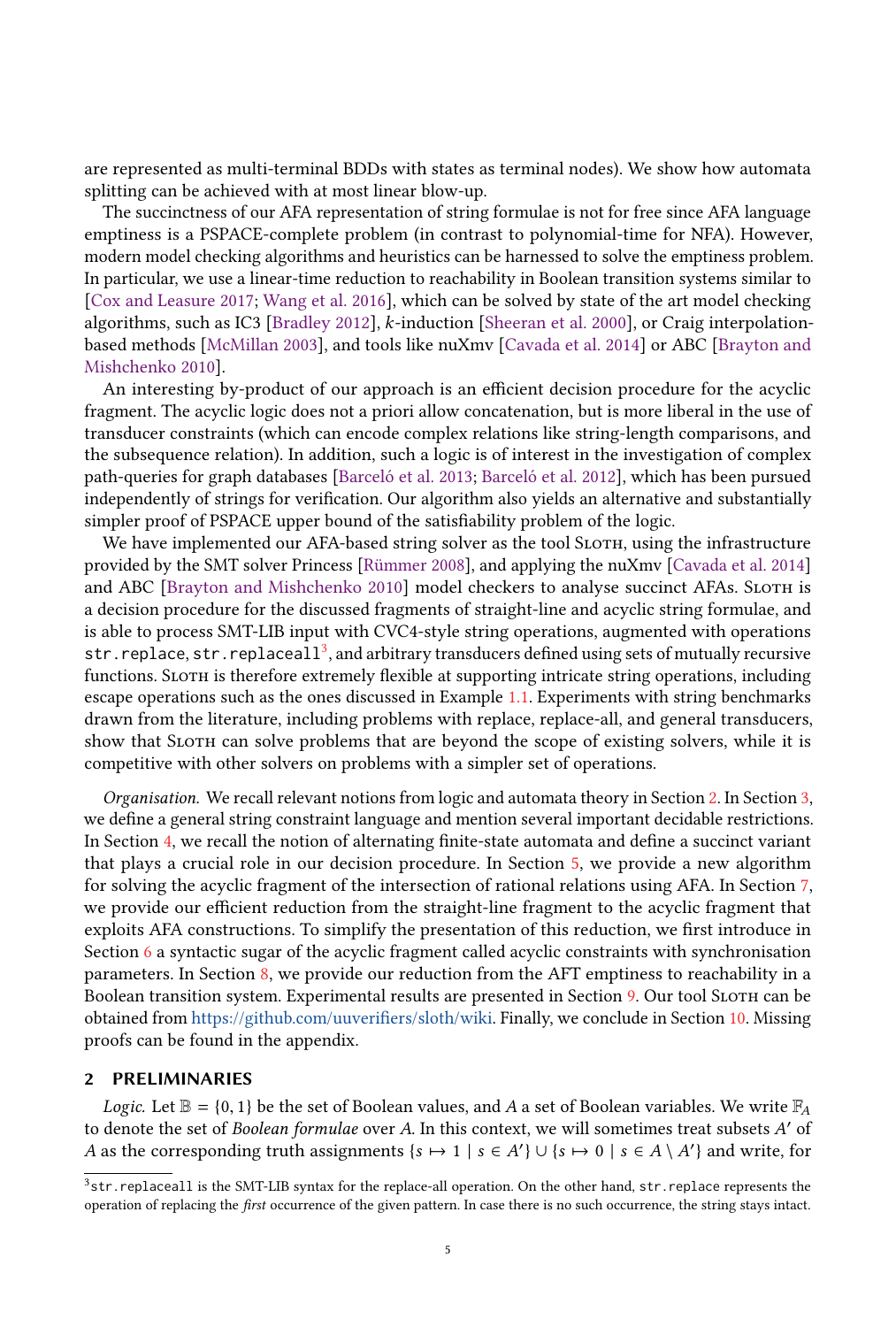are represented as multi-terminal BDDs with states as terminal nodes). We show how automata splitting can be achieved with at most linear blow-up.

The succinctness of our AFA representation of string formulae is not for free since AFA language emptiness is a PSPACE-complete problem (in contrast to polynomial-time for NFA). However, modern model checking algorithms and heuristics can be harnessed to solve the emptiness problem. In particular, we use a linear-time reduction to reachability in Boolean transition systems similar to [Cox and Leasure 2017; Wang et al. 2016], which can be solved by state of the art model checking algorithms, such as IC3 [Bradley 2012], $k$-induction [Sheeran et al. 2000], or Craig interpolation-based methods [McMillan 2003], and tools like nuXmv [Cavada et al. 2014] or ABC [Brayton and Mishchenko 2010].

An interesting by-product of our approach is an efficient decision procedure for the acyclic fragment. The acyclic logic does not a priori allow concatenation, but is more liberal in the use of transducer constraints (which can encode complex relations like string-length comparisons, and the subsequence relation). In addition, such a logic is of interest in the investigation of complex path-queries for graph databases [Barceló et al. 2013; Barceló et al. 2012], which has been pursued independently of strings for verification. Our algorithm also yields an alternative and substantially simpler proof of PSPACE upper bound of the satisfiability problem of the logic.

We have implemented our AFA-based string solver as the tool Sloth, using the infrastructure provided by the SMT solver Princess [Rümmer 2008], and applying the nuXmv [Cavada et al. 2014] and ABC [Brayton and Mishchenko 2010] model checkers to analyse succinct AFAs. Sloth is a decision procedure for the discussed fragments of straight-line and acyclic string formulae, and is able to process SMT-LIB input with CVC4-style string operations, augmented with operations `str.replace`, `str.replaceall`[3], and arbitrary transducers defined using sets of mutually recursive functions. Sloth is therefore extremely flexible at supporting intricate string operations, including escape operations such as the ones discussed in Example 1.1. Experiments with string benchmarks drawn from the literature, including problems with replace, replace-all, and general transducers, show that Sloth can solve problems that are beyond the scope of existing solvers, while it is competitive with other solvers on problems with a simpler set of operations.

*Organisation.* We recall relevant notions from logic and automata theory in Section 2. In Section 3, we define a general string constraint language and mention several important decidable restrictions. In Section 4, we recall the notion of alternating finite-state automata and define a succinct variant that plays a crucial role in our decision procedure. In Section 5, we provide a new algorithm for solving the acyclic fragment of the intersection of rational relations using AFA. In Section 7, we provide our efficient reduction from the straight-line fragment to the acyclic fragment that exploits AFA constructions. To simplify the presentation of this reduction, we first introduce in Section 6 a syntactic sugar of the acyclic fragment called acyclic constraints with synchronisation parameters. In Section 8, we provide our reduction from the AFT emptiness to reachability in a Boolean transition system. Experimental results are presented in Section 9. Our tool Sloth can be obtained from https://github.com/uuverifiers/sloth/wiki. Finally, we conclude in Section 10. Missing proofs can be found in the appendix.

## 2 PRELIMINARIES

*Logic.* Let $\mathbb{B} = \{0, 1\}$ be the set of Boolean values, and $A$ a set of Boolean variables. We write $\mathbb{F}_A$ to denote the set of *Boolean formulae* over $A$. In this context, we will sometimes treat subsets $A'$ of $A$ as the corresponding truth assignments $\{s \mapsto 1 \mid s \in A'\} \cup \{s \mapsto 0 \mid s \in A \setminus A'\}$ and write, for

[3] `str.replaceall` is the SMT-LIB syntax for the replace-all operation. On the other hand, `str.replace` represents the operation of replacing the *first* occurrence of the given pattern. In case there is no such occurrence, the string stays intact.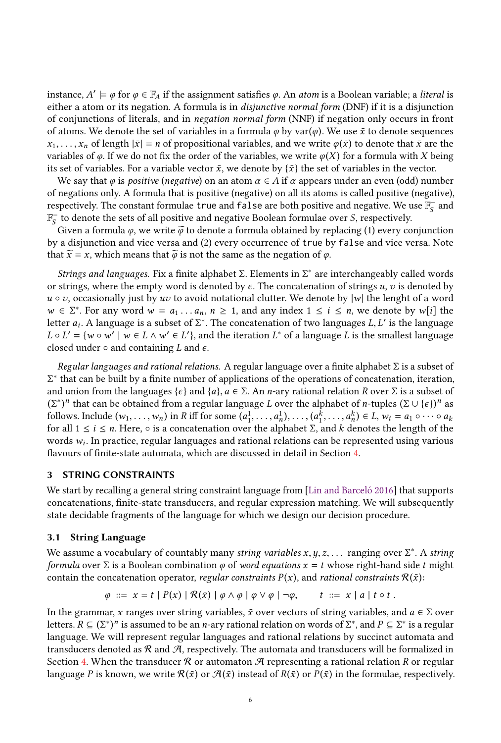instance, $A' \models \varphi$ for $\varphi \in \mathbb{F}_A$ if the assignment satisfies $\varphi$. An *atom* is a Boolean variable; a *literal* is either a atom or its negation. A formula is in *disjunctive normal form* (DNF) if it is a disjunction of conjunctions of literals, and in *negation normal form* (NNF) if negation only occurs in front of atoms. We denote the set of variables in a formula $\varphi$ by $\mathrm{var}(\varphi)$. We use $\bar{x}$ to denote sequences $x_1, \ldots, x_n$ of length $|\bar{x}| = n$ of propositional variables, and we write $\varphi(\bar{x})$ to denote that $\bar{x}$ are the variables of $\varphi$. If we do not fix the order of the variables, we write $\varphi(X)$ for a formula with $X$ being its set of variables. For a variable vector $\bar{x}$, we denote by $\{\bar{x}\}$ the set of variables in the vector.

We say that $\varphi$ is *positive* (*negative*) on an atom $\alpha \in A$ if $\alpha$ appears under an even (odd) number of negations only. A formula that is positive (negative) on all its atoms is called positive (negative), respectively. The constant formulae `true` and `false` are both positive and negative. We use $\mathbb{F}_S^+$ and $\mathbb{F}_S^-$ to denote the sets of all positive and negative Boolean formulae over $S$, respectively.

Given a formula $\varphi$, we write $\widetilde{\varphi}$ to denote a formula obtained by replacing (1) every conjunction by a disjunction and vice versa and (2) every occurrence of `true` by `false` and vice versa. Note that $\widetilde{x} = x$, which means that $\widetilde{\varphi}$ is not the same as the negation of $\varphi$.

*Strings and languages.* Fix a finite alphabet $\Sigma$. Elements in $\Sigma^*$ are interchangeably called words or strings, where the empty word is denoted by $\epsilon$. The concatenation of strings $u, v$ is denoted by $u \circ v$, occasionally just by $uv$ to avoid notational clutter. We denote by $|w|$ the lenght of a word $w \in \Sigma^*$. For any word $w = a_1 \ldots a_n$, $n \geq 1$, and any index $1 \leq i \leq n$, we denote by $w[i]$ the letter $a_i$. A language is a subset of $\Sigma^*$. The concatenation of two languages $L, L'$ is the language $L \circ L' = \{w \circ w' \mid w \in L \wedge w' \in L'\}$, and the iteration $L^*$ of a language $L$ is the smallest language closed under $\circ$ and containing $L$ and $\epsilon$.

*Regular languages and rational relations.* A regular language over a finite alphabet $\Sigma$ is a subset of $\Sigma^*$ that can be built by a finite number of applications of the operations of concatenation, iteration, and union from the languages $\{\epsilon\}$ and $\{a\}, a \in \Sigma$. An $n$-ary rational relation $R$ over $\Sigma$ is a subset of $(\Sigma^*)^n$ that can be obtained from a regular language $L$ over the alphabet of $n$-tuples $(\Sigma \cup \{\epsilon\})^n$ as follows. Include $(w_1, \ldots, w_n)$ in $R$ iff for some $(a_1^1, \ldots, a_n^1), \ldots, (a_1^k, \ldots, a_n^k) \in L$, $w_i = a_1 \circ \cdots \circ a_k$ for all $1 \leq i \leq n$. Here, $\circ$ is a concatenation over the alphabet $\Sigma$, and $k$ denotes the length of the words $w_i$. In practice, regular languages and rational relations can be represented using various flavours of finite-state automata, which are discussed in detail in Section 4.

## 3 STRING CONSTRAINTS

We start by recalling a general string constraint language from [Lin and Barceló 2016] that supports concatenations, finite-state transducers, and regular expression matching. We will subsequently state decidable fragments of the language for which we design our decision procedure.

### 3.1 String Language

We assume a vocabulary of countably many *string variables* $x, y, z, \ldots$ ranging over $\Sigma^*$. A *string formula* over $\Sigma$ is a Boolean combination $\varphi$ of *word equations* $x = t$ whose right-hand side $t$ might contain the concatenation operator, *regular constraints* $P(x)$, and *rational constraints* $\mathcal{R}(\bar{x})$:

$$\varphi \ ::= \ x = t \mid P(x) \mid \mathcal{R}(\bar{x}) \mid \varphi \wedge \varphi \mid \varphi \vee \varphi \mid \neg\varphi, \qquad t \ ::= \ x \mid a \mid t \circ t \,.$$

In the grammar, $x$ ranges over string variables, $\bar{x}$ over vectors of string variables, and $a \in \Sigma$ over letters. $R \subseteq (\Sigma^*)^n$ is assumed to be an $n$-ary rational relation on words of $\Sigma^*$, and $P \subseteq \Sigma^*$ is a regular language. We will represent regular languages and rational relations by succinct automata and transducers denoted as $\mathcal{R}$ and $\mathcal{A}$, respectively. The automata and transducers will be formalized in Section 4. When the transducer $\mathcal{R}$ or automaton $\mathcal{A}$ representing a rational relation $R$ or regular language $P$ is known, we write $\mathcal{R}(\bar{x})$ or $\mathcal{A}(\bar{x})$ instead of $R(\bar{x})$ or $P(\bar{x})$ in the formulae, respectively.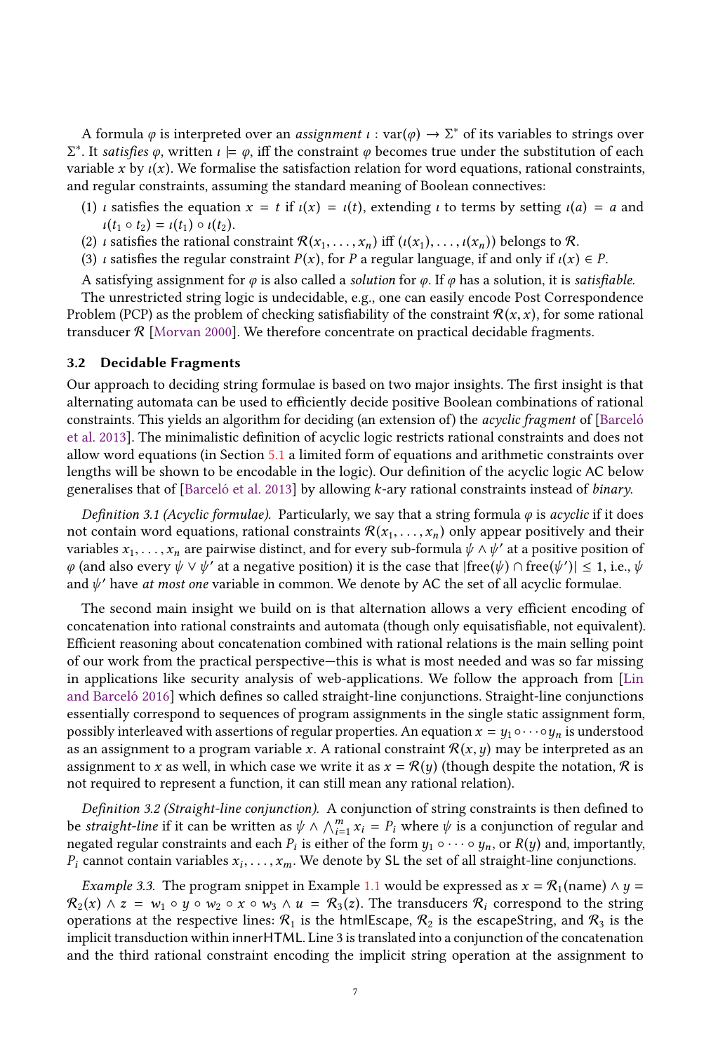A formula $\varphi$ is interpreted over an *assignment* $\iota : \mathrm{var}(\varphi) \to \Sigma^*$ of its variables to strings over $\Sigma^*$. It *satisfies* $\varphi$, written $\iota \models \varphi$, iff the constraint $\varphi$ becomes true under the substitution of each variable $x$ by $\iota(x)$. We formalise the satisfaction relation for word equations, rational constraints, and regular constraints, assuming the standard meaning of Boolean connectives:

(1) $\iota$ satisfies the equation $x = t$ if $\iota(x) = \iota(t)$, extending $\iota$ to terms by setting $\iota(a) = a$ and $\iota(t_1 \circ t_2) = \iota(t_1) \circ \iota(t_2)$.
(2) $\iota$ satisfies the rational constraint $\mathcal{R}(x_1, \ldots, x_n)$ iff $(\iota(x_1), \ldots, \iota(x_n))$ belongs to $\mathcal{R}$.
(3) $\iota$ satisfies the regular constraint $P(x)$, for $P$ a regular language, if and only if $\iota(x) \in P$.

A satisfying assignment for $\varphi$ is also called a *solution* for $\varphi$. If $\varphi$ has a solution, it is *satisfiable*.

The unrestricted string logic is undecidable, e.g., one can easily encode Post Correspondence Problem (PCP) as the problem of checking satisfiability of the constraint $\mathcal{R}(x, x)$, for some rational transducer $\mathcal{R}$ [Morvan 2000]. We therefore concentrate on practical decidable fragments.

### 3.2 Decidable Fragments

Our approach to deciding string formulae is based on two major insights. The first insight is that alternating automata can be used to efficiently decide positive Boolean combinations of rational constraints. This yields an algorithm for deciding (an extension of) the *acyclic fragment* of [Barceló et al. 2013]. The minimalistic definition of acyclic logic restricts rational constraints and does not allow word equations (in Section 5.1 a limited form of equations and arithmetic constraints over lengths will be shown to be encodable in the logic). Our definition of the acyclic logic AC below generalises that of [Barceló et al. 2013] by allowing $k$-ary rational constraints instead of *binary*.

*Definition 3.1 (Acyclic formulae).* Particularly, we say that a string formula $\varphi$ is *acyclic* if it does not contain word equations, rational constraints $\mathcal{R}(x_1, \ldots, x_n)$ only appear positively and their variables $x_1, \ldots, x_n$ are pairwise distinct, and for every sub-formula $\psi \wedge \psi'$ at a positive position of $\varphi$ (and also every $\psi \vee \psi'$ at a negative position) it is the case that $|\mathrm{free}(\psi) \cap \mathrm{free}(\psi')| \leq 1$, i.e., $\psi$ and $\psi'$ have *at most one* variable in common. We denote by AC the set of all acyclic formulae.

The second main insight we build on is that alternation allows a very efficient encoding of concatenation into rational constraints and automata (though only equisatisfiable, not equivalent). Efficient reasoning about concatenation combined with rational relations is the main selling point of our work from the practical perspective—this is what is most needed and was so far missing in applications like security analysis of web-applications. We follow the approach from [Lin and Barceló 2016] which defines so called straight-line conjunctions. Straight-line conjunctions essentially correspond to sequences of program assignments in the single static assignment form, possibly interleaved with assertions of regular properties. An equation $x = y_1 \circ \cdots \circ y_n$ is understood as an assignment to a program variable $x$. A rational constraint $\mathcal{R}(x, y)$ may be interpreted as an assignment to $x$ as well, in which case we write it as $x = \mathcal{R}(y)$ (though despite the notation, $\mathcal{R}$ is not required to represent a function, it can still mean any rational relation).

*Definition 3.2 (Straight-line conjunction).* A conjunction of string constraints is then defined to be *straight-line* if it can be written as $\psi \wedge \bigwedge_{i=1}^{m} x_i = P_i$ where $\psi$ is a conjunction of regular and negated regular constraints and each $P_i$ is either of the form $y_1 \circ \cdots \circ y_n$, or $R(y)$ and, importantly, $P_i$ cannot contain variables $x_i, \ldots, x_m$. We denote by SL the set of all straight-line conjunctions.

*Example 3.3.* The program snippet in Example 1.1 would be expressed as $x = \mathcal{R}_1(\mathsf{name}) \wedge y = \mathcal{R}_2(x) \wedge z = w_1 \circ y \circ w_2 \circ x \circ w_3 \wedge u = \mathcal{R}_3(z)$. The transducers $\mathcal{R}_i$ correspond to the string operations at the respective lines: $\mathcal{R}_1$ is the htmlEscape, $\mathcal{R}_2$ is the escapeString, and $\mathcal{R}_3$ is the implicit transduction within innerHTML. Line 3 is translated into a conjunction of the concatenation and the third rational constraint encoding the implicit string operation at the assignment to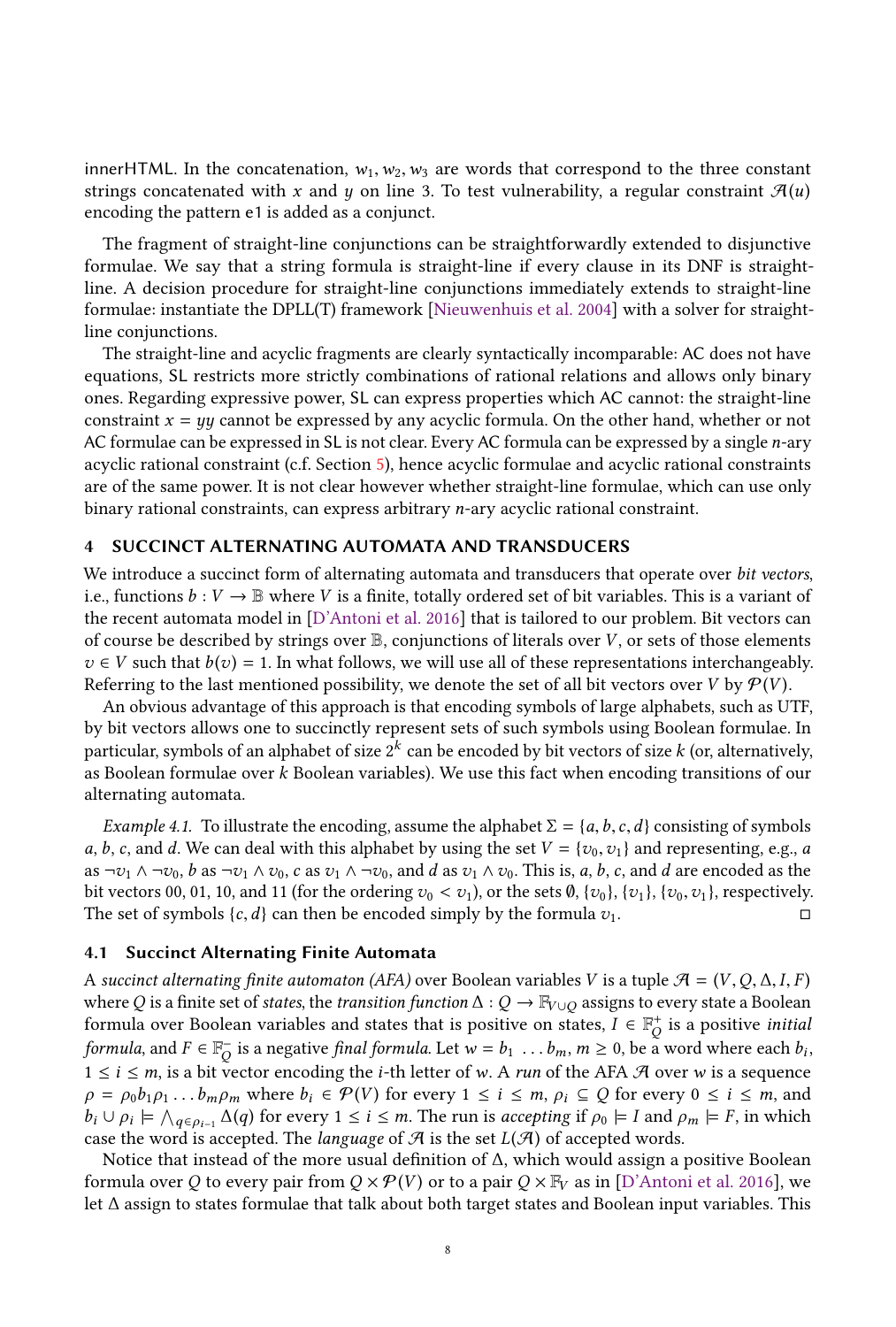innerHTML. In the concatenation, $w_1, w_2, w_3$ are words that correspond to the three constant strings concatenated with $x$ and $y$ on line 3. To test vulnerability, a regular constraint $\mathcal{A}(u)$ encoding the pattern e1 is added as a conjunct.

The fragment of straight-line conjunctions can be straightforwardly extended to disjunctive formulae. We say that a string formula is straight-line if every clause in its DNF is straight-line. A decision procedure for straight-line conjunctions immediately extends to straight-line formulae: instantiate the DPLL(T) framework [Nieuwenhuis et al. 2004] with a solver for straight-line conjunctions.

The straight-line and acyclic fragments are clearly syntactically incomparable: AC does not have equations, SL restricts more strictly combinations of rational relations and allows only binary ones. Regarding expressive power, SL can express properties which AC cannot: the straight-line constraint $x = yy$ cannot be expressed by any acyclic formula. On the other hand, whether or not AC formulae can be expressed in SL is not clear. Every AC formula can be expressed by a single $n$-ary acyclic rational constraint (c.f. Section 5), hence acyclic formulae and acyclic rational constraints are of the same power. It is not clear however whether straight-line formulae, which can use only binary rational constraints, can express arbitrary $n$-ary acyclic rational constraint.

## 4 SUCCINCT ALTERNATING AUTOMATA AND TRANSDUCERS

We introduce a succinct form of alternating automata and transducers that operate over *bit vectors*, i.e., functions $b : V \to \mathbb{B}$ where $V$ is a finite, totally ordered set of bit variables. This is a variant of the recent automata model in [D'Antoni et al. 2016] that is tailored to our problem. Bit vectors can of course be described by strings over $\mathbb{B}$, conjunctions of literals over $V$, or sets of those elements $v \in V$ such that $b(v) = 1$. In what follows, we will use all of these representations interchangeably. Referring to the last mentioned possibility, we denote the set of all bit vectors over $V$ by $\mathcal{P}(V)$.

An obvious advantage of this approach is that encoding symbols of large alphabets, such as UTF, by bit vectors allows one to succinctly represent sets of such symbols using Boolean formulae. In particular, symbols of an alphabet of size $2^k$ can be encoded by bit vectors of size $k$ (or, alternatively, as Boolean formulae over $k$ Boolean variables). We use this fact when encoding transitions of our alternating automata.

*Example 4.1.* To illustrate the encoding, assume the alphabet $\Sigma = \{a, b, c, d\}$ consisting of symbols $a$, $b$, $c$, and $d$. We can deal with this alphabet by using the set $V = \{v_0, v_1\}$ and representing, e.g., $a$ as $\neg v_1 \wedge \neg v_0$, $b$ as $\neg v_1 \wedge v_0$, $c$ as $v_1 \wedge \neg v_0$, and $d$ as $v_1 \wedge v_0$. This is, $a$, $b$, $c$, and $d$ are encoded as the bit vectors 00, 01, 10, and 11 (for the ordering $v_0 < v_1$), or the sets $\emptyset$, $\{v_0\}$, $\{v_1\}$, $\{v_0, v_1\}$, respectively. The set of symbols $\{c, d\}$ can then be encoded simply by the formula $v_1$. □

### 4.1 Succinct Alternating Finite Automata

A *succinct alternating finite automaton (AFA)* over Boolean variables $V$ is a tuple $\mathcal{A} = (V, Q, \Delta, I, F)$ where $Q$ is a finite set of *states*, the *transition function* $\Delta : Q \to \mathbb{F}_{V \cup Q}$ assigns to every state a Boolean formula over Boolean variables and states that is positive on states, $I \in \mathbb{F}^+_Q$ is a positive *initial formula*, and $F \in \mathbb{F}^-_Q$ is a negative *final formula*. Let $w = b_1 \ \ldots b_m$, $m \geq 0$, be a word where each $b_i$, $1 \leq i \leq m$, is a bit vector encoding the $i$-th letter of $w$. A *run* of the AFA $\mathcal{A}$ over $w$ is a sequence $\rho = \rho_0 b_1 \rho_1 \ldots b_m \rho_m$ where $b_i \in \mathcal{P}(V)$ for every $1 \leq i \leq m$, $\rho_i \subseteq Q$ for every $0 \leq i \leq m$, and $b_i \cup \rho_i \models \bigwedge_{q \in \rho_{i-1}} \Delta(q)$ for every $1 \leq i \leq m$. The run is *accepting* if $\rho_0 \models I$ and $\rho_m \models F$, in which case the word is accepted. The *language* of $\mathcal{A}$ is the set $L(\mathcal{A})$ of accepted words.

Notice that instead of the more usual definition of $\Delta$, which would assign a positive Boolean formula over $Q$ to every pair from $Q \times \mathcal{P}(V)$ or to a pair $Q \times \mathbb{F}_V$ as in [D'Antoni et al. 2016], we let $\Delta$ assign to states formulae that talk about both target states and Boolean input variables. This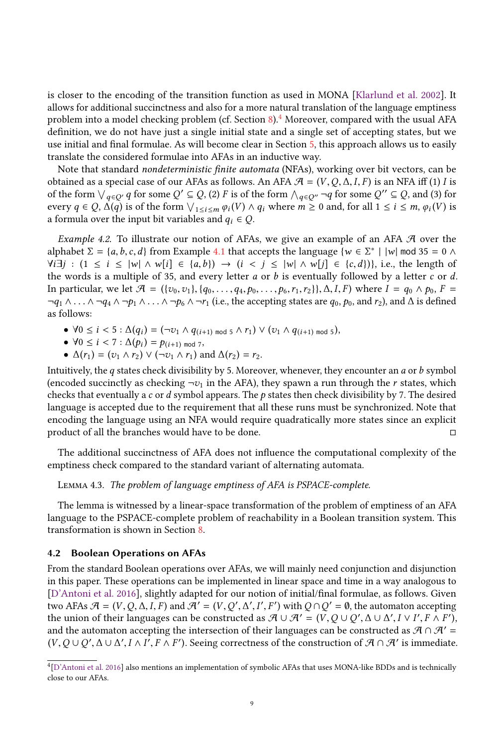is closer to the encoding of the transition function as used in MONA [Klarlund et al. 2002]. It allows for additional succinctness and also for a more natural translation of the language emptiness problem into a model checking problem (cf. Section 8).[4] Moreover, compared with the usual AFA definition, we do not have just a single initial state and a single set of accepting states, but we use initial and final formulae. As will become clear in Section 5, this approach allows us to easily translate the considered formulae into AFAs in an inductive way.

Note that standard *nondeterministic finite automata* (NFAs), working over bit vectors, can be obtained as a special case of our AFAs as follows. An AFA $\mathcal{A} = (V, Q, \Delta, I, F)$ is an NFA iff (1) $I$ is of the form $\bigvee_{q \in Q'} q$ for some $Q' \subseteq Q$, (2) $F$ is of the form $\bigwedge_{q \in Q''} \neg q$ for some $Q'' \subseteq Q$, and (3) for every $q \in Q$, $\Delta(q)$ is of the form $\bigvee_{1 \le i \le m} \varphi_i(V) \wedge q_i$ where $m \ge 0$ and, for all $1 \le i \le m$, $\varphi_i(V)$ is a formula over the input bit variables and $q_i \in Q$.

*Example 4.2.* To illustrate our notion of AFAs, we give an example of an AFA $\mathcal{A}$ over the alphabet $\Sigma = \{a, b, c, d\}$ from Example 4.1 that accepts the language $\{w \in \Sigma^* \mid |w| \bmod 35 = 0 \wedge \forall i \exists j : (1 \le i \le |w| \wedge w[i] \in \{a, b\}) \rightarrow (i < j \le |w| \wedge w[j] \in \{c, d\})\}$, i.e., the length of the words is a multiple of 35, and every letter $a$ or $b$ is eventually followed by a letter $c$ or $d$. In particular, we let $\mathcal{A} = (\{v_0, v_1\}, \{q_0, \ldots, q_4, p_0, \ldots, p_6, r_1, r_2\}, \Delta, I, F)$ where $I = q_0 \wedge p_0$, $F = \neg q_1 \wedge \ldots \wedge \neg q_4 \wedge \neg p_1 \wedge \ldots \wedge \neg p_6 \wedge \neg r_1$ (i.e., the accepting states are $q_0$, $p_0$, and $r_2$), and $\Delta$ is defined as follows:

- $\forall 0 \le i < 5 : \Delta(q_i) = (\neg v_1 \wedge q_{(i+1) \bmod 5} \wedge r_1) \vee (v_1 \wedge q_{(i+1) \bmod 5})$,
- $\forall 0 \le i < 7 : \Delta(p_i) = p_{(i+1) \bmod 7}$,
- $\Delta(r_1) = (v_1 \wedge r_2) \vee (\neg v_1 \wedge r_1)$ and $\Delta(r_2) = r_2$.

Intuitively, the $q$ states check divisibility by 5. Moreover, whenever, they encounter an $a$ or $b$ symbol (encoded succinctly as checking $\neg v_1$ in the AFA), they spawn a run through the $r$ states, which checks that eventually a $c$ or $d$ symbol appears. The $p$ states then check divisibility by 7. The desired language is accepted due to the requirement that all these runs must be synchronized. Note that encoding the language using an NFA would require quadratically more states since an explicit product of all the branches would have to be done. □

The additional succinctness of AFA does not influence the computational complexity of the emptiness check compared to the standard variant of alternating automata.

Lemma 4.3. *The problem of language emptiness of AFA is PSPACE-complete.*

The lemma is witnessed by a linear-space transformation of the problem of emptiness of an AFA language to the PSPACE-complete problem of reachability in a Boolean transition system. This transformation is shown in Section 8.

### 4.2 Boolean Operations on AFAs

From the standard Boolean operations over AFAs, we will mainly need conjunction and disjunction in this paper. These operations can be implemented in linear space and time in a way analogous to [D'Antoni et al. 2016], slightly adapted for our notion of initial/final formulae, as follows. Given two AFAs $\mathcal{A} = (V, Q, \Delta, I, F)$ and $\mathcal{A}' = (V, Q', \Delta', I', F')$ with $Q \cap Q' = \emptyset$, the automaton accepting the union of their languages can be constructed as $\mathcal{A} \cup \mathcal{A}' = (V, Q \cup Q', \Delta \cup \Delta', I \vee I', F \wedge F')$, and the automaton accepting the intersection of their languages can be constructed as $\mathcal{A} \cap \mathcal{A}' = (V, Q \cup Q', \Delta \cup \Delta', I \wedge I', F \wedge F')$. Seeing correctness of the construction of $\mathcal{A} \cap \mathcal{A}'$ is immediate.

[4] [D'Antoni et al. 2016] also mentions an implementation of symbolic AFAs that uses MONA-like BDDs and is technically close to our AFAs.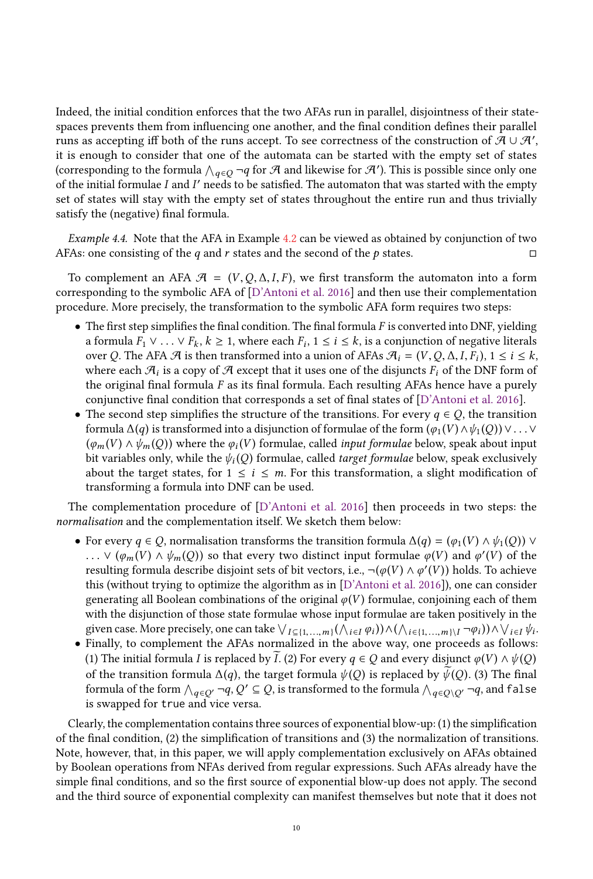Indeed, the initial condition enforces that the two AFAs run in parallel, disjointness of their state-spaces prevents them from influencing one another, and the final condition defines their parallel runs as accepting iff both of the runs accept. To see correctness of the construction of $\mathcal{A} \cup \mathcal{A}'$, it is enough to consider that one of the automata can be started with the empty set of states (corresponding to the formula $\bigwedge_{q \in Q} \neg q$ for $\mathcal{A}$ and likewise for $\mathcal{A}'$). This is possible since only one of the initial formulae $I$ and $I'$ needs to be satisfied. The automaton that was started with the empty set of states will stay with the empty set of states throughout the entire run and thus trivially satisfy the (negative) final formula.

*Example 4.4.* Note that the AFA in Example 4.2 can be viewed as obtained by conjunction of two AFAs: one consisting of the $q$ and $r$ states and the second of the $p$ states. □

To complement an AFA $\mathcal{A} = (V, Q, \Delta, I, F)$, we first transform the automaton into a form corresponding to the symbolic AFA of [D'Antoni et al. 2016] and then use their complementation procedure. More precisely, the transformation to the symbolic AFA form requires two steps:

- The first step simplifies the final condition. The final formula $F$ is converted into DNF, yielding a formula $F_1 \vee \ldots \vee F_k$, $k \geq 1$, where each $F_i$, $1 \leq i \leq k$, is a conjunction of negative literals over $Q$. The AFA $\mathcal{A}$ is then transformed into a union of AFAs $\mathcal{A}_i = (V, Q, \Delta, I, F_i)$, $1 \leq i \leq k$, where each $\mathcal{A}_i$ is a copy of $\mathcal{A}$ except that it uses one of the disjuncts $F_i$ of the DNF form of the original final formula $F$ as its final formula. Each resulting AFAs hence have a purely conjunctive final condition that corresponds a set of final states of [D'Antoni et al. 2016].
- The second step simplifies the structure of the transitions. For every $q \in Q$, the transition formula $\Delta(q)$ is transformed into a disjunction of formulae of the form $(\varphi_1(V) \wedge \psi_1(Q)) \vee \ldots \vee (\varphi_m(V) \wedge \psi_m(Q))$ where the $\varphi_i(V)$ formulae, called *input formulae* below, speak about input bit variables only, while the $\psi_i(Q)$ formulae, called *target formulae* below, speak exclusively about the target states, for $1 \leq i \leq m$. For this transformation, a slight modification of transforming a formula into DNF can be used.

The complementation procedure of [D'Antoni et al. 2016] then proceeds in two steps: the *normalisation* and the complementation itself. We sketch them below:

- For every $q \in Q$, normalisation transforms the transition formula $\Delta(q) = (\varphi_1(V) \wedge \psi_1(Q)) \vee \ldots \vee (\varphi_m(V) \wedge \psi_m(Q))$ so that every two distinct input formulae $\varphi(V)$ and $\varphi'(V)$ of the resulting formula describe disjoint sets of bit vectors, i.e., $\neg(\varphi(V) \wedge \varphi'(V))$ holds. To achieve this (without trying to optimize the algorithm as in [D'Antoni et al. 2016]), one can consider generating all Boolean combinations of the original $\varphi(V)$ formulae, conjoining each of them with the disjunction of those state formulae whose input formulae are taken positively in the given case. More precisely, one can take $\bigvee_{I \subseteq \{1,\ldots,m\}} (\bigwedge_{i \in I} \varphi_i)) \wedge (\bigwedge_{i \in \{1,\ldots,m\} \setminus I} \neg\varphi_i)) \wedge \bigvee_{i \in I} \psi_i$.
- Finally, to complement the AFAs normalized in the above way, one proceeds as follows: (1) The initial formula $I$ is replaced by $\widetilde{I}$. (2) For every $q \in Q$ and every disjunct $\varphi(V) \wedge \psi(Q)$ of the transition formula $\Delta(q)$, the target formula $\psi(Q)$ is replaced by $\widetilde{\psi}(Q)$. (3) The final formula of the form $\bigwedge_{q \in Q'} \neg q$, $Q' \subseteq Q$, is transformed to the formula $\bigwedge_{q \in Q \setminus Q'} \neg q$, and `false` is swapped for `true` and vice versa.

Clearly, the complementation contains three sources of exponential blow-up: (1) the simplification of the final condition, (2) the simplification of transitions and (3) the normalization of transitions. Note, however, that, in this paper, we will apply complementation exclusively on AFAs obtained by Boolean operations from NFAs derived from regular expressions. Such AFAs already have the simple final conditions, and so the first source of exponential blow-up does not apply. The second and the third source of exponential complexity can manifest themselves but note that it does not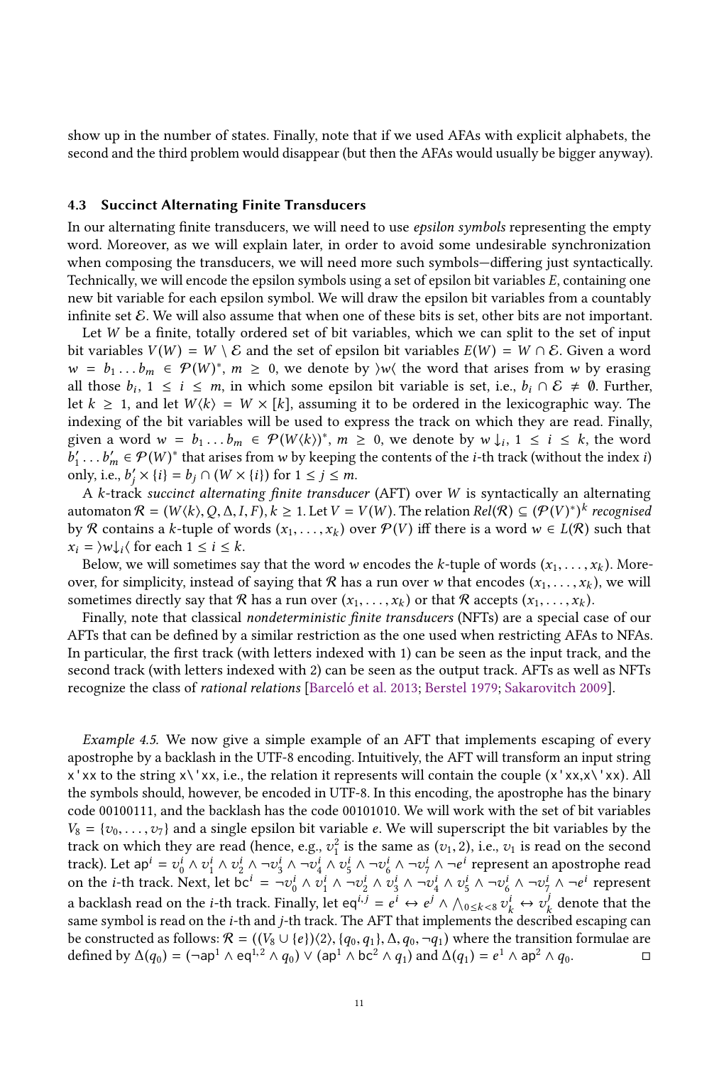show up in the number of states. Finally, note that if we used AFAs with explicit alphabets, the second and the third problem would disappear (but then the AFAs would usually be bigger anyway).

### 4.3 Succinct Alternating Finite Transducers

In our alternating finite transducers, we will need to use *epsilon symbols* representing the empty word. Moreover, as we will explain later, in order to avoid some undesirable synchronization when composing the transducers, we will need more such symbols—differing just syntactically. Technically, we will encode the epsilon symbols using a set of epsilon bit variables $E$, containing one new bit variable for each epsilon symbol. We will draw the epsilon bit variables from a countably infinite set $\mathcal{E}$. We will also assume that when one of these bits is set, other bits are not important.

Let $W$ be a finite, totally ordered set of bit variables, which we can split to the set of input bit variables $V(W) = W \setminus \mathcal{E}$ and the set of epsilon bit variables $E(W) = W \cap \mathcal{E}$. Given a word $w = b_1 \dots b_m \in \mathcal{P}(W)^*$, $m \geq 0$, we denote by $\rangle w \langle$ the word that arises from $w$ by erasing all those $b_i$, $1 \leq i \leq m$, in which some epsilon bit variable is set, i.e., $b_i \cap \mathcal{E} \neq \emptyset$. Further, let $k \geq 1$, and let $W\langle k \rangle = W \times [k]$, assuming it to be ordered in the lexicographic way. The indexing of the bit variables will be used to express the track on which they are read. Finally, given a word $w = b_1 \dots b_m \in \mathcal{P}(W\langle k \rangle)^*$, $m \geq 0$, we denote by $w\downarrow_i$, $1 \leq i \leq k$, the word $b'_1 \dots b'_m \in \mathcal{P}(W)^*$ that arises from $w$ by keeping the contents of the $i$-th track (without the index $i$) only, i.e., $b'_j \times \{i\} = b_j \cap (W \times \{i\})$ for $1 \leq j \leq m$.

A $k$-track *succinct alternating finite transducer* (AFT) over $W$ is syntactically an alternating automaton $\mathcal{R} = (W\langle k \rangle, Q, \Delta, I, F)$, $k \geq 1$. Let $V = V(W)$. The relation $Rel(\mathcal{R}) \subseteq (\mathcal{P}(V)^*)^k$ *recognised* by $\mathcal{R}$ contains a $k$-tuple of words $(x_1, \dots, x_k)$ over $\mathcal{P}(V)$ iff there is a word $w \in L(\mathcal{R})$ such that $x_i = \rangle w\downarrow_i \langle$ for each $1 \leq i \leq k$.

Below, we will sometimes say that the word $w$ encodes the $k$-tuple of words $(x_1, \dots, x_k)$. Moreover, for simplicity, instead of saying that $\mathcal{R}$ has a run over $w$ that encodes $(x_1, \dots, x_k)$, we will sometimes directly say that $\mathcal{R}$ has a run over $(x_1, \dots, x_k)$ or that $\mathcal{R}$ accepts $(x_1, \dots, x_k)$.

Finally, note that classical *nondeterministic finite transducers* (NFTs) are a special case of our AFTs that can be defined by a similar restriction as the one used when restricting AFAs to NFAs. In particular, the first track (with letters indexed with 1) can be seen as the input track, and the second track (with letters indexed with 2) can be seen as the output track. AFTs as well as NFTs recognize the class of *rational relations* [Barceló et al. 2013; Berstel 1979; Sakarovitch 2009].

*Example 4.5.* We now give a simple example of an AFT that implements escaping of every apostrophe by a backlash in the UTF-8 encoding. Intuitively, the AFT will transform an input string `x'xx` to the string `x\'xx`, i.e., the relation it represents will contain the couple (`x'xx`,`x\'xx`). All the symbols should, however, be encoded in UTF-8. In this encoding, the apostrophe has the binary code 00100111, and the backlash has the code 00101010. We will work with the set of bit variables $V_8 = \{v_0, \dots, v_7\}$ and a single epsilon bit variable $e$. We will superscript the bit variables by the track on which they are read (hence, e.g., $v_1^2$ is the same as $(v_1, 2)$, i.e., $v_1$ is read on the second track). Let $\mathsf{ap}^i = v_0^i \wedge v_1^i \wedge v_2^i \wedge \neg v_3^i \wedge \neg v_4^i \wedge v_5^i \wedge \neg v_6^i \wedge \neg v_7^i \wedge \neg e^i$ represent an apostrophe read on the $i$-th track. Next, let $\mathsf{bc}^i = \neg v_0^i \wedge v_1^i \wedge \neg v_2^i \wedge v_3^i \wedge \neg v_4^i \wedge v_5^i \wedge \neg v_6^i \wedge \neg v_7^i \wedge \neg e^i$ represent a backlash read on the $i$-th track. Finally, let $\mathsf{eq}^{i,j} = e^i \leftrightarrow e^j \wedge \bigwedge_{0 \leq k < 8} v_k^i \leftrightarrow v_k^j$ denote that the same symbol is read on the $i$-th and $j$-th track. The AFT that implements the described escaping can be constructed as follows: $\mathcal{R} = ((V_8 \cup \{e\})\langle 2 \rangle, \{q_0, q_1\}, \Delta, q_0, \neg q_1)$ where the transition formulae are defined by $\Delta(q_0) = (\neg \mathsf{ap}^1 \wedge \mathsf{eq}^{1,2} \wedge q_0) \vee (\mathsf{ap}^1 \wedge \mathsf{bc}^2 \wedge q_1)$ and $\Delta(q_1) = e^1 \wedge \mathsf{ap}^2 \wedge q_0$. $\square$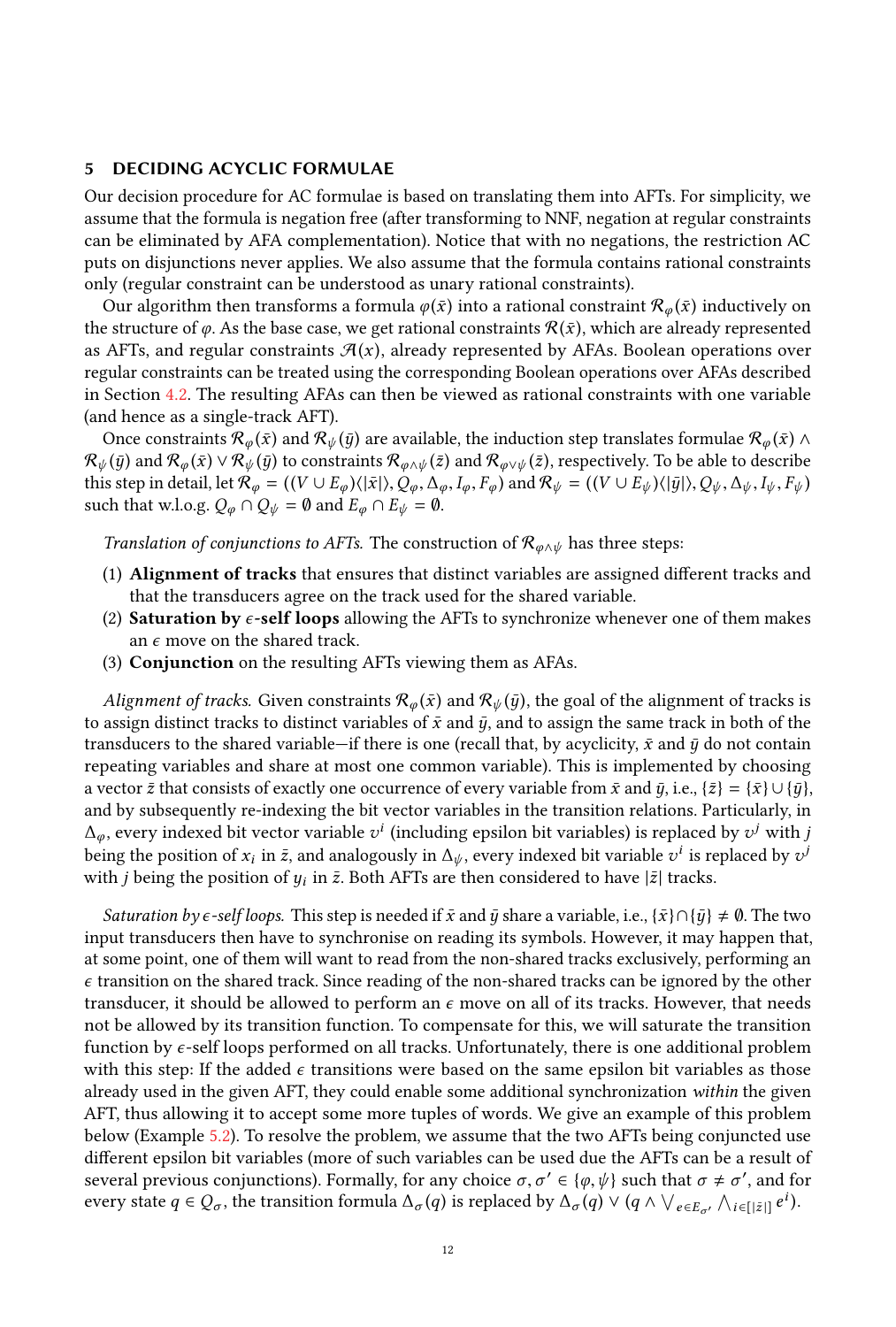## 5 DECIDING ACYCLIC FORMULAE

Our decision procedure for AC formulae is based on translating them into AFTs. For simplicity, we assume that the formula is negation free (after transforming to NNF, negation at regular constraints can be eliminated by AFA complementation). Notice that with no negations, the restriction AC puts on disjunctions never applies. We also assume that the formula contains rational constraints only (regular constraint can be understood as unary rational constraints).

Our algorithm then transforms a formula $\varphi(\bar{x})$ into a rational constraint $\mathcal{R}_\varphi(\bar{x})$ inductively on the structure of $\varphi$. As the base case, we get rational constraints $\mathcal{R}(\bar{x})$, which are already represented as AFTs, and regular constraints $\mathcal{A}(x)$, already represented by AFAs. Boolean operations over regular constraints can be treated using the corresponding Boolean operations over AFAs described in Section 4.2. The resulting AFAs can then be viewed as rational constraints with one variable (and hence as a single-track AFT).

Once constraints $\mathcal{R}_\varphi(\bar{x})$ and $\mathcal{R}_\psi(\bar{y})$ are available, the induction step translates formulae $\mathcal{R}_\varphi(\bar{x}) \wedge \mathcal{R}_\psi(\bar{y})$ and $\mathcal{R}_\varphi(\bar{x}) \vee \mathcal{R}_\psi(\bar{y})$ to constraints $\mathcal{R}_{\varphi\wedge\psi}(\bar{z})$ and $\mathcal{R}_{\varphi\vee\psi}(\bar{z})$, respectively. To be able to describe this step in detail, let $\mathcal{R}_\varphi = ((V \cup E_\varphi)\langle|\bar{x}|\rangle, Q_\varphi, \Delta_\varphi, I_\varphi, F_\varphi)$ and $\mathcal{R}_\psi = ((V \cup E_\psi)\langle|\bar{y}|\rangle, Q_\psi, \Delta_\psi, I_\psi, F_\psi)$ such that w.l.o.g. $Q_\varphi \cap Q_\psi = \emptyset$ and $E_\varphi \cap E_\psi = \emptyset$.

*Translation of conjunctions to AFTs.* The construction of $\mathcal{R}_{\varphi\wedge\psi}$ has three steps:

1. **Alignment of tracks** that ensures that distinct variables are assigned different tracks and that the transducers agree on the track used for the shared variable.
2. **Saturation by $\epsilon$-self loops** allowing the AFTs to synchronize whenever one of them makes an $\epsilon$ move on the shared track.
3. **Conjunction** on the resulting AFTs viewing them as AFAs.

*Alignment of tracks.* Given constraints $\mathcal{R}_\varphi(\bar{x})$ and $\mathcal{R}_\psi(\bar{y})$, the goal of the alignment of tracks is to assign distinct tracks to distinct variables of $\bar{x}$ and $\bar{y}$, and to assign the same track in both of the transducers to the shared variable—if there is one (recall that, by acyclicity, $\bar{x}$ and $\bar{y}$ do not contain repeating variables and share at most one common variable). This is implemented by choosing a vector $\bar{z}$ that consists of exactly one occurrence of every variable from $\bar{x}$ and $\bar{y}$, i.e., $\{\bar{z}\} = \{\bar{x}\} \cup \{\bar{y}\}$, and by subsequently re-indexing the bit vector variables in the transition relations. Particularly, in $\Delta_\varphi$, every indexed bit vector variable $v^i$ (including epsilon bit variables) is replaced by $v^j$ with $j$ being the position of $x_i$ in $\bar{z}$, and analogously in $\Delta_\psi$, every indexed bit variable $v^i$ is replaced by $v^j$ with $j$ being the position of $y_i$ in $\bar{z}$. Both AFTs are then considered to have $|\bar{z}|$ tracks.

*Saturation by $\epsilon$-self loops.* This step is needed if $\bar{x}$ and $\bar{y}$ share a variable, i.e., $\{\bar{x}\} \cap \{\bar{y}\} \neq \emptyset$. The two input transducers then have to synchronise on reading its symbols. However, it may happen that, at some point, one of them will want to read from the non-shared tracks exclusively, performing an $\epsilon$ transition on the shared track. Since reading of the non-shared tracks can be ignored by the other transducer, it should be allowed to perform an $\epsilon$ move on all of its tracks. However, that needs not be allowed by its transition function. To compensate for this, we will saturate the transition function by $\epsilon$-self loops performed on all tracks. Unfortunately, there is one additional problem with this step: If the added $\epsilon$ transitions were based on the same epsilon bit variables as those already used in the given AFT, they could enable some additional synchronization *within* the given AFT, thus allowing it to accept some more tuples of words. We give an example of this problem below (Example 5.2). To resolve the problem, we assume that the two AFTs being conjuncted use different epsilon bit variables (more of such variables can be used due the AFTs can be a result of several previous conjunctions). Formally, for any choice $\sigma, \sigma' \in \{\varphi, \psi\}$ such that $\sigma \neq \sigma'$, and for every state $q \in Q_\sigma$, the transition formula $\Delta_\sigma(q)$ is replaced by $\Delta_\sigma(q) \vee (q \wedge \bigvee_{e \in E_{\sigma'}} \bigwedge_{i \in [|\bar{z}|]} e^i)$.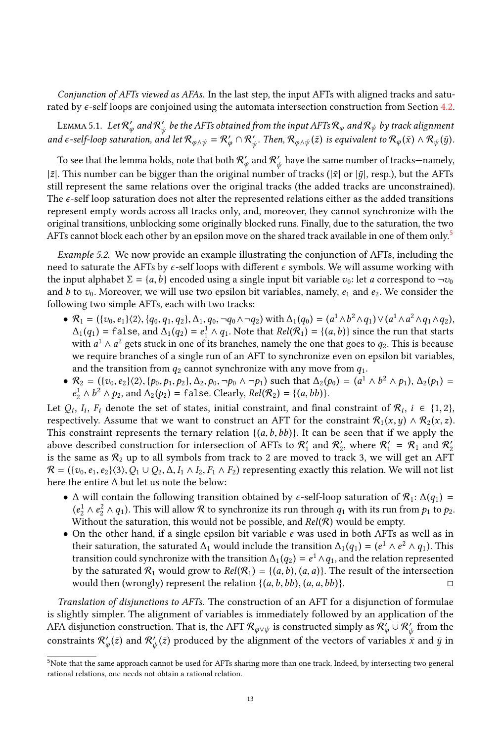*Conjunction of AFTs viewed as AFAs.* In the last step, the input AFTs with aligned tracks and saturated by $\epsilon$-self loops are conjoined using the automata intersection construction from Section 4.2.

Lemma 5.1. *Let $\mathcal{R}'_\varphi$ and $\mathcal{R}'_\psi$ be the AFTs obtained from the input AFTs $\mathcal{R}_\varphi$ and $\mathcal{R}_\psi$ by track alignment and $\epsilon$-self-loop saturation, and let $\mathcal{R}_{\varphi\wedge\psi} = \mathcal{R}'_\varphi \cap \mathcal{R}'_\psi$. Then, $\mathcal{R}_{\varphi\wedge\psi}(\bar{z})$ is equivalent to $\mathcal{R}_\varphi(\bar{x}) \wedge \mathcal{R}_\psi(\bar{y})$.*

To see that the lemma holds, note that both $\mathcal{R}'_\varphi$ and $\mathcal{R}'_\psi$ have the same number of tracks—namely, $|\bar{z}|$. This number can be bigger than the original number of tracks ($|\bar{x}|$ or $|\bar{y}|$, resp.), but the AFTs still represent the same relations over the original tracks (the added tracks are unconstrained). The $\epsilon$-self loop saturation does not alter the represented relations either as the added transitions represent empty words across all tracks only, and, moreover, they cannot synchronize with the original transitions, unblocking some originally blocked runs. Finally, due to the saturation, the two AFTs cannot block each other by an epsilon move on the shared track available in one of them only.[5]

*Example 5.2.* We now provide an example illustrating the conjunction of AFTs, including the need to saturate the AFTs by $\epsilon$-self loops with different $\epsilon$ symbols. We will assume working with the input alphabet $\Sigma = \{a, b\}$ encoded using a single input bit variable $v_0$: let $a$ correspond to $\neg v_0$ and $b$ to $v_0$. Moreover, we will use two epsilon bit variables, namely, $e_1$ and $e_2$. We consider the following two simple AFTs, each with two tracks:

- $\mathcal{R}_1 = (\{v_0, e_1\}\langle 2\rangle, \{q_0, q_1, q_2\}, \Delta_1, q_0, \neg q_0 \wedge \neg q_2)$ with $\Delta_1(q_0) = (a^1 \wedge b^2 \wedge q_1) \vee (a^1 \wedge a^2 \wedge q_1 \wedge q_2)$, $\Delta_1(q_1) = \texttt{false}$, and $\Delta_1(q_2) = e_1^1 \wedge q_1$. Note that $Rel(\mathcal{R}_1) = \{(a, b)\}$ since the run that starts with $a^1 \wedge a^2$ gets stuck in one of its branches, namely the one that goes to $q_2$. This is because we require branches of a single run of an AFT to synchronize even on epsilon bit variables, and the transition from $q_2$ cannot synchronize with any move from $q_1$.
- $\mathcal{R}_2 = (\{v_0, e_2\}\langle 2\rangle, \{p_0, p_1, p_2\}, \Delta_2, p_0, \neg p_0 \wedge \neg p_1)$ such that $\Delta_2(p_0) = (a^1 \wedge b^2 \wedge p_1)$, $\Delta_2(p_1) = e_2^1 \wedge b^2 \wedge p_2$, and $\Delta_2(p_2) = \texttt{false}$. Clearly, $Rel(\mathcal{R}_2) = \{(a, bb)\}$.

Let $Q_i$, $I_i$, $F_i$ denote the set of states, initial constraint, and final constraint of $\mathcal{R}_i$, $i \in \{1, 2\}$, respectively. Assume that we want to construct an AFT for the constraint $\mathcal{R}_1(x, y) \wedge \mathcal{R}_2(x, z)$. This constraint represents the ternary relation $\{(a, b, bb)\}$. It can be seen that if we apply the above described construction for intersection of AFTs to $\mathcal{R}'_1$ and $\mathcal{R}'_2$, where $\mathcal{R}'_1 = \mathcal{R}_1$ and $\mathcal{R}'_2$ is the same as $\mathcal{R}_2$ up to all symbols from track to 2 are moved to track 3, we will get an AFT $\mathcal{R} = (\{v_0, e_1, e_2\}\langle 3\rangle, Q_1 \cup Q_2, \Delta, I_1 \wedge I_2, F_1 \wedge F_2)$ representing exactly this relation. We will not list here the entire $\Delta$ but let us note the below:

- $\Delta$ will contain the following transition obtained by $\epsilon$-self-loop saturation of $\mathcal{R}_1$: $\Delta(q_1) = (e_2^1 \wedge e_2^2 \wedge q_1)$. This will allow $\mathcal{R}$ to synchronize its run through $q_1$ with its run from $p_1$ to $p_2$. Without the saturation, this would not be possible, and $Rel(\mathcal{R})$ would be empty.
- On the other hand, if a single epsilon bit variable $e$ was used in both AFTs as well as in their saturation, the saturated $\Delta_1$ would include the transition $\Delta_1(q_1) = (e^1 \wedge e^2 \wedge q_1)$. This transition could synchronize with the transition $\Delta_1(q_2) = e^1 \wedge q_1$, and the relation represented by the saturated $\mathcal{R}_1$ would grow to $Rel(\mathcal{R}_1) = \{(a, b), (a, a)\}$. The result of the intersection would then (wrongly) represent the relation $\{(a, b, bb), (a, a, bb)\}$. □

*Translation of disjunctions to AFTs.* The construction of an AFT for a disjunction of formulae is slightly simpler. The alignment of variables is immediately followed by an application of the AFA disjunction construction. That is, the AFT $\mathcal{R}_{\varphi\vee\psi}$ is constructed simply as $\mathcal{R}'_\varphi \cup \mathcal{R}'_\psi$ from the constraints $\mathcal{R}'_\varphi(\bar{z})$ and $\mathcal{R}'_\psi(\bar{z})$ produced by the alignment of the vectors of variables $\bar{x}$ and $\bar{y}$ in

---

[5] Note that the same approach cannot be used for AFTs sharing more than one track. Indeed, by intersecting two general rational relations, one needs not obtain a rational relation.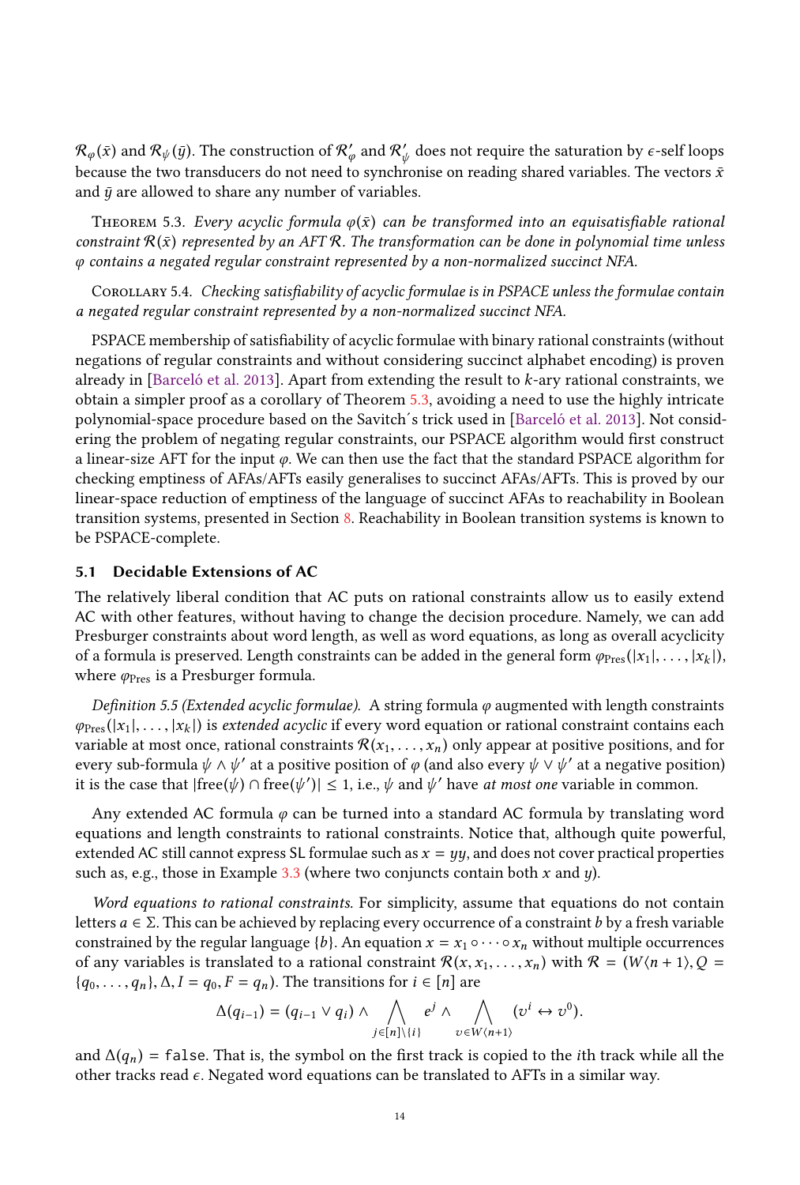$\mathcal{R}_\varphi(\bar{x})$ and $\mathcal{R}_\psi(\bar{y})$. The construction of $\mathcal{R}'_\varphi$ and $\mathcal{R}'_\psi$ does not require the saturation by $\epsilon$-self loops because the two transducers do not need to synchronise on reading shared variables. The vectors $\bar{x}$ and $\bar{y}$ are allowed to share any number of variables.

Theorem 5.3. *Every acyclic formula $\varphi(\bar{x})$ can be transformed into an equisatisfiable rational constraint $\mathcal{R}(\bar{x})$ represented by an AFT $\mathcal{R}$. The transformation can be done in polynomial time unless $\varphi$ contains a negated regular constraint represented by a non-normalized succinct NFA.*

Corollary 5.4. *Checking satisfiability of acyclic formulae is in PSPACE unless the formulae contain a negated regular constraint represented by a non-normalized succinct NFA.*

PSPACE membership of satisfiability of acyclic formulae with binary rational constraints (without negations of regular constraints and without considering succinct alphabet encoding) is proven already in [Barceló et al. 2013]. Apart from extending the result to $k$-ary rational constraints, we obtain a simpler proof as a corollary of Theorem 5.3, avoiding a need to use the highly intricate polynomial-space procedure based on the Savitch´s trick used in [Barceló et al. 2013]. Not considering the problem of negating regular constraints, our PSPACE algorithm would first construct a linear-size AFT for the input $\varphi$. We can then use the fact that the standard PSPACE algorithm for checking emptiness of AFAs/AFTs easily generalises to succinct AFAs/AFTs. This is proved by our linear-space reduction of emptiness of the language of succinct AFAs to reachability in Boolean transition systems, presented in Section 8. Reachability in Boolean transition systems is known to be PSPACE-complete.

## 5.1 Decidable Extensions of AC

The relatively liberal condition that AC puts on rational constraints allow us to easily extend AC with other features, without having to change the decision procedure. Namely, we can add Presburger constraints about word length, as well as word equations, as long as overall acyclicity of a formula is preserved. Length constraints can be added in the general form $\varphi_{\text{Pres}}(|x_1|, \ldots, |x_k|)$, where $\varphi_{\text{Pres}}$ is a Presburger formula.

*Definition 5.5 (Extended acyclic formulae).* A string formula $\varphi$ augmented with length constraints $\varphi_{\text{Pres}}(|x_1|, \ldots, |x_k|)$ is *extended acyclic* if every word equation or rational constraint contains each variable at most once, rational constraints $\mathcal{R}(x_1, \ldots, x_n)$ only appear at positive positions, and for every sub-formula $\psi \wedge \psi'$ at a positive position of $\varphi$ (and also every $\psi \vee \psi'$ at a negative position) it is the case that $|\text{free}(\psi) \cap \text{free}(\psi')| \leq 1$, i.e., $\psi$ and $\psi'$ have *at most one* variable in common.

Any extended AC formula $\varphi$ can be turned into a standard AC formula by translating word equations and length constraints to rational constraints. Notice that, although quite powerful, extended AC still cannot express SL formulae such as $x = yy$, and does not cover practical properties such as, e.g., those in Example 3.3 (where two conjuncts contain both $x$ and $y$).

*Word equations to rational constraints.* For simplicity, assume that equations do not contain letters $a \in \Sigma$. This can be achieved by replacing every occurrence of a constraint $b$ by a fresh variable constrained by the regular language $\{b\}$. An equation $x = x_1 \circ \cdots \circ x_n$ without multiple occurrences of any variables is translated to a rational constraint $\mathcal{R}(x, x_1, \ldots, x_n)$ with $\mathcal{R} = (W\langle n+1 \rangle, Q = \{q_0, \ldots, q_n\}, \Delta, I = q_0, F = q_n)$. The transitions for $i \in [n]$ are

$$\Delta(q_{i-1}) = (q_{i-1} \vee q_i) \wedge \bigwedge_{j \in [n] \setminus \{i\}} e^j \wedge \bigwedge_{v \in W\langle n+1 \rangle} (v^i \leftrightarrow v^0).$$

and $\Delta(q_n) = \texttt{false}$. That is, the symbol on the first track is copied to the $i$th track while all the other tracks read $\epsilon$. Negated word equations can be translated to AFTs in a similar way.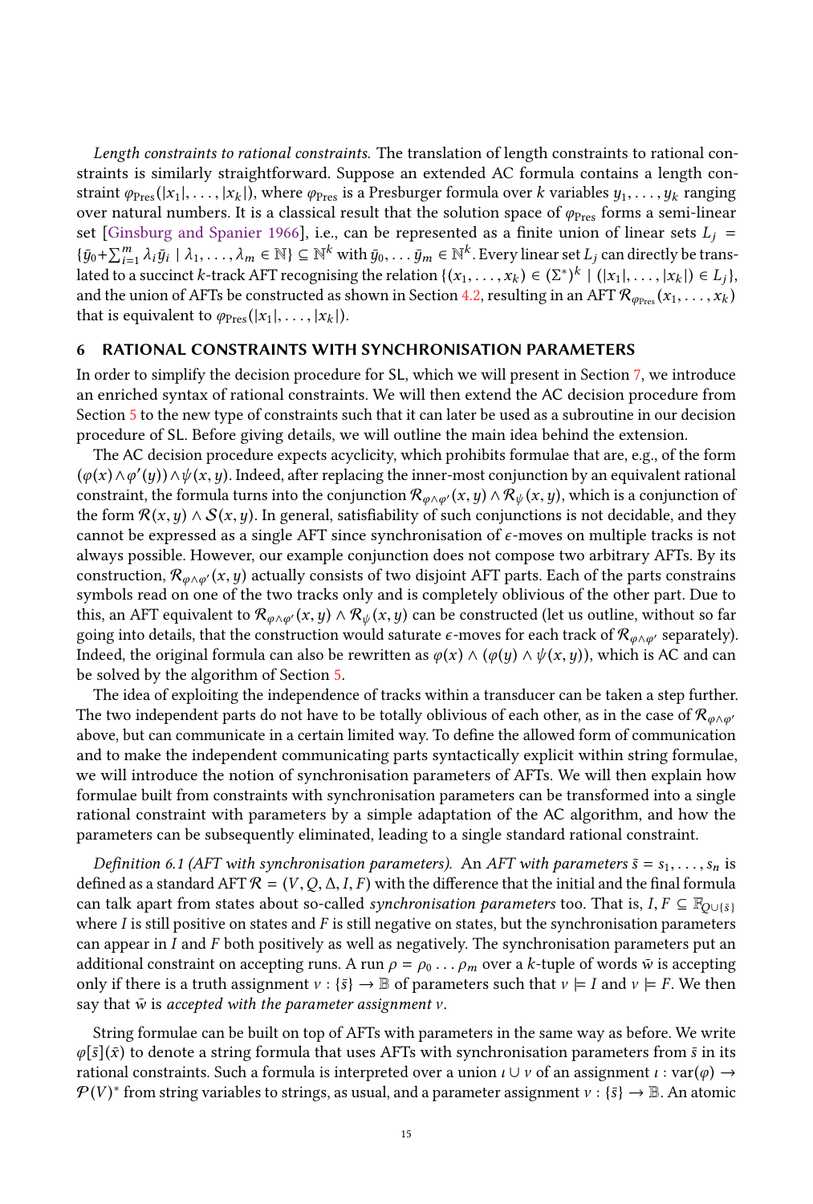*Length constraints to rational constraints.* The translation of length constraints to rational constraints is similarly straightforward. Suppose an extended AC formula contains a length constraint $\varphi_{\text{Pres}}(|x_1|, \ldots, |x_k|)$, where $\varphi_{\text{Pres}}$ is a Presburger formula over $k$ variables $y_1, \ldots, y_k$ ranging over natural numbers. It is a classical result that the solution space of $\varphi_{\text{Pres}}$ forms a semi-linear set [Ginsburg and Spanier 1966], i.e., can be represented as a finite union of linear sets $L_j = \{\bar{y}_0 + \sum_{i=1}^{m} \lambda_i \bar{y}_i \mid \lambda_1, \ldots, \lambda_m \in \mathbb{N}\} \subseteq \mathbb{N}^k$ with $\bar{y}_0, \ldots \bar{y}_m \in \mathbb{N}^k$. Every linear set $L_j$ can directly be translated to a succinct $k$-track AFT recognising the relation $\{(x_1, \ldots, x_k) \in (\Sigma^*)^k \mid (|x_1|, \ldots, |x_k|) \in L_j\}$, and the union of AFTs be constructed as shown in Section 4.2, resulting in an AFT $\mathcal{R}_{\varphi_{\text{Pres}}}(x_1, \ldots, x_k)$ that is equivalent to $\varphi_{\text{Pres}}(|x_1|, \ldots, |x_k|)$.

## 6 RATIONAL CONSTRAINTS WITH SYNCHRONISATION PARAMETERS

In order to simplify the decision procedure for SL, which we will present in Section 7, we introduce an enriched syntax of rational constraints. We will then extend the AC decision procedure from Section 5 to the new type of constraints such that it can later be used as a subroutine in our decision procedure of SL. Before giving details, we will outline the main idea behind the extension.

The AC decision procedure expects acyclicity, which prohibits formulae that are, e.g., of the form $(\varphi(x) \wedge \varphi'(y)) \wedge \psi(x, y)$. Indeed, after replacing the inner-most conjunction by an equivalent rational constraint, the formula turns into the conjunction $\mathcal{R}_{\varphi \wedge \varphi'}(x, y) \wedge \mathcal{R}_{\psi}(x, y)$, which is a conjunction of the form $\mathcal{R}(x, y) \wedge \mathcal{S}(x, y)$. In general, satisfiability of such conjunctions is not decidable, and they cannot be expressed as a single AFT since synchronisation of $\epsilon$-moves on multiple tracks is not always possible. However, our example conjunction does not compose two arbitrary AFTs. By its construction, $\mathcal{R}_{\varphi \wedge \varphi'}(x, y)$ actually consists of two disjoint AFT parts. Each of the parts constrains symbols read on one of the two tracks only and is completely oblivious of the other part. Due to this, an AFT equivalent to $\mathcal{R}_{\varphi \wedge \varphi'}(x, y) \wedge \mathcal{R}_{\psi}(x, y)$ can be constructed (let us outline, without so far going into details, that the construction would saturate $\epsilon$-moves for each track of $\mathcal{R}_{\varphi \wedge \varphi'}$ separately). Indeed, the original formula can also be rewritten as $\varphi(x) \wedge (\varphi(y) \wedge \psi(x, y))$, which is AC and can be solved by the algorithm of Section 5.

The idea of exploiting the independence of tracks within a transducer can be taken a step further. The two independent parts do not have to be totally oblivious of each other, as in the case of $\mathcal{R}_{\varphi \wedge \varphi'}$ above, but can communicate in a certain limited way. To define the allowed form of communication and to make the independent communicating parts syntactically explicit within string formulae, we will introduce the notion of synchronisation parameters of AFTs. We will then explain how formulae built from constraints with synchronisation parameters can be transformed into a single rational constraint with parameters by a simple adaptation of the AC algorithm, and how the parameters can be subsequently eliminated, leading to a single standard rational constraint.

*Definition 6.1 (AFT with synchronisation parameters).* An *AFT with parameters* $\bar{s} = s_1, \ldots, s_n$ is defined as a standard AFT $\mathcal{R} = (V, Q, \Delta, I, F)$ with the difference that the initial and the final formula can talk apart from states about so-called *synchronisation parameters* too. That is, $I, F \subseteq \mathbb{F}_{Q \cup \{\bar{s}\}}$ where $I$ is still positive on states and $F$ is still negative on states, but the synchronisation parameters can appear in $I$ and $F$ both positively as well as negatively. The synchronisation parameters put an additional constraint on accepting runs. A run $\rho = \rho_0 \ldots \rho_m$ over a $k$-tuple of words $\bar{w}$ is accepting only if there is a truth assignment $\nu : \{\bar{s}\} \to \mathbb{B}$ of parameters such that $\nu \models I$ and $\nu \models F$. We then say that $\bar{w}$ is *accepted with the parameter assignment* $\nu$.

String formulae can be built on top of AFTs with parameters in the same way as before. We write $\varphi[\bar{s}](\bar{x})$ to denote a string formula that uses AFTs with synchronisation parameters from $\bar{s}$ in its rational constraints. Such a formula is interpreted over a union $\iota \cup \nu$ of an assignment $\iota : \text{var}(\varphi) \to \mathcal{P}(V)^*$ from string variables to strings, as usual, and a parameter assignment $\nu : \{\bar{s}\} \to \mathbb{B}$. An atomic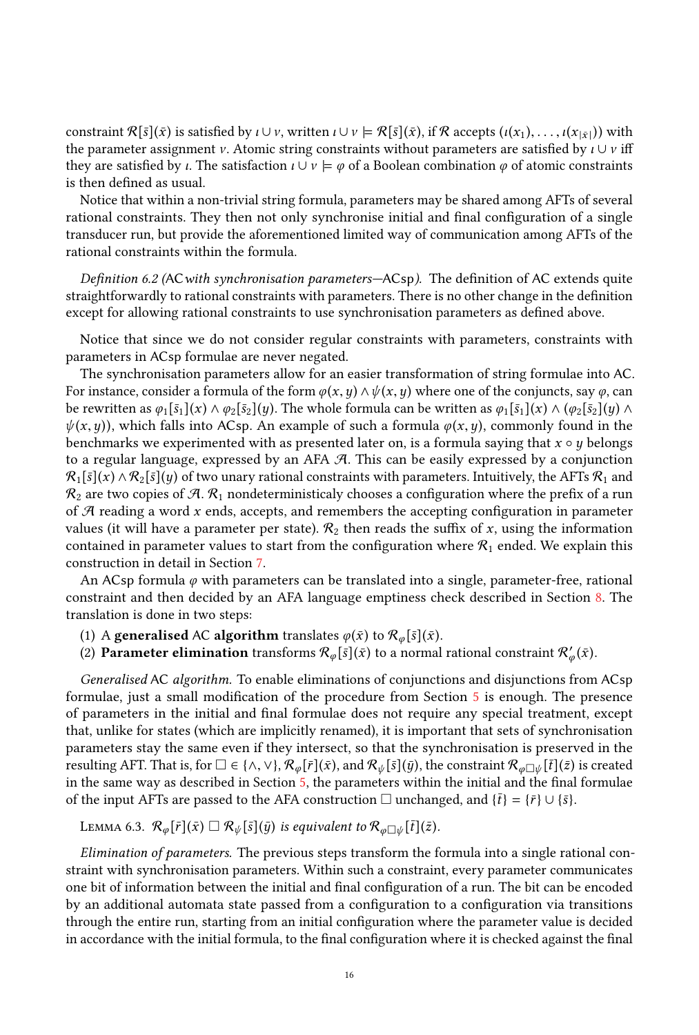constraint $\mathcal{R}[\bar{s}](\bar{x})$ is satisfied by $\iota \cup \nu$, written $\iota \cup \nu \models \mathcal{R}[\bar{s}](\bar{x})$, if $\mathcal{R}$ accepts $(\iota(x_1), \ldots, \iota(x_{|\bar{x}|}))$ with the parameter assignment $\nu$. Atomic string constraints without parameters are satisfied by $\iota \cup \nu$ iff they are satisfied by $\iota$. The satisfaction $\iota \cup \nu \models \varphi$ of a Boolean combination $\varphi$ of atomic constraints is then defined as usual.

Notice that within a non-trivial string formula, parameters may be shared among AFTs of several rational constraints. They then not only synchronise initial and final configuration of a single transducer run, but provide the aforementioned limited way of communication among AFTs of the rational constraints within the formula.

*Definition 6.2 (AC with synchronisation parameters—ACsp).* The definition of AC extends quite straightforwardly to rational constraints with parameters. There is no other change in the definition except for allowing rational constraints to use synchronisation parameters as defined above.

Notice that since we do not consider regular constraints with parameters, constraints with parameters in ACsp formulae are never negated.

The synchronisation parameters allow for an easier transformation of string formulae into AC. For instance, consider a formula of the form $\varphi(x, y) \wedge \psi(x, y)$ where one of the conjuncts, say $\varphi$, can be rewritten as $\varphi_1[\bar{s}_1](x) \wedge \varphi_2[\bar{s}_2](y)$. The whole formula can be written as $\varphi_1[\bar{s}_1](x) \wedge (\varphi_2[\bar{s}_2](y) \wedge \psi(x, y))$, which falls into ACsp. An example of such a formula $\varphi(x, y)$, commonly found in the benchmarks we experimented with as presented later on, is a formula saying that $x \circ y$ belongs to a regular language, expressed by an AFA $\mathcal{A}$. This can be easily expressed by a conjunction $\mathcal{R}_1[\bar{s}](x) \wedge \mathcal{R}_2[\bar{s}](y)$ of two unary rational constraints with parameters. Intuitively, the AFTs $\mathcal{R}_1$ and $\mathcal{R}_2$ are two copies of $\mathcal{A}$. $\mathcal{R}_1$ nondeterministicaly chooses a configuration where the prefix of a run of $\mathcal{A}$ reading a word $x$ ends, accepts, and remembers the accepting configuration in parameter values (it will have a parameter per state). $\mathcal{R}_2$ then reads the suffix of $x$, using the information contained in parameter values to start from the configuration where $\mathcal{R}_1$ ended. We explain this construction in detail in Section 7.

An ACsp formula $\varphi$ with parameters can be translated into a single, parameter-free, rational constraint and then decided by an AFA language emptiness check described in Section 8. The translation is done in two steps:

(1) A **generalised** AC **algorithm** translates $\varphi(\bar{x})$ to $\mathcal{R}_\varphi[\bar{s}](\bar{x})$.
(2) **Parameter elimination** transforms $\mathcal{R}_\varphi[\bar{s}](\bar{x})$ to a normal rational constraint $\mathcal{R}'_\varphi(\bar{x})$.

*Generalised* AC *algorithm.* To enable eliminations of conjunctions and disjunctions from ACsp formulae, just a small modification of the procedure from Section 5 is enough. The presence of parameters in the initial and final formulae does not require any special treatment, except that, unlike for states (which are implicitly renamed), it is important that sets of synchronisation parameters stay the same even if they intersect, so that the synchronisation is preserved in the resulting AFT. That is, for $\square \in \{\wedge, \vee\}$, $\mathcal{R}_\varphi[\bar{r}](\bar{x})$, and $\mathcal{R}_\psi[\bar{s}](\bar{y})$, the constraint $\mathcal{R}_{\varphi \square \psi}[\bar{t}](\bar{z})$ is created in the same way as described in Section 5, the parameters within the initial and the final formulae of the input AFTs are passed to the AFA construction $\square$ unchanged, and $\{\bar{t}\} = \{\bar{r}\} \cup \{\bar{s}\}$.

Lemma 6.3. *$\mathcal{R}_\varphi[\bar{r}](\bar{x}) \square \mathcal{R}_\psi[\bar{s}](\bar{y})$ is equivalent to $\mathcal{R}_{\varphi \square \psi}[\bar{t}](\bar{z})$.*

*Elimination of parameters.* The previous steps transform the formula into a single rational constraint with synchronisation parameters. Within such a constraint, every parameter communicates one bit of information between the initial and final configuration of a run. The bit can be encoded by an additional automata state passed from a configuration to a configuration via transitions through the entire run, starting from an initial configuration where the parameter value is decided in accordance with the initial formula, to the final configuration where it is checked against the final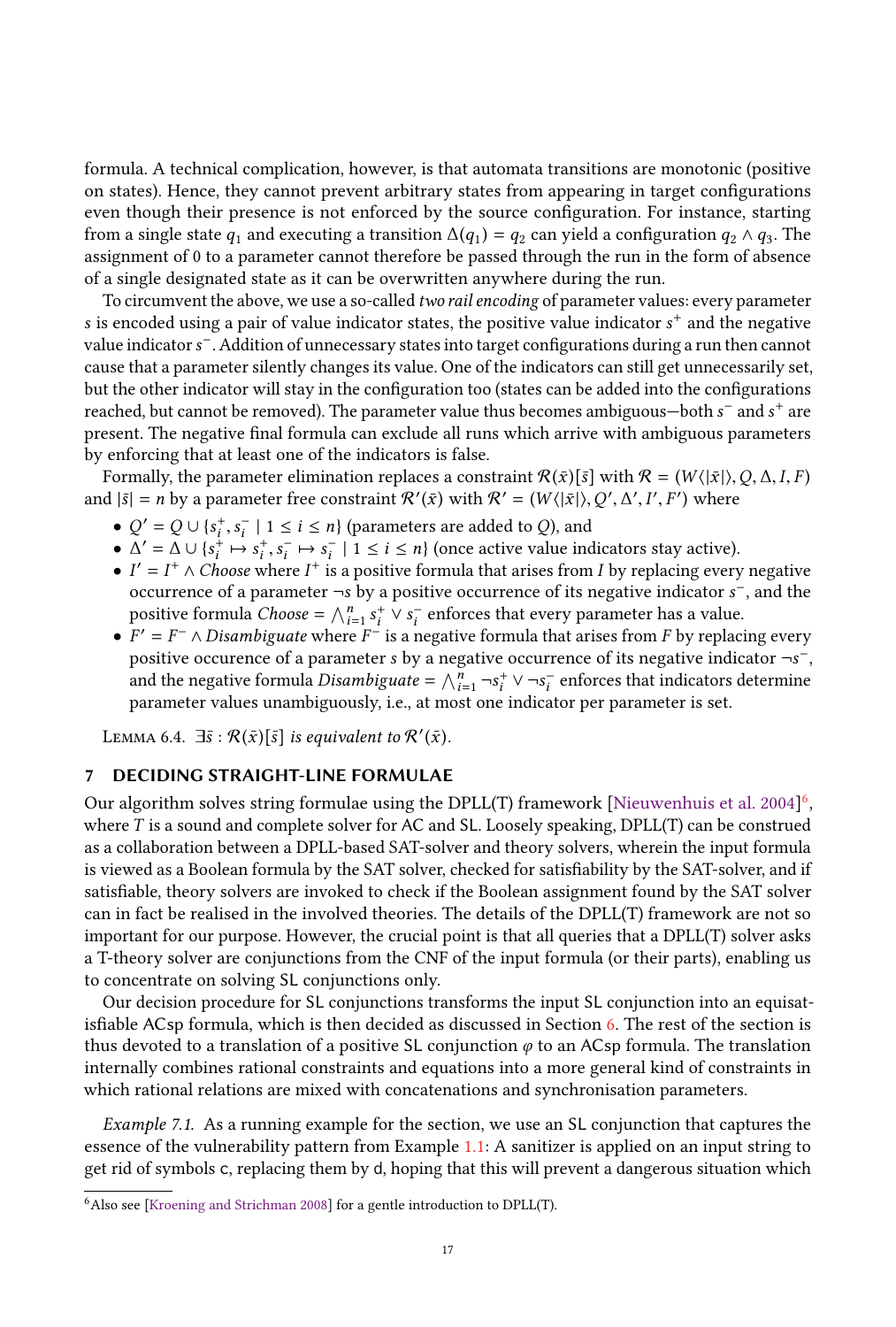formula. A technical complication, however, is that automata transitions are monotonic (positive on states). Hence, they cannot prevent arbitrary states from appearing in target configurations even though their presence is not enforced by the source configuration. For instance, starting from a single state $q_1$ and executing a transition $\Delta(q_1) = q_2$ can yield a configuration $q_2 \wedge q_3$. The assignment of 0 to a parameter cannot therefore be passed through the run in the form of absence of a single designated state as it can be overwritten anywhere during the run.

To circumvent the above, we use a so-called *two rail encoding* of parameter values: every parameter $s$ is encoded using a pair of value indicator states, the positive value indicator $s^+$ and the negative value indicator $s^-$. Addition of unnecessary states into target configurations during a run then cannot cause that a parameter silently changes its value. One of the indicators can still get unnecessarily set, but the other indicator will stay in the configuration too (states can be added into the configurations reached, but cannot be removed). The parameter value thus becomes ambiguous—both $s^-$ and $s^+$ are present. The negative final formula can exclude all runs which arrive with ambiguous parameters by enforcing that at least one of the indicators is false.

Formally, the parameter elimination replaces a constraint $\mathcal{R}(\bar{x})[\bar{s}]$ with $\mathcal{R} = (W\langle|\bar{x}|\rangle, Q, \Delta, I, F)$ and $|\bar{s}| = n$ by a parameter free constraint $\mathcal{R}'(\bar{x})$ with $\mathcal{R}' = (W\langle|\bar{x}|\rangle, Q', \Delta', I', F')$ where

- $Q' = Q \cup \{s_i^+, s_i^- \mid 1 \leq i \leq n\}$ (parameters are added to $Q$), and
- $\Delta' = \Delta \cup \{s_i^+ \mapsto s_i^+, s_i^- \mapsto s_i^- \mid 1 \leq i \leq n\}$ (once active value indicators stay active).
- $I' = I^+ \wedge Choose$ where $I^+$ is a positive formula that arises from $I$ by replacing every negative occurrence of a parameter $\neg s$ by a positive occurrence of its negative indicator $s^-$, and the positive formula $Choose = \bigwedge_{i=1}^{n} s_i^+ \vee s_i^-$ enforces that every parameter has a value.
- $F' = F^- \wedge Disambiguate$ where $F^-$ is a negative formula that arises from $F$ by replacing every positive occurence of a parameter $s$ by a negative occurrence of its negative indicator $\neg s^-$, and the negative formula $Disambiguate = \bigwedge_{i=1}^{n} \neg s_i^+ \vee \neg s_i^-$ enforces that indicators determine parameter values unambiguously, i.e., at most one indicator per parameter is set.

Lemma 6.4. *$\exists \bar{s} : \mathcal{R}(\bar{x})[\bar{s}]$ is equivalent to $\mathcal{R}'(\bar{x})$.*

## 7 DECIDING STRAIGHT-LINE FORMULAE

Our algorithm solves string formulae using the DPLL(T) framework [Nieuwenhuis et al. 2004][6], where $T$ is a sound and complete solver for AC and SL. Loosely speaking, DPLL(T) can be construed as a collaboration between a DPLL-based SAT-solver and theory solvers, wherein the input formula is viewed as a Boolean formula by the SAT solver, checked for satisfiability by the SAT-solver, and if satisfiable, theory solvers are invoked to check if the Boolean assignment found by the SAT solver can in fact be realised in the involved theories. The details of the DPLL(T) framework are not so important for our purpose. However, the crucial point is that all queries that a DPLL(T) solver asks a T-theory solver are conjunctions from the CNF of the input formula (or their parts), enabling us to concentrate on solving SL conjunctions only.

Our decision procedure for SL conjunctions transforms the input SL conjunction into an equisatisfiable ACsp formula, which is then decided as discussed in Section 6. The rest of the section is thus devoted to a translation of a positive SL conjunction $\varphi$ to an ACsp formula. The translation internally combines rational constraints and equations into a more general kind of constraints in which rational relations are mixed with concatenations and synchronisation parameters.

*Example 7.1.* As a running example for the section, we use an SL conjunction that captures the essence of the vulnerability pattern from Example 1.1: A sanitizer is applied on an input string to get rid of symbols c, replacing them by d, hoping that this will prevent a dangerous situation which

[6] Also see [Kroening and Strichman 2008] for a gentle introduction to DPLL(T).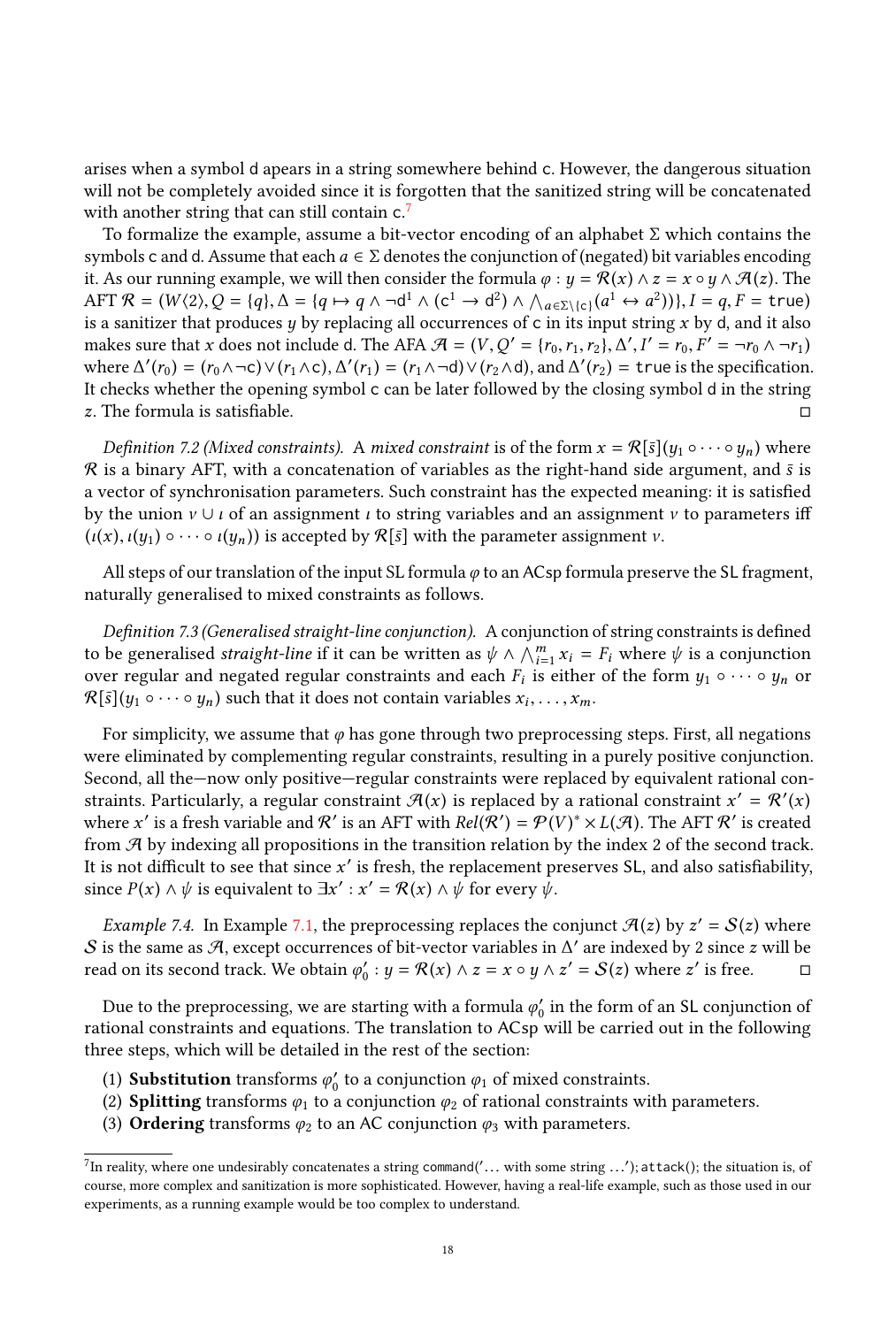arises when a symbol d apears in a string somewhere behind c. However, the dangerous situation will not be completely avoided since it is forgotten that the sanitized string will be concatenated with another string that can still contain c.[7]

To formalize the example, assume a bit-vector encoding of an alphabet $\Sigma$ which contains the symbols c and d. Assume that each $a \in \Sigma$ denotes the conjunction of (negated) bit variables encoding it. As our running example, we will then consider the formula $\varphi : y = \mathcal{R}(x) \land z = x \circ y \land \mathcal{A}(z)$. The AFT $\mathcal{R} = (W\langle 2 \rangle, Q = \{q\}, \Delta = \{q \mapsto q \land \neg \mathsf{d}^1 \land (\mathsf{c}^1 \to \mathsf{d}^2) \land \bigwedge_{a \in \Sigma \setminus \{\mathsf{c}\}} (a^1 \leftrightarrow a^2))\}, I = q, F = \mathtt{true})$ is a sanitizer that produces $y$ by replacing all occurrences of c in its input string $x$ by d, and it also makes sure that $x$ does not include d. The AFA $\mathcal{A} = (V, Q' = \{r_0, r_1, r_2\}, \Delta', I' = r_0, F' = \neg r_0 \land \neg r_1)$ where $\Delta'(r_0) = (r_0 \land \neg \mathsf{c}) \lor (r_1 \land \mathsf{c})$, $\Delta'(r_1) = (r_1 \land \neg \mathsf{d}) \lor (r_2 \land \mathsf{d})$, and $\Delta'(r_2) = \mathtt{true}$ is the specification. It checks whether the opening symbol c can be later followed by the closing symbol d in the string $z$. The formula is satisfiable. □

*Definition 7.2 (Mixed constraints).* A *mixed constraint* is of the form $x = \mathcal{R}[\bar{s}](y_1 \circ \cdots \circ y_n)$ where $\mathcal{R}$ is a binary AFT, with a concatenation of variables as the right-hand side argument, and $\bar{s}$ is a vector of synchronisation parameters. Such constraint has the expected meaning: it is satisfied by the union $\nu \cup \iota$ of an assignment $\iota$ to string variables and an assignment $\nu$ to parameters iff $(\iota(x), \iota(y_1) \circ \cdots \circ \iota(y_n))$ is accepted by $\mathcal{R}[\bar{s}]$ with the parameter assignment $\nu$.

All steps of our translation of the input SL formula $\varphi$ to an ACsp formula preserve the SL fragment, naturally generalised to mixed constraints as follows.

*Definition 7.3 (Generalised straight-line conjunction).* A conjunction of string constraints is defined to be generalised *straight-line* if it can be written as $\psi \land \bigwedge_{i=1}^{m} x_i = F_i$ where $\psi$ is a conjunction over regular and negated regular constraints and each $F_i$ is either of the form $y_1 \circ \cdots \circ y_n$ or $\mathcal{R}[\bar{s}](y_1 \circ \cdots \circ y_n)$ such that it does not contain variables $x_i, \ldots, x_m$.

For simplicity, we assume that $\varphi$ has gone through two preprocessing steps. First, all negations were eliminated by complementing regular constraints, resulting in a purely positive conjunction. Second, all the—now only positive—regular constraints were replaced by equivalent rational constraints. Particularly, a regular constraint $\mathcal{A}(x)$ is replaced by a rational constraint $x' = \mathcal{R}'(x)$ where $x'$ is a fresh variable and $\mathcal{R}'$ is an AFT with $Rel(\mathcal{R}') = \mathcal{P}(V)^* \times L(\mathcal{A})$. The AFT $\mathcal{R}'$ is created from $\mathcal{A}$ by indexing all propositions in the transition relation by the index 2 of the second track. It is not difficult to see that since $x'$ is fresh, the replacement preserves SL, and also satisfiability, since $P(x) \land \psi$ is equivalent to $\exists x' : x' = \mathcal{R}(x) \land \psi$ for every $\psi$.

*Example 7.4.* In Example 7.1, the preprocessing replaces the conjunct $\mathcal{A}(z)$ by $z' = \mathcal{S}(z)$ where $\mathcal{S}$ is the same as $\mathcal{A}$, except occurrences of bit-vector variables in $\Delta'$ are indexed by 2 since $z$ will be read on its second track. We obtain $\varphi_0' : y = \mathcal{R}(x) \land z = x \circ y \land z' = \mathcal{S}(z)$ where $z'$ is free. □

Due to the preprocessing, we are starting with a formula $\varphi_0'$ in the form of an SL conjunction of rational constraints and equations. The translation to ACsp will be carried out in the following three steps, which will be detailed in the rest of the section:

1. **Substitution** transforms $\varphi_0'$ to a conjunction $\varphi_1$ of mixed constraints.
2. **Splitting** transforms $\varphi_1$ to a conjunction $\varphi_2$ of rational constraints with parameters.
3. **Ordering** transforms $\varphi_2$ to an AC conjunction $\varphi_3$ with parameters.

[7] In reality, where one undesirably concatenates a string command('... with some string ...'); attack(); the situation is, of course, more complex and sanitization is more sophisticated. However, having a real-life example, such as those used in our experiments, as a running example would be too complex to understand.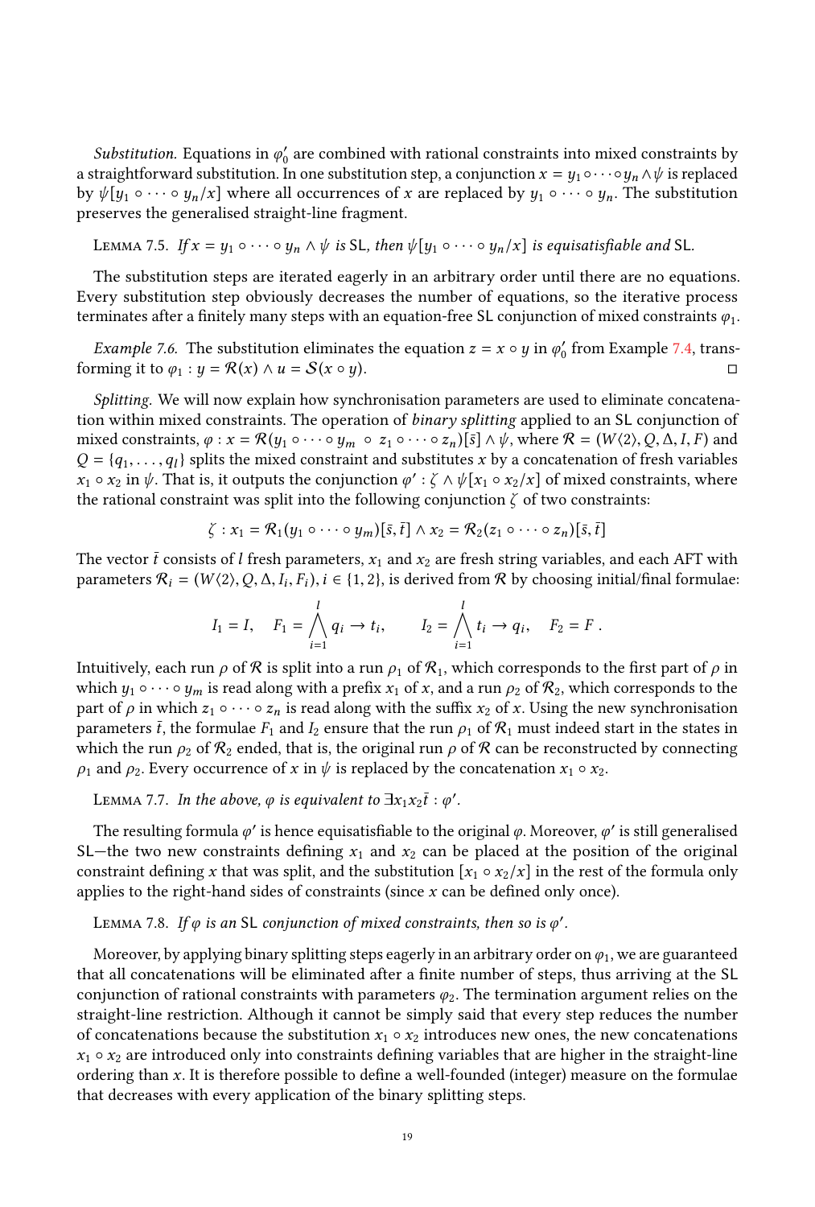*Substitution.* Equations in $\varphi_0'$ are combined with rational constraints into mixed constraints by a straightforward substitution. In one substitution step, a conjunction $x = y_1 \circ \cdots \circ y_n \wedge \psi$ is replaced by $\psi[y_1 \circ \cdots \circ y_n/x]$ where all occurrences of $x$ are replaced by $y_1 \circ \cdots \circ y_n$. The substitution preserves the generalised straight-line fragment.

Lemma 7.5. *If $x = y_1 \circ \cdots \circ y_n \wedge \psi$ is* SL*, then $\psi[y_1 \circ \cdots \circ y_n/x]$ is equisatisfiable and* SL*.*

The substitution steps are iterated eagerly in an arbitrary order until there are no equations. Every substitution step obviously decreases the number of equations, so the iterative process terminates after a finitely many steps with an equation-free SL conjunction of mixed constraints $\varphi_1$.

*Example 7.6.* The substitution eliminates the equation $z = x \circ y$ in $\varphi_0'$ from Example 7.4, transforming it to $\varphi_1 : y = \mathcal{R}(x) \wedge u = \mathcal{S}(x \circ y)$. ◻

*Splitting.* We will now explain how synchronisation parameters are used to eliminate concatenation within mixed constraints. The operation of *binary splitting* applied to an SL conjunction of mixed constraints, $\varphi : x = \mathcal{R}(y_1 \circ \cdots \circ y_m \ \circ \ z_1 \circ \cdots \circ z_n)[\bar{s}] \wedge \psi$, where $\mathcal{R} = (W\langle 2 \rangle, Q, \Delta, I, F)$ and $Q = \{q_1, \ldots, q_l\}$ splits the mixed constraint and substitutes $x$ by a concatenation of fresh variables $x_1 \circ x_2$ in $\psi$. That is, it outputs the conjunction $\varphi' : \zeta \wedge \psi[x_1 \circ x_2/x]$ of mixed constraints, where the rational constraint was split into the following conjunction $\zeta$ of two constraints:

$$\zeta : x_1 = \mathcal{R}_1(y_1 \circ \cdots \circ y_m)[\bar{s}, \bar{t}] \wedge x_2 = \mathcal{R}_2(z_1 \circ \cdots \circ z_n)[\bar{s}, \bar{t}]$$

The vector $\bar{t}$ consists of $l$ fresh parameters, $x_1$ and $x_2$ are fresh string variables, and each AFT with parameters $\mathcal{R}_i = (W\langle 2 \rangle, Q, \Delta, I_i, F_i)$, $i \in \{1, 2\}$, is derived from $\mathcal{R}$ by choosing initial/final formulae:

$$I_1 = I, \quad F_1 = \bigwedge_{i=1}^{l} q_i \rightarrow t_i, \qquad I_2 = \bigwedge_{i=1}^{l} t_i \rightarrow q_i, \quad F_2 = F \ .$$

Intuitively, each run $\rho$ of $\mathcal{R}$ is split into a run $\rho_1$ of $\mathcal{R}_1$, which corresponds to the first part of $\rho$ in which $y_1 \circ \cdots \circ y_m$ is read along with a prefix $x_1$ of $x$, and a run $\rho_2$ of $\mathcal{R}_2$, which corresponds to the part of $\rho$ in which $z_1 \circ \cdots \circ z_n$ is read along with the suffix $x_2$ of $x$. Using the new synchronisation parameters $\bar{t}$, the formulae $F_1$ and $I_2$ ensure that the run $\rho_1$ of $\mathcal{R}_1$ must indeed start in the states in which the run $\rho_2$ of $\mathcal{R}_2$ ended, that is, the original run $\rho$ of $\mathcal{R}$ can be reconstructed by connecting $\rho_1$ and $\rho_2$. Every occurrence of $x$ in $\psi$ is replaced by the concatenation $x_1 \circ x_2$.

Lemma 7.7. *In the above, $\varphi$ is equivalent to $\exists x_1 x_2 \bar{t} : \varphi'$.*

The resulting formula $\varphi'$ is hence equisatisfiable to the original $\varphi$. Moreover, $\varphi'$ is still generalised SL—the two new constraints defining $x_1$ and $x_2$ can be placed at the position of the original constraint defining $x$ that was split, and the substitution $[x_1 \circ x_2/x]$ in the rest of the formula only applies to the right-hand sides of constraints (since $x$ can be defined only once).

Lemma 7.8. *If $\varphi$ is an* SL *conjunction of mixed constraints, then so is $\varphi'$.*

Moreover, by applying binary splitting steps eagerly in an arbitrary order on $\varphi_1$, we are guaranteed that all concatenations will be eliminated after a finite number of steps, thus arriving at the SL conjunction of rational constraints with parameters $\varphi_2$. The termination argument relies on the straight-line restriction. Although it cannot be simply said that every step reduces the number of concatenations because the substitution $x_1 \circ x_2$ introduces new ones, the new concatenations $x_1 \circ x_2$ are introduced only into constraints defining variables that are higher in the straight-line ordering than $x$. It is therefore possible to define a well-founded (integer) measure on the formulae that decreases with every application of the binary splitting steps.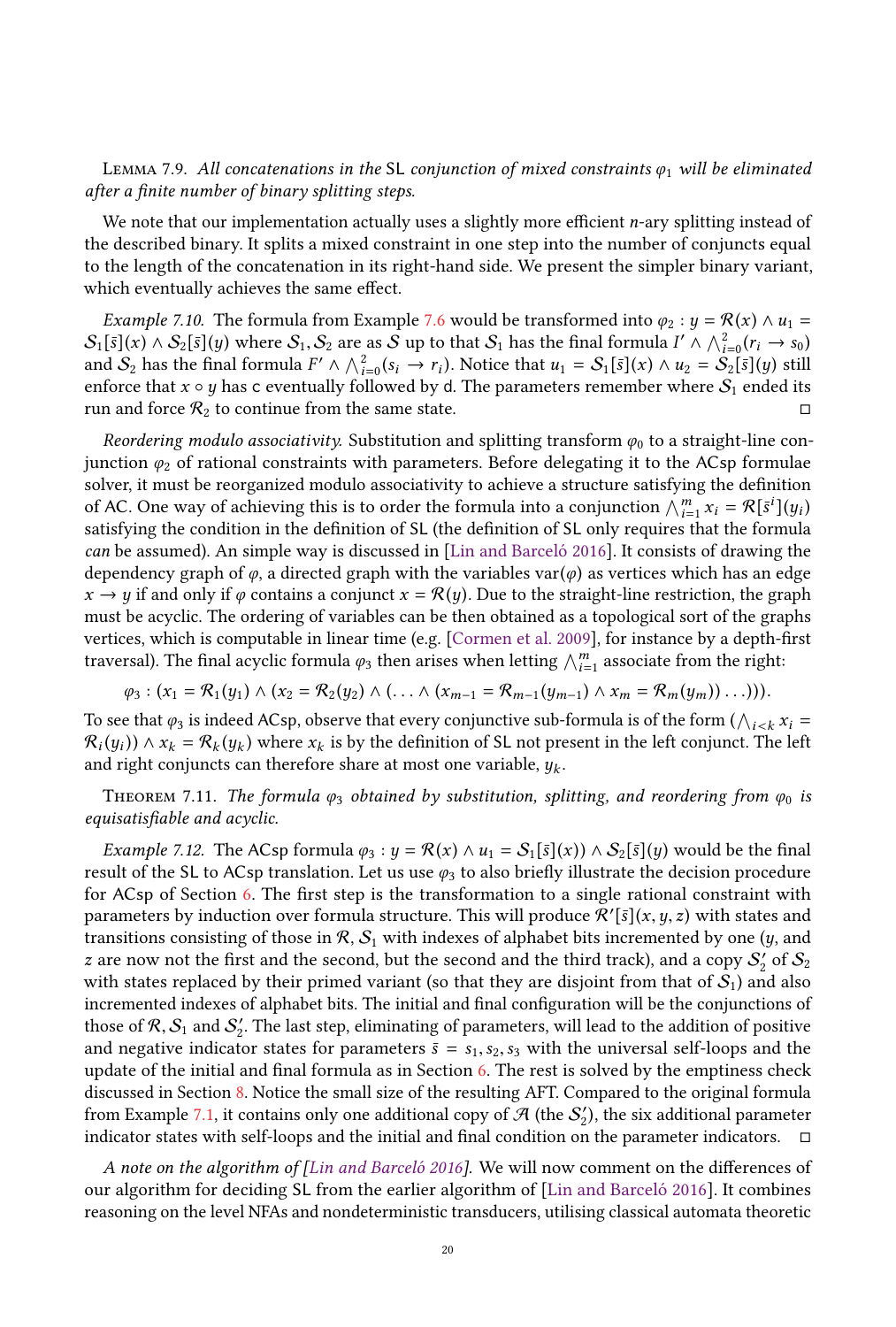Lemma 7.9. *All concatenations in the* SL *conjunction of mixed constraints* $\varphi_1$ *will be eliminated after a finite number of binary splitting steps.*

We note that our implementation actually uses a slightly more efficient $n$-ary splitting instead of the described binary. It splits a mixed constraint in one step into the number of conjuncts equal to the length of the concatenation in its right-hand side. We present the simpler binary variant, which eventually achieves the same effect.

*Example 7.10.* The formula from Example 7.6 would be transformed into $\varphi_2 : y = \mathcal{R}(x) \wedge u_1 = \mathcal{S}_1[\bar{s}](x) \wedge \mathcal{S}_2[\bar{s}](y)$ where $\mathcal{S}_1, \mathcal{S}_2$ are as $\mathcal{S}$ up to that $\mathcal{S}_1$ has the final formula $I' \wedge \bigwedge_{i=0}^{2}(r_i \rightarrow s_0)$ and $\mathcal{S}_2$ has the final formula $F' \wedge \bigwedge_{i=0}^{2}(s_i \rightarrow r_i)$. Notice that $u_1 = \mathcal{S}_1[\bar{s}](x) \wedge u_2 = \mathcal{S}_2[\bar{s}](y)$ still enforce that $x \circ y$ has c eventually followed by d. The parameters remember where $\mathcal{S}_1$ ended its run and force $\mathcal{R}_2$ to continue from the same state. □

*Reordering modulo associativity.* Substitution and splitting transform $\varphi_0$ to a straight-line conjunction $\varphi_2$ of rational constraints with parameters. Before delegating it to the ACsp formulae solver, it must be reorganized modulo associativity to achieve a structure satisfying the definition of AC. One way of achieving this is to order the formula into a conjunction $\bigwedge_{i=1}^{m} x_i = \mathcal{R}[\bar{s}^i](y_i)$ satisfying the condition in the definition of SL (the definition of SL only requires that the formula *can* be assumed). An simple way is discussed in [Lin and Barceló 2016]. It consists of drawing the dependency graph of $\varphi$, a directed graph with the variables $\mathrm{var}(\varphi)$ as vertices which has an edge $x \rightarrow y$ if and only if $\varphi$ contains a conjunct $x = \mathcal{R}(y)$. Due to the straight-line restriction, the graph must be acyclic. The ordering of variables can be then obtained as a topological sort of the graphs vertices, which is computable in linear time (e.g. [Cormen et al. 2009], for instance by a depth-first traversal). The final acyclic formula $\varphi_3$ then arises when letting $\bigwedge_{i=1}^{m}$ associate from the right:

$$\varphi_3 : (x_1 = \mathcal{R}_1(y_1) \wedge (x_2 = \mathcal{R}_2(y_2) \wedge (\ldots \wedge (x_{m-1} = \mathcal{R}_{m-1}(y_{m-1}) \wedge x_m = \mathcal{R}_m(y_m)) \ldots))).$$

To see that $\varphi_3$ is indeed ACsp, observe that every conjunctive sub-formula is of the form $(\bigwedge_{i<k} x_i = \mathcal{R}_i(y_i)) \wedge x_k = \mathcal{R}_k(y_k)$ where $x_k$ is by the definition of SL not present in the left conjunct. The left and right conjuncts can therefore share at most one variable, $y_k$.

Theorem 7.11. *The formula* $\varphi_3$ *obtained by substitution, splitting, and reordering from* $\varphi_0$ *is equisatisfiable and acyclic.*

*Example 7.12.* The ACsp formula $\varphi_3 : y = \mathcal{R}(x) \wedge u_1 = \mathcal{S}_1[\bar{s}](x)) \wedge \mathcal{S}_2[\bar{s}](y)$ would be the final result of the SL to ACsp translation. Let us use $\varphi_3$ to also briefly illustrate the decision procedure for ACsp of Section 6. The first step is the transformation to a single rational constraint with parameters by induction over formula structure. This will produce $\mathcal{R}'[\bar{s}](x, y, z)$ with states and transitions consisting of those in $\mathcal{R}, \mathcal{S}_1$ with indexes of alphabet bits incremented by one ($y$, and $z$ are now not the first and the second, but the second and the third track), and a copy $\mathcal{S}_2'$ of $\mathcal{S}_2$ with states replaced by their primed variant (so that they are disjoint from that of $\mathcal{S}_1$) and also incremented indexes of alphabet bits. The initial and final configuration will be the conjunctions of those of $\mathcal{R}, \mathcal{S}_1$ and $\mathcal{S}_2'$. The last step, eliminating of parameters, will lead to the addition of positive and negative indicator states for parameters $\bar{s} = s_1, s_2, s_3$ with the universal self-loops and the update of the initial and final formula as in Section 6. The rest is solved by the emptiness check discussed in Section 8. Notice the small size of the resulting AFT. Compared to the original formula from Example 7.1, it contains only one additional copy of $\mathcal{A}$ (the $\mathcal{S}_2'$), the six additional parameter indicator states with self-loops and the initial and final condition on the parameter indicators. □

*A note on the algorithm of [Lin and Barceló 2016].* We will now comment on the differences of our algorithm for deciding SL from the earlier algorithm of [Lin and Barceló 2016]. It combines reasoning on the level NFAs and nondeterministic transducers, utilising classical automata theoretic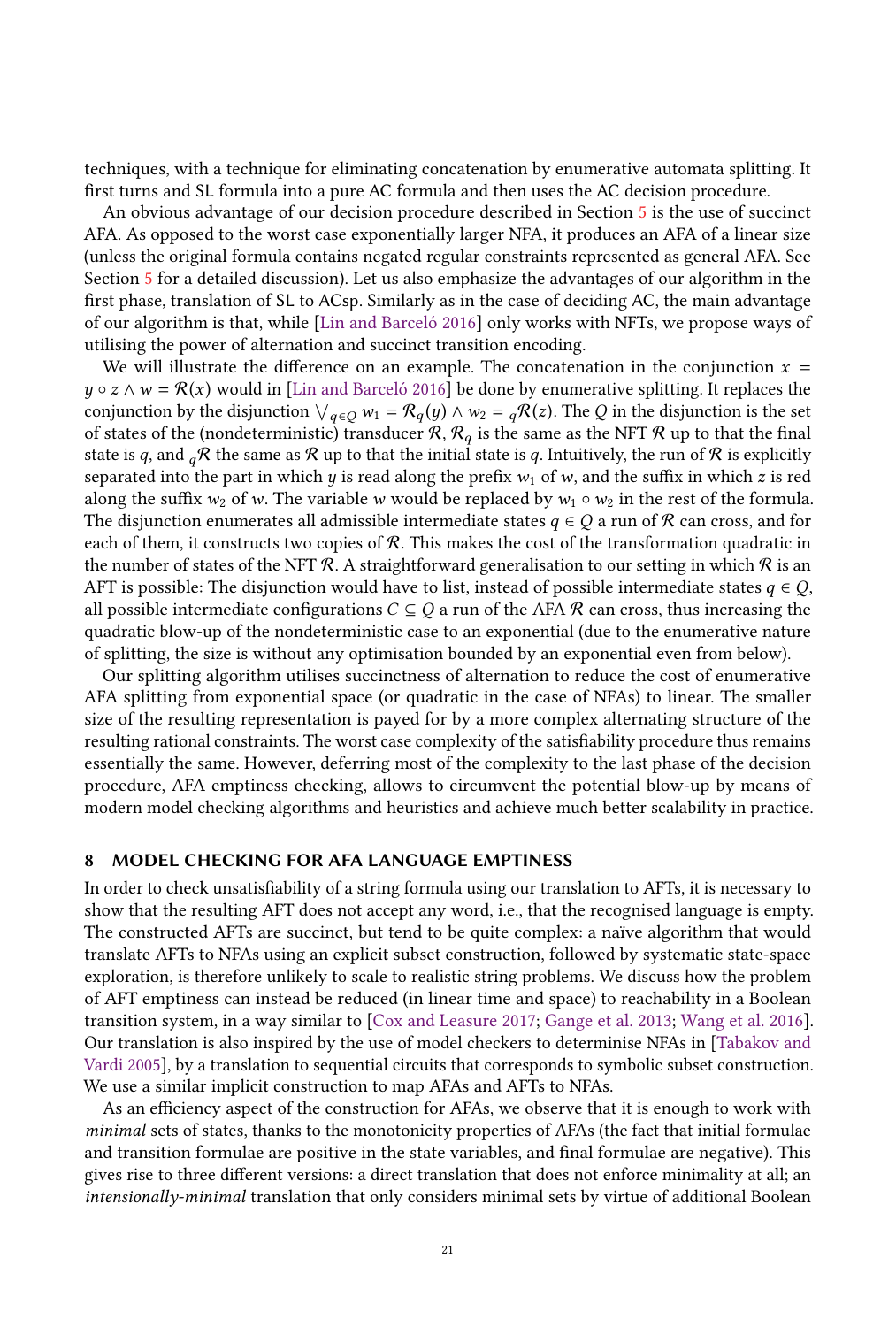techniques, with a technique for eliminating concatenation by enumerative automata splitting. It first turns and SL formula into a pure AC formula and then uses the AC decision procedure.

An obvious advantage of our decision procedure described in Section 5 is the use of succinct AFA. As opposed to the worst case exponentially larger NFA, it produces an AFA of a linear size (unless the original formula contains negated regular constraints represented as general AFA. See Section 5 for a detailed discussion). Let us also emphasize the advantages of our algorithm in the first phase, translation of SL to ACsp. Similarly as in the case of deciding AC, the main advantage of our algorithm is that, while [Lin and Barceló 2016] only works with NFTs, we propose ways of utilising the power of alternation and succinct transition encoding.

We will illustrate the difference on an example. The concatenation in the conjunction $x = y \circ z \wedge w = \mathcal{R}(x)$ would in [Lin and Barceló 2016] be done by enumerative splitting. It replaces the conjunction by the disjunction $\bigvee_{q \in Q} w_1 = \mathcal{R}_q(y) \wedge w_2 = {}_q\mathcal{R}(z)$. The $Q$ in the disjunction is the set of states of the (nondeterministic) transducer $\mathcal{R}$, $\mathcal{R}_q$ is the same as the NFT $\mathcal{R}$ up to that the final state is $q$, and ${}_q\mathcal{R}$ the same as $\mathcal{R}$ up to that the initial state is $q$. Intuitively, the run of $\mathcal{R}$ is explicitly separated into the part in which $y$ is read along the prefix $w_1$ of $w$, and the suffix in which $z$ is red along the suffix $w_2$ of $w$. The variable $w$ would be replaced by $w_1 \circ w_2$ in the rest of the formula. The disjunction enumerates all admissible intermediate states $q \in Q$ a run of $\mathcal{R}$ can cross, and for each of them, it constructs two copies of $\mathcal{R}$. This makes the cost of the transformation quadratic in the number of states of the NFT $\mathcal{R}$. A straightforward generalisation to our setting in which $\mathcal{R}$ is an AFT is possible: The disjunction would have to list, instead of possible intermediate states $q \in Q$, all possible intermediate configurations $C \subseteq Q$ a run of the AFA $\mathcal{R}$ can cross, thus increasing the quadratic blow-up of the nondeterministic case to an exponential (due to the enumerative nature of splitting, the size is without any optimisation bounded by an exponential even from below).

Our splitting algorithm utilises succinctness of alternation to reduce the cost of enumerative AFA splitting from exponential space (or quadratic in the case of NFAs) to linear. The smaller size of the resulting representation is payed for by a more complex alternating structure of the resulting rational constraints. The worst case complexity of the satisfiability procedure thus remains essentially the same. However, deferring most of the complexity to the last phase of the decision procedure, AFA emptiness checking, allows to circumvent the potential blow-up by means of modern model checking algorithms and heuristics and achieve much better scalability in practice.

## 8 MODEL CHECKING FOR AFA LANGUAGE EMPTINESS

In order to check unsatisfiability of a string formula using our translation to AFTs, it is necessary to show that the resulting AFT does not accept any word, i.e., that the recognised language is empty. The constructed AFTs are succinct, but tend to be quite complex: a naïve algorithm that would translate AFTs to NFAs using an explicit subset construction, followed by systematic state-space exploration, is therefore unlikely to scale to realistic string problems. We discuss how the problem of AFT emptiness can instead be reduced (in linear time and space) to reachability in a Boolean transition system, in a way similar to [Cox and Leasure 2017; Gange et al. 2013; Wang et al. 2016]. Our translation is also inspired by the use of model checkers to determinise NFAs in [Tabakov and Vardi 2005], by a translation to sequential circuits that corresponds to symbolic subset construction. We use a similar implicit construction to map AFAs and AFTs to NFAs.

As an efficiency aspect of the construction for AFAs, we observe that it is enough to work with *minimal* sets of states, thanks to the monotonicity properties of AFAs (the fact that initial formulae and transition formulae are positive in the state variables, and final formulae are negative). This gives rise to three different versions: a direct translation that does not enforce minimality at all; an *intensionally-minimal* translation that only considers minimal sets by virtue of additional Boolean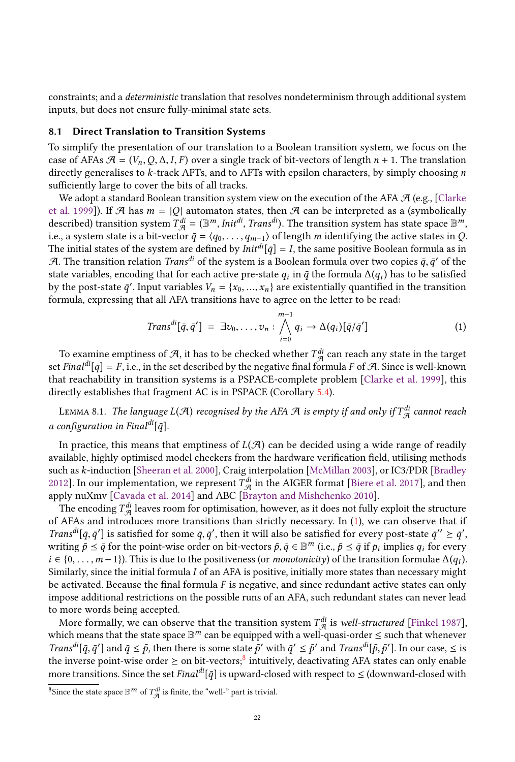constraints; and a *deterministic* translation that resolves nondeterminism through additional system inputs, but does not ensure fully-minimal state sets.

### 8.1 Direct Translation to Transition Systems

To simplify the presentation of our translation to a Boolean transition system, we focus on the case of AFAs $\mathcal{A} = (V_n, Q, \Delta, I, F)$ over a single track of bit-vectors of length $n + 1$. The translation directly generalises to $k$-track AFTs, and to AFTs with epsilon characters, by simply choosing $n$ sufficiently large to cover the bits of all tracks.

We adopt a standard Boolean transition system view on the execution of the AFA $\mathcal{A}$ (e.g., [Clarke et al. 1999]). If $\mathcal{A}$ has $m = |Q|$ automaton states, then $\mathcal{A}$ can be interpreted as a (symbolically described) transition system $T^{di}_{\mathcal{A}} = (\mathbb{B}^m, \mathit{Init}^{di}, \mathit{Trans}^{di})$. The transition system has state space $\mathbb{B}^m$, i.e., a system state is a bit-vector $\bar{q} = \langle q_0, \ldots, q_{m-1} \rangle$ of length $m$ identifying the active states in $Q$. The initial states of the system are defined by $\mathit{Init}^{di}[\bar{q}] = I$, the same positive Boolean formula as in $\mathcal{A}$. The transition relation $\mathit{Trans}^{di}$ of the system is a Boolean formula over two copies $\bar{q}, \bar{q}'$ of the state variables, encoding that for each active pre-state $q_i$ in $\bar{q}$ the formula $\Delta(q_i)$ has to be satisfied by the post-state $\bar{q}'$. Input variables $V_n = \{x_0, \ldots, x_n\}$ are existentially quantified in the transition formula, expressing that all AFA transitions have to agree on the letter to be read:

$$\mathit{Trans}^{di}[\bar{q}, \bar{q}'] \;=\; \exists v_0, \ldots, v_n : \bigwedge_{i=0}^{m-1} q_i \to \Delta(q_i)[\bar{q}/\bar{q}'] \tag{1}$$

To examine emptiness of $\mathcal{A}$, it has to be checked whether $T^{di}_{\mathcal{A}}$ can reach any state in the target set $\mathit{Final}^{di}[\bar{q}] = F$, i.e., in the set described by the negative final formula $F$ of $\mathcal{A}$. Since is well-known that reachability in transition systems is a PSPACE-complete problem [Clarke et al. 1999], this directly establishes that fragment AC is in PSPACE (Corollary 5.4).

Lemma 8.1. *The language $L(\mathcal{A})$ recognised by the AFA $\mathcal{A}$ is empty if and only if $T^{di}_{\mathcal{A}}$ cannot reach a configuration in $\mathit{Final}^{di}[\bar{q}]$.*

In practice, this means that emptiness of $L(\mathcal{A})$ can be decided using a wide range of readily available, highly optimised model checkers from the hardware verification field, utilising methods such as $k$-induction [Sheeran et al. 2000], Craig interpolation [McMillan 2003], or IC3/PDR [Bradley 2012]. In our implementation, we represent $T^{di}_{\mathcal{A}}$ in the AIGER format [Biere et al. 2017], and then apply nuXmv [Cavada et al. 2014] and ABC [Brayton and Mishchenko 2010].

The encoding $T^{di}_{\mathcal{A}}$ leaves room for optimisation, however, as it does not fully exploit the structure of AFAs and introduces more transitions than strictly necessary. In (1), we can observe that if $\mathit{Trans}^{di}[\bar{q}, \bar{q}']$ is satisfied for some $\bar{q}, \bar{q}'$, then it will also be satisfied for every post-state $\bar{q}'' \geq \bar{q}'$, writing $\bar{p} \preceq \bar{q}$ for the point-wise order on bit-vectors $\bar{p}, \bar{q} \in \mathbb{B}^m$ (i.e., $\bar{p} \preceq \bar{q}$ if $p_i$ implies $q_i$ for every $i \in \{0, \ldots, m-1\}$). This is due to the positiveness (or *monotonicity*) of the transition formulae $\Delta(q_i)$. Similarly, since the initial formula $I$ of an AFA is positive, initially more states than necessary might be activated. Because the final formula $F$ is negative, and since redundant active states can only impose additional restrictions on the possible runs of an AFA, such redundant states can never lead to more words being accepted.

More formally, we can observe that the transition system $T^{di}_{\mathcal{A}}$ is *well-structured* [Finkel 1987], which means that the state space $\mathbb{B}^m$ can be equipped with a well-quasi-order $\leq$ such that whenever $\mathit{Trans}^{di}[\bar{q}, \bar{q}']$ and $\bar{q} \leq \bar{p}$, then there is some state $\bar{p}'$ with $\bar{q}' \leq \bar{p}'$ and $\mathit{Trans}^{di}[\bar{p}, \bar{p}']$. In our case, $\leq$ is the inverse point-wise order $\succeq$ on bit-vectors;[8] intuitively, deactivating AFA states can only enable more transitions. Since the set $\mathit{Final}^{di}[\bar{q}]$ is upward-closed with respect to $\leq$ (downward-closed with

[8] Since the state space $\mathbb{B}^m$ of $T^{di}_{\mathcal{A}}$ is finite, the "well-" part is trivial.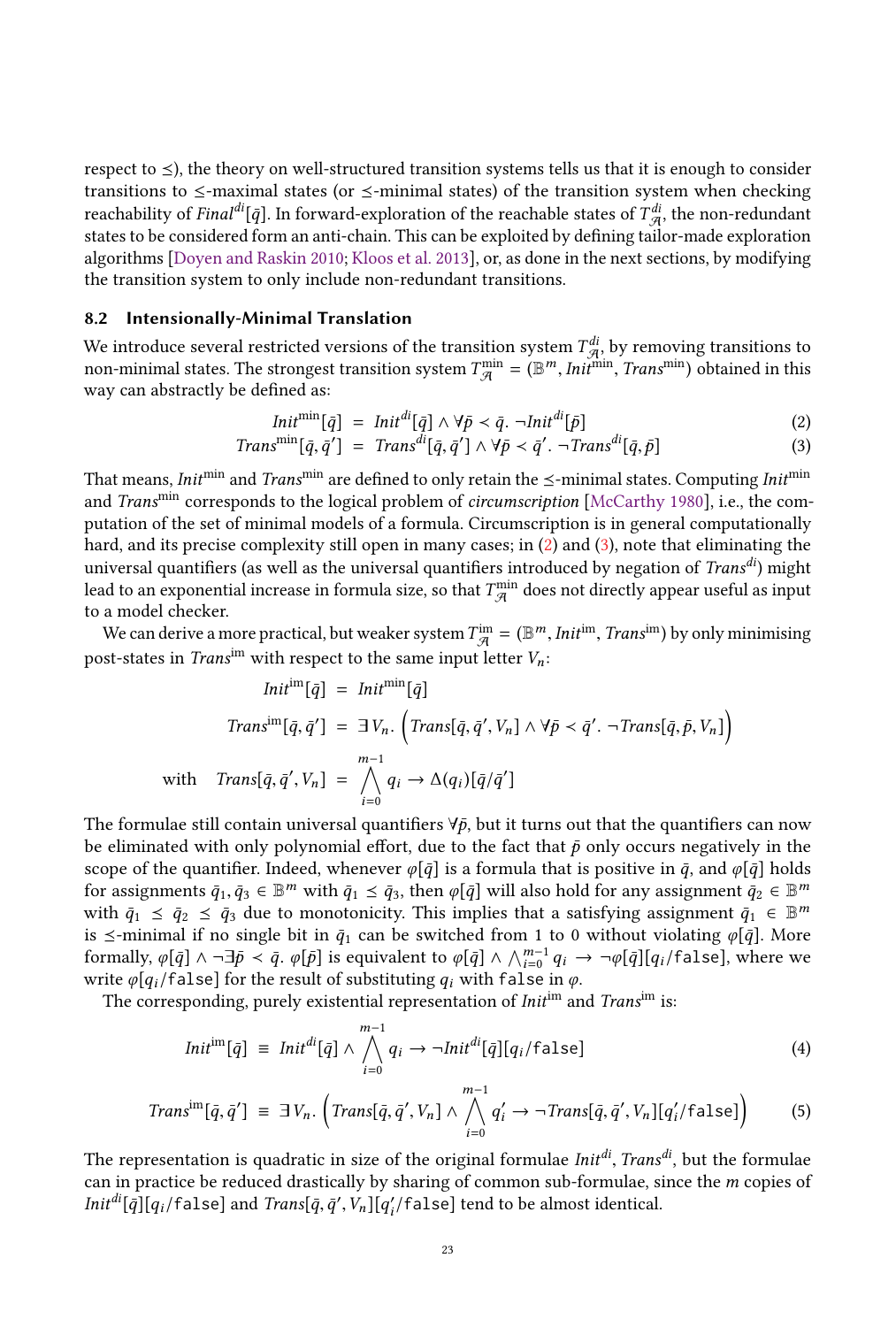respect to $\preceq$), the theory on well-structured transition systems tells us that it is enough to consider transitions to $\preceq$-maximal states (or $\preceq$-minimal states) of the transition system when checking reachability of $\mathit{Final}^{di}[\bar{q}]$. In forward-exploration of the reachable states of $T^{di}_{\mathcal{A}}$, the non-redundant states to be considered form an anti-chain. This can be exploited by defining tailor-made exploration algorithms [Doyen and Raskin 2010; Kloos et al. 2013], or, as done in the next sections, by modifying the transition system to only include non-redundant transitions.

## 8.2 Intensionally-Minimal Translation

We introduce several restricted versions of the transition system $T^{di}_{\mathcal{A}}$ by removing transitions to non-minimal states. The strongest transition system $T^{\min}_{\mathcal{A}} = (\mathbb{B}^m, \mathit{Init}^{\min}, \mathit{Trans}^{\min})$ obtained in this way can abstractly be defined as:

$$\mathit{Init}^{\min}[\bar{q}] \;=\; \mathit{Init}^{di}[\bar{q}] \wedge \forall \bar{p} \prec \bar{q}.\ \neg \mathit{Init}^{di}[\bar{p}] \tag{2}$$

$$\mathit{Trans}^{\min}[\bar{q}, \bar{q}'] \;=\; \mathit{Trans}^{di}[\bar{q}, \bar{q}'] \wedge \forall \bar{p} \prec \bar{q}'.\ \neg \mathit{Trans}^{di}[\bar{q}, \bar{p}] \tag{3}$$

That means, $\mathit{Init}^{\min}$ and $\mathit{Trans}^{\min}$ are defined to only retain the $\preceq$-minimal states. Computing $\mathit{Init}^{\min}$ and $\mathit{Trans}^{\min}$ corresponds to the logical problem of *circumscription* [McCarthy 1980], i.e., the computation of the set of minimal models of a formula. Circumscription is in general computationally hard, and its precise complexity still open in many cases; in (2) and (3), note that eliminating the universal quantifiers (as well as the universal quantifiers introduced by negation of $\mathit{Trans}^{di}$) might lead to an exponential increase in formula size, so that $T^{\min}_{\mathcal{A}}$ does not directly appear useful as input to a model checker.

We can derive a more practical, but weaker system $T^{\mathrm{im}}_{\mathcal{A}} = (\mathbb{B}^m, \mathit{Init}^{\mathrm{im}}, \mathit{Trans}^{\mathrm{im}})$ by only minimising post-states in $\mathit{Trans}^{\mathrm{im}}$ with respect to the same input letter $V_n$:

$$\begin{aligned}
\mathit{Init}^{\mathrm{im}}[\bar{q}] \;&=\; \mathit{Init}^{\min}[\bar{q}] \\
\mathit{Trans}^{\mathrm{im}}[\bar{q}, \bar{q}'] \;&=\; \exists V_n.\ \Big(\mathit{Trans}[\bar{q}, \bar{q}', V_n] \wedge \forall \bar{p} \prec \bar{q}'.\ \neg \mathit{Trans}[\bar{q}, \bar{p}, V_n]\Big) \\
\text{with}\quad \mathit{Trans}[\bar{q}, \bar{q}', V_n] \;&=\; \bigwedge_{i=0}^{m-1} q_i \to \Delta(q_i)[\bar{q}/\bar{q}']
\end{aligned}$$

The formulae still contain universal quantifiers $\forall \bar{p}$, but it turns out that the quantifiers can now be eliminated with only polynomial effort, due to the fact that $\bar{p}$ only occurs negatively in the scope of the quantifier. Indeed, whenever $\varphi[\bar{q}]$ is a formula that is positive in $\bar{q}$, and $\varphi[\bar{q}]$ holds for assignments $\bar{q}_1, \bar{q}_3 \in \mathbb{B}^m$ with $\bar{q}_1 \preceq \bar{q}_3$, then $\varphi[\bar{q}]$ will also hold for any assignment $\bar{q}_2 \in \mathbb{B}^m$ with $\bar{q}_1 \preceq \bar{q}_2 \preceq \bar{q}_3$ due to monotonicity. This implies that a satisfying assignment $\bar{q}_1 \in \mathbb{B}^m$ is $\preceq$-minimal if no single bit in $\bar{q}_1$ can be switched from 1 to 0 without violating $\varphi[\bar{q}]$. More formally, $\varphi[\bar{q}] \wedge \neg \exists \bar{p} \prec \bar{q}.\ \varphi[\bar{p}]$ is equivalent to $\varphi[\bar{q}] \wedge \bigwedge_{i=0}^{m-1} q_i \to \neg \varphi[\bar{q}][q_i/\mathtt{false}]$, where we write $\varphi[q_i/\mathtt{false}]$ for the result of substituting $q_i$ with $\mathtt{false}$ in $\varphi$.

The corresponding, purely existential representation of $\mathit{Init}^{\mathrm{im}}$ and $\mathit{Trans}^{\mathrm{im}}$ is:

$$\mathit{Init}^{\mathrm{im}}[\bar{q}] \;\equiv\; \mathit{Init}^{di}[\bar{q}] \wedge \bigwedge_{i=0}^{m-1} q_i \to \neg \mathit{Init}^{di}[\bar{q}][q_i/\mathtt{false}] \tag{4}$$

$$\mathit{Trans}^{\mathrm{im}}[\bar{q}, \bar{q}'] \;\equiv\; \exists V_n.\ \Big(\mathit{Trans}[\bar{q}, \bar{q}', V_n] \wedge \bigwedge_{i=0}^{m-1} q'_i \to \neg \mathit{Trans}[\bar{q}, \bar{q}', V_n][q'_i/\mathtt{false}]\Big) \tag{5}$$

The representation is quadratic in size of the original formulae $\mathit{Init}^{di}, \mathit{Trans}^{di}$, but the formulae can in practice be reduced drastically by sharing of common sub-formulae, since the $m$ copies of $\mathit{Init}^{di}[\bar{q}][q_i/\mathtt{false}]$ and $\mathit{Trans}[\bar{q}, \bar{q}', V_n][q'_i/\mathtt{false}]$ tend to be almost identical.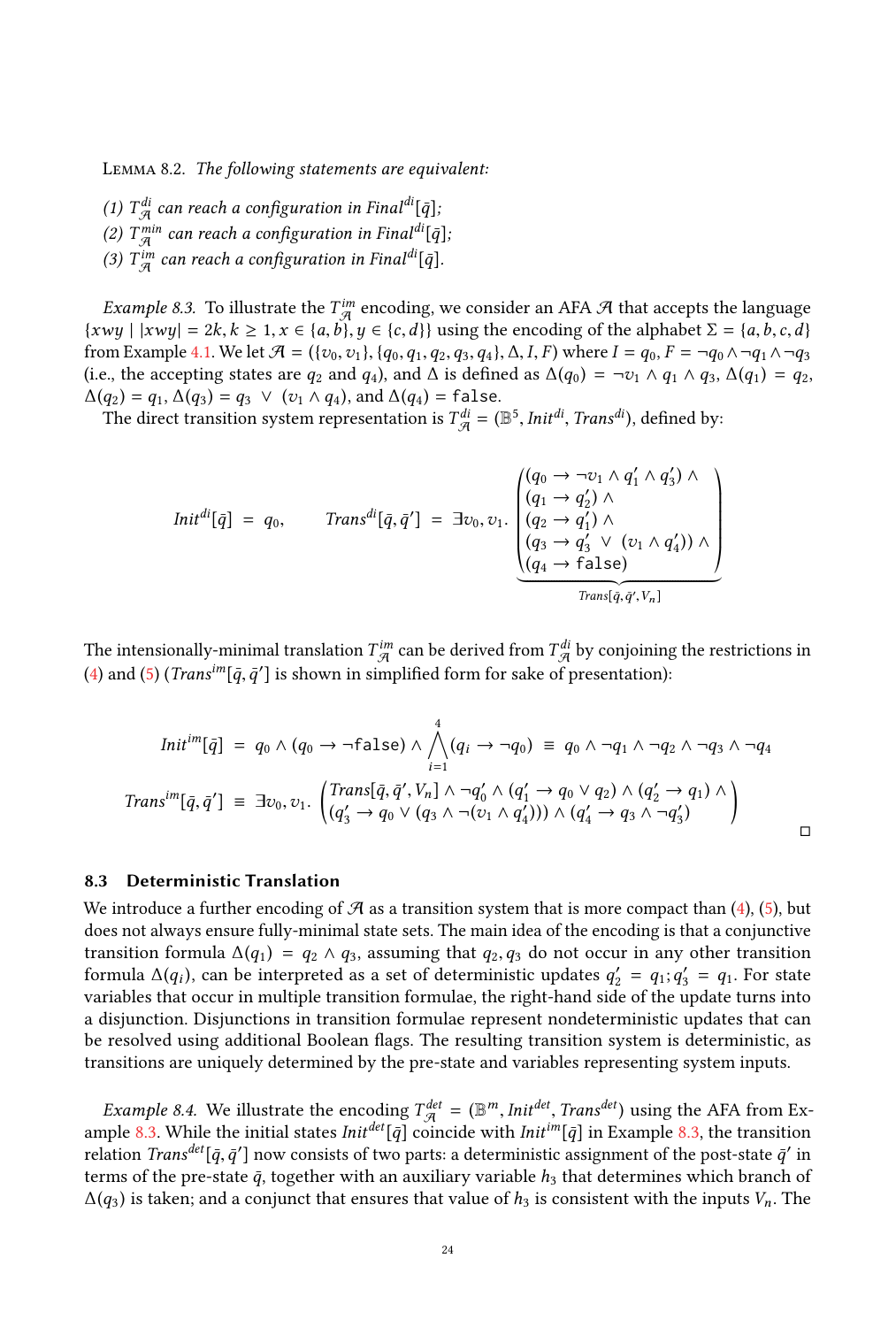Lemma 8.2. *The following statements are equivalent:*

*(1) $T^{di}_{\mathcal{A}}$ can reach a configuration in $Final^{di}[\bar{q}]$;*
*(2) $T^{min}_{\mathcal{A}}$ can reach a configuration in $Final^{di}[\bar{q}]$;*
*(3) $T^{im}_{\mathcal{A}}$ can reach a configuration in $Final^{di}[\bar{q}]$.*

*Example 8.3.* To illustrate the $T^{im}_{\mathcal{A}}$ encoding, we consider an AFA $\mathcal{A}$ that accepts the language $\{xwy \mid |xwy| = 2k, k \geq 1, x \in \{a, b\}, y \in \{c, d\}\}$ using the encoding of the alphabet $\Sigma = \{a, b, c, d\}$ from Example 4.1. We let $\mathcal{A} = (\{v_0, v_1\}, \{q_0, q_1, q_2, q_3, q_4\}, \Delta, I, F)$ where $I = q_0$, $F = \neg q_0 \wedge \neg q_1 \wedge \neg q_3$ (i.e., the accepting states are $q_2$ and $q_4$), and $\Delta$ is defined as $\Delta(q_0) = \neg v_1 \wedge q_1 \wedge q_3$, $\Delta(q_1) = q_2$, $\Delta(q_2) = q_1$, $\Delta(q_3) = q_3 \vee (v_1 \wedge q_4)$, and $\Delta(q_4) = \texttt{false}$.

The direct transition system representation is $T^{di}_{\mathcal{A}} = (\mathbb{B}^5, Init^{di}, Trans^{di})$, defined by:

$$Init^{di}[\bar{q}] \; = \; q_0, \qquad Trans^{di}[\bar{q}, \bar{q}'] \; = \; \exists v_0, v_1. \underbrace{\begin{pmatrix} (q_0 \rightarrow \neg v_1 \wedge q_1' \wedge q_3') \wedge \\ (q_1 \rightarrow q_2') \wedge \\ (q_2 \rightarrow q_1') \wedge \\ (q_3 \rightarrow q_3' \; \vee \; (v_1 \wedge q_4')) \wedge \\ (q_4 \rightarrow \texttt{false}) \end{pmatrix}}_{Trans[\bar{q}, \bar{q}', V_n]}$$

The intensionally-minimal translation $T^{im}_{\mathcal{A}}$ can be derived from $T^{di}_{\mathcal{A}}$ by conjoining the restrictions in (4) and (5) ($Trans^{im}[\bar{q}, \bar{q}']$ is shown in simplified form for sake of presentation):

$$Init^{im}[\bar{q}] \; = \; q_0 \wedge (q_0 \rightarrow \neg\texttt{false}) \wedge \bigwedge_{i=1}^{4} (q_i \rightarrow \neg q_0) \; \equiv \; q_0 \wedge \neg q_1 \wedge \neg q_2 \wedge \neg q_3 \wedge \neg q_4$$

$$Trans^{im}[\bar{q}, \bar{q}'] \; \equiv \; \exists v_0, v_1. \begin{pmatrix} Trans[\bar{q}, \bar{q}', V_n] \wedge \neg q_0' \wedge (q_1' \rightarrow q_0 \vee q_2) \wedge (q_2' \rightarrow q_1) \wedge \\ (q_3' \rightarrow q_0 \vee (q_3 \wedge \neg(v_1 \wedge q_4'))) \wedge (q_4' \rightarrow q_3 \wedge \neg q_3') \end{pmatrix}$$

□

### 8.3 Deterministic Translation

We introduce a further encoding of $\mathcal{A}$ as a transition system that is more compact than (4), (5), but does not always ensure fully-minimal state sets. The main idea of the encoding is that a conjunctive transition formula $\Delta(q_1) = q_2 \wedge q_3$, assuming that $q_2, q_3$ do not occur in any other transition formula $\Delta(q_i)$, can be interpreted as a set of deterministic updates $q_2' = q_1; q_3' = q_1$. For state variables that occur in multiple transition formulae, the right-hand side of the update turns into a disjunction. Disjunctions in transition formulae represent nondeterministic updates that can be resolved using additional Boolean flags. The resulting transition system is deterministic, as transitions are uniquely determined by the pre-state and variables representing system inputs.

*Example 8.4.* We illustrate the encoding $T^{det}_{\mathcal{A}} = (\mathbb{B}^m, Init^{det}, Trans^{det})$ using the AFA from Example 8.3. While the initial states $Init^{det}[\bar{q}]$ coincide with $Init^{im}[\bar{q}]$ in Example 8.3, the transition relation $Trans^{det}[\bar{q}, \bar{q}']$ now consists of two parts: a deterministic assignment of the post-state $\bar{q}'$ in terms of the pre-state $\bar{q}$, together with an auxiliary variable $h_3$ that determines which branch of $\Delta(q_3)$ is taken; and a conjunct that ensures that value of $h_3$ is consistent with the inputs $V_n$. The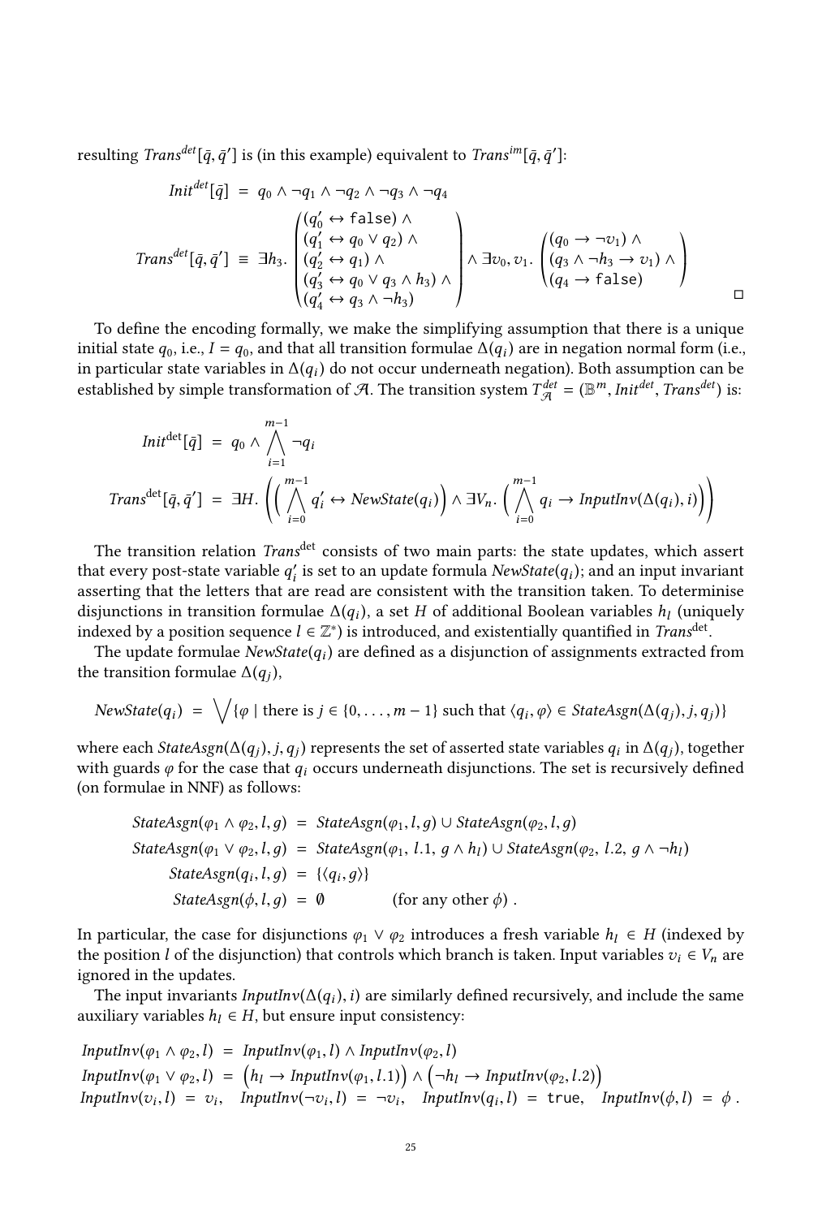resulting $Trans^{det}[\bar{q}, \bar{q}']$ is (in this example) equivalent to $Trans^{im}[\bar{q}, \bar{q}']$:

$$
\begin{aligned}
Init^{det}[\bar{q}] &= q_0 \wedge \neg q_1 \wedge \neg q_2 \wedge \neg q_3 \wedge \neg q_4 \\
Trans^{det}[\bar{q}, \bar{q}'] &\equiv \exists h_3. \begin{pmatrix} (q_0' \leftrightarrow \texttt{false}) \wedge \\ (q_1' \leftrightarrow q_0 \vee q_2) \wedge \\ (q_2' \leftrightarrow q_1) \wedge \\ (q_3' \leftrightarrow q_0 \vee q_3 \wedge h_3) \wedge \\ (q_4' \leftrightarrow q_3 \wedge \neg h_3) \end{pmatrix} \wedge \exists v_0, v_1. \begin{pmatrix} (q_0 \rightarrow \neg v_1) \wedge \\ (q_3 \wedge \neg h_3 \rightarrow v_1) \wedge \\ (q_4 \rightarrow \texttt{false}) \end{pmatrix}
\end{aligned}
$$

□

To define the encoding formally, we make the simplifying assumption that there is a unique initial state $q_0$, i.e., $I = q_0$, and that all transition formulae $\Delta(q_i)$ are in negation normal form (i.e., in particular state variables in $\Delta(q_i)$ do not occur underneath negation). Both assumption can be established by simple transformation of $\mathcal{A}$. The transition system $T^{det}_{\mathcal{A}} = (\mathbb{B}^m, Init^{det}, Trans^{det})$ is:

$$
\begin{aligned}
Init^{\mathrm{det}}[\bar{q}] &= q_0 \wedge \bigwedge_{i=1}^{m-1} \neg q_i \\
Trans^{\mathrm{det}}[\bar{q}, \bar{q}'] &= \exists H. \left( \left( \bigwedge_{i=0}^{m-1} q_i' \leftrightarrow NewState(q_i) \right) \wedge \exists V_n. \left( \bigwedge_{i=0}^{m-1} q_i \rightarrow InputInv(\Delta(q_i), i) \right) \right)
\end{aligned}
$$

The transition relation $Trans^{\mathrm{det}}$ consists of two main parts: the state updates, which assert that every post-state variable $q_i'$ is set to an update formula $NewState(q_i)$; and an input invariant asserting that the letters that are read are consistent with the transition taken. To determinise disjunctions in transition formulae $\Delta(q_i)$, a set $H$ of additional Boolean variables $h_l$ (uniquely indexed by a position sequence $l \in \mathbb{Z}^*$) is introduced, and existentially quantified in $Trans^{\mathrm{det}}$.

The update formulae $NewState(q_i)$ are defined as a disjunction of assignments extracted from the transition formulae $\Delta(q_j)$,

$$
NewState(q_i) = \bigvee \{\varphi \mid \text{there is } j \in \{0, \ldots, m-1\} \text{ such that } \langle q_i, \varphi \rangle \in StateAsgn(\Delta(q_j), j, q_j)\}
$$

where each $StateAsgn(\Delta(q_j), j, q_j)$ represents the set of asserted state variables $q_i$ in $\Delta(q_j)$, together with guards $\varphi$ for the case that $q_i$ occurs underneath disjunctions. The set is recursively defined (on formulae in NNF) as follows:

$$
\begin{aligned}
StateAsgn(\varphi_1 \wedge \varphi_2, l, g) &= StateAsgn(\varphi_1, l, g) \cup StateAsgn(\varphi_2, l, g) \\
StateAsgn(\varphi_1 \vee \varphi_2, l, g) &= StateAsgn(\varphi_1, l.1, g \wedge h_l) \cup StateAsgn(\varphi_2, l.2, g \wedge \neg h_l) \\
StateAsgn(q_i, l, g) &= \{\langle q_i, g \rangle\} \\
StateAsgn(\phi, l, g) &= \emptyset \qquad \text{(for any other } \phi) .
\end{aligned}
$$

In particular, the case for disjunctions $\varphi_1 \vee \varphi_2$ introduces a fresh variable $h_l \in H$ (indexed by the position $l$ of the disjunction) that controls which branch is taken. Input variables $v_i \in V_n$ are ignored in the updates.

The input invariants $InputInv(\Delta(q_i), i)$ are similarly defined recursively, and include the same auxiliary variables $h_l \in H$, but ensure input consistency:

$$
\begin{aligned}
&InputInv(\varphi_1 \wedge \varphi_2, l) = InputInv(\varphi_1, l) \wedge InputInv(\varphi_2, l) \\
&InputInv(\varphi_1 \vee \varphi_2, l) = \big(h_l \rightarrow InputInv(\varphi_1, l.1)\big) \wedge \big(\neg h_l \rightarrow InputInv(\varphi_2, l.2)\big) \\
&InputInv(v_i, l) = v_i, \quad InputInv(\neg v_i, l) = \neg v_i, \quad InputInv(q_i, l) = \texttt{true}, \quad InputInv(\phi, l) = \phi .
\end{aligned}
$$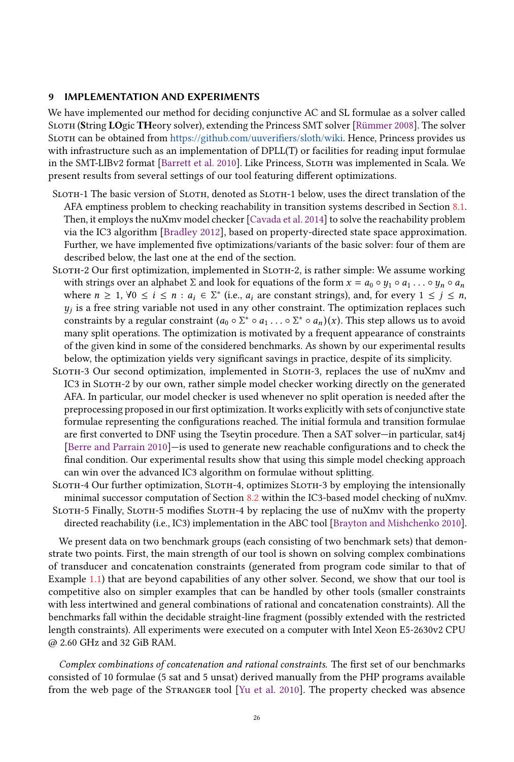## 9 IMPLEMENTATION AND EXPERIMENTS

We have implemented our method for deciding conjunctive AC and SL formulae as a solver called Sloth (**S**tring **LO**gic **TH**eory solver), extending the Princess SMT solver [Rümmer 2008]. The solver Sloth can be obtained from https://github.com/uuverifiers/sloth/wiki. Hence, Princess provides us with infrastructure such as an implementation of DPLL(T) or facilities for reading input formulae in the SMT-LIBv2 format [Barrett et al. 2010]. Like Princess, Sloth was implemented in Scala. We present results from several settings of our tool featuring different optimizations.

Sloth-1 The basic version of Sloth, denoted as Sloth-1 below, uses the direct translation of the AFA emptiness problem to checking reachability in transition systems described in Section 8.1. Then, it employs the nuXmv model checker [Cavada et al. 2014] to solve the reachability problem via the IC3 algorithm [Bradley 2012], based on property-directed state space approximation. Further, we have implemented five optimizations/variants of the basic solver: four of them are described below, the last one at the end of the section.

Sloth-2 Our first optimization, implemented in Sloth-2, is rather simple: We assume working with strings over an alphabet $\Sigma$ and look for equations of the form $x = a_0 \circ y_1 \circ a_1 \ldots \circ y_n \circ a_n$ where $n \geq 1$, $\forall 0 \leq i \leq n : a_i \in \Sigma^*$ (i.e., $a_i$ are constant strings), and, for every $1 \leq j \leq n$, $y_j$ is a free string variable not used in any other constraint. The optimization replaces such constraints by a regular constraint $(a_0 \circ \Sigma^* \circ a_1 \ldots \circ \Sigma^* \circ a_n)(x)$. This step allows us to avoid many split operations. The optimization is motivated by a frequent appearance of constraints of the given kind in some of the considered benchmarks. As shown by our experimental results below, the optimization yields very significant savings in practice, despite of its simplicity.

Sloth-3 Our second optimization, implemented in Sloth-3, replaces the use of nuXmv and IC3 in Sloth-2 by our own, rather simple model checker working directly on the generated AFA. In particular, our model checker is used whenever no split operation is needed after the preprocessing proposed in our first optimization. It works explicitly with sets of conjunctive state formulae representing the configurations reached. The initial formula and transition formulae are first converted to DNF using the Tseytin procedure. Then a SAT solver—in particular, sat4j [Berre and Parrain 2010]—is used to generate new reachable configurations and to check the final condition. Our experimental results show that using this simple model checking approach can win over the advanced IC3 algorithm on formulae without splitting.

Sloth-4 Our further optimization, Sloth-4, optimizes Sloth-3 by employing the intensionally minimal successor computation of Section 8.2 within the IC3-based model checking of nuXmv.

Sloth-5 Finally, Sloth-5 modifies Sloth-4 by replacing the use of nuXmv with the property directed reachability (i.e., IC3) implementation in the ABC tool [Brayton and Mishchenko 2010].

We present data on two benchmark groups (each consisting of two benchmark sets) that demonstrate two points. First, the main strength of our tool is shown on solving complex combinations of transducer and concatenation constraints (generated from program code similar to that of Example 1.1) that are beyond capabilities of any other solver. Second, we show that our tool is competitive also on simpler examples that can be handled by other tools (smaller constraints with less intertwined and general combinations of rational and concatenation constraints). All the benchmarks fall within the decidable straight-line fragment (possibly extended with the restricted length constraints). All experiments were executed on a computer with Intel Xeon E5-2630v2 CPU @ 2.60 GHz and 32 GiB RAM.

*Complex combinations of concatenation and rational constraints.* The first set of our benchmarks consisted of 10 formulae (5 sat and 5 unsat) derived manually from the PHP programs available from the web page of the Stranger tool [Yu et al. 2010]. The property checked was absence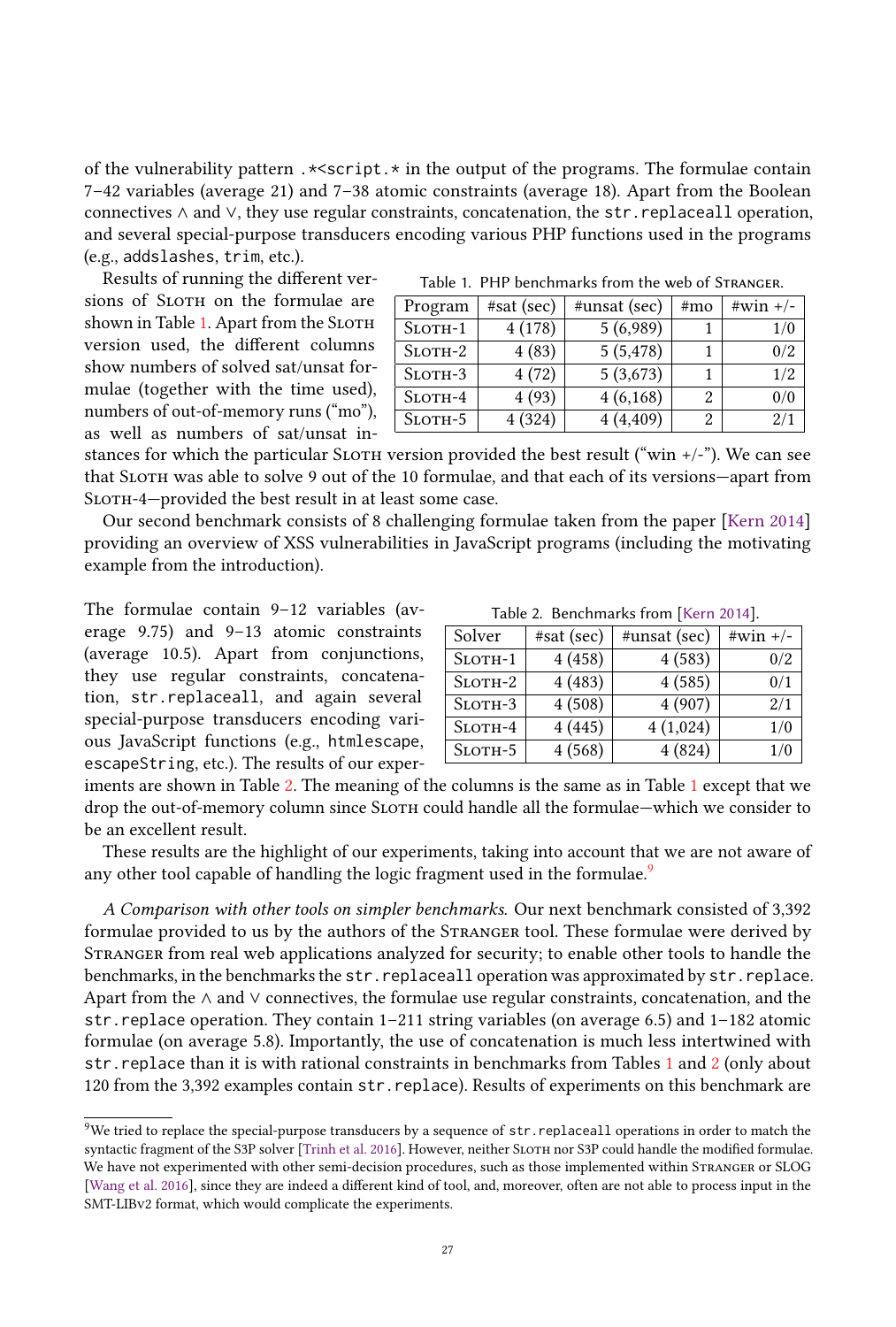of the vulnerability pattern `.*<script.*` in the output of the programs. The formulae contain 7–42 variables (average 21) and 7–38 atomic constraints (average 18). Apart from the Boolean connectives ∧ and ∨, they use regular constraints, concatenation, the `str.replaceall` operation, and several special-purpose transducers encoding various PHP functions used in the programs (e.g., `addslashes`, `trim`, etc.).

Results of running the different versions of Sloth on the formulae are shown in Table 1. Apart from the Sloth version used, the different columns show numbers of solved sat/unsat formulae (together with the time used), numbers of out-of-memory runs ("mo"), as well as numbers of sat/unsat instances for which the particular Sloth version provided the best result ("win +/-"). We can see that Sloth was able to solve 9 out of the 10 formulae, and that each of its versions—apart from Sloth-4—provided the best result in at least some case.

Table 1. PHP benchmarks from the web of Stranger.

| Program | #sat (sec) | #unsat (sec) | #mo | #win +/- |
|---|---|---|---|---|
| Sloth-1 | 4 (178) | 5 (6,989) | 1 | 1/0 |
| Sloth-2 | 4 (83) | 5 (5,478) | 1 | 0/2 |
| Sloth-3 | 4 (72) | 5 (3,673) | 1 | 1/2 |
| Sloth-4 | 4 (93) | 4 (6,168) | 2 | 0/0 |
| Sloth-5 | 4 (324) | 4 (4,409) | 2 | 2/1 |

Our second benchmark consists of 8 challenging formulae taken from the paper [Kern 2014] providing an overview of XSS vulnerabilities in JavaScript programs (including the motivating example from the introduction).

The formulae contain 9–12 variables (average 9.75) and 9–13 atomic constraints (average 10.5). Apart from conjunctions, they use regular constraints, concatenation, `str.replaceall`, and again several special-purpose transducers encoding various JavaScript functions (e.g., `htmlescape`, `escapeString`, etc.). The results of our experiments are shown in Table 2. The meaning of the columns is the same as in Table 1 except that we drop the out-of-memory column since Sloth could handle all the formulae—which we consider to be an excellent result.

Table 2. Benchmarks from [Kern 2014].

| Solver | #sat (sec) | #unsat (sec) | #win +/- |
|---|---|---|---|
| Sloth-1 | 4 (458) | 4 (583) | 0/2 |
| Sloth-2 | 4 (483) | 4 (585) | 0/1 |
| Sloth-3 | 4 (508) | 4 (907) | 2/1 |
| Sloth-4 | 4 (445) | 4 (1,024) | 1/0 |
| Sloth-5 | 4 (568) | 4 (824) | 1/0 |

These results are the highlight of our experiments, taking into account that we are not aware of any other tool capable of handling the logic fragment used in the formulae.[9]

*A Comparison with other tools on simpler benchmarks.* Our next benchmark consisted of 3,392 formulae provided to us by the authors of the Stranger tool. These formulae were derived by Stranger from real web applications analyzed for security; to enable other tools to handle the benchmarks, in the benchmarks the `str.replaceall` operation was approximated by `str.replace`. Apart from the ∧ and ∨ connectives, the formulae use regular constraints, concatenation, and the `str.replace` operation. They contain 1–211 string variables (on average 6.5) and 1–182 atomic formulae (on average 5.8). Importantly, the use of concatenation is much less intertwined with `str.replace` than it is with rational constraints in benchmarks from Tables 1 and 2 (only about 120 from the 3,392 examples contain `str.replace`). Results of experiments on this benchmark are

[9] We tried to replace the special-purpose transducers by a sequence of `str.replaceall` operations in order to match the syntactic fragment of the S3P solver [Trinh et al. 2016]. However, neither Sloth nor S3P could handle the modified formulae. We have not experimented with other semi-decision procedures, such as those implemented within Stranger or SLOG [Wang et al. 2016], since they are indeed a different kind of tool, and, moreover, often are not able to process input in the SMT-LIBv2 format, which would complicate the experiments.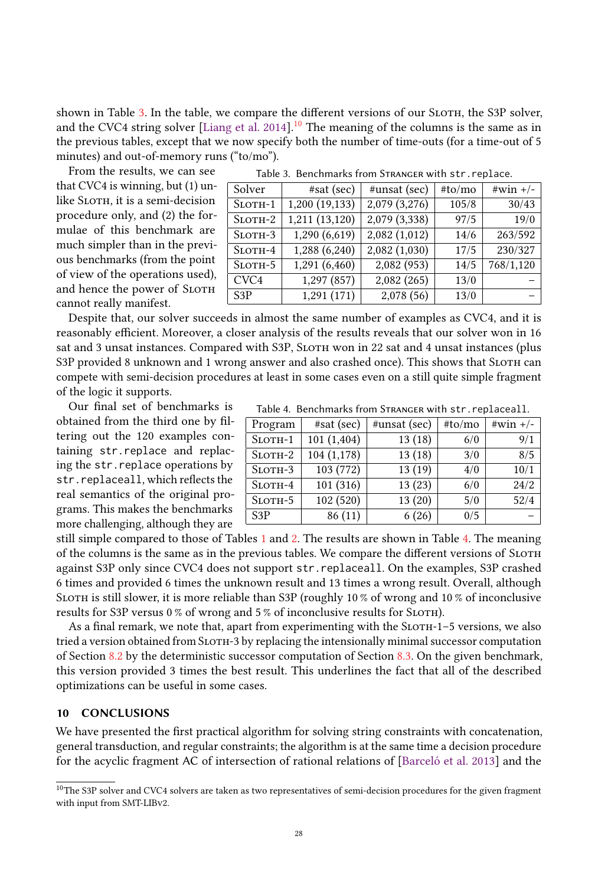shown in Table 3. In the table, we compare the different versions of our Sloth, the S3P solver, and the CVC4 string solver [Liang et al. 2014].[10] The meaning of the columns is the same as in the previous tables, except that we now specify both the number of time-outs (for a time-out of 5 minutes) and out-of-memory runs ("to/mo").

Table 3. Benchmarks from Stranger with `str.replace`.

| Solver | #sat (sec) | #unsat (sec) | #to/mo | #win +/- |
|---|---|---|---|---|
| Sloth-1 | 1,200 (19,133) | 2,079 (3,276) | 105/8 | 30/43 |
| Sloth-2 | 1,211 (13,120) | 2,079 (3,338) | 97/5 | 19/0 |
| Sloth-3 | 1,290 (6,619) | 2,082 (1,012) | 14/6 | 263/592 |
| Sloth-4 | 1,288 (6,240) | 2,082 (1,030) | 17/5 | 230/327 |
| Sloth-5 | 1,291 (6,460) | 2,082 (953) | 14/5 | 768/1,120 |
| CVC4 | 1,297 (857) | 2,082 (265) | 13/0 | – |
| S3P | 1,291 (171) | 2,078 (56) | 13/0 | – |

From the results, we can see that CVC4 is winning, but (1) unlike Sloth, it is a semi-decision procedure only, and (2) the formulae of this benchmark are much simpler than in the previous benchmarks (from the point of view of the operations used), and hence the power of Sloth cannot really manifest.

Despite that, our solver succeeds in almost the same number of examples as CVC4, and it is reasonably efficient. Moreover, a closer analysis of the results reveals that our solver won in 16 sat and 3 unsat instances. Compared with S3P, Sloth won in 22 sat and 4 unsat instances (plus S3P provided 8 unknown and 1 wrong answer and also crashed once). This shows that Sloth can compete with semi-decision procedures at least in some cases even on a still quite simple fragment of the logic it supports.

Table 4. Benchmarks from Stranger with `str.replaceall`.

| Program | #sat (sec) | #unsat (sec) | #to/mo | #win +/- |
|---|---|---|---|---|
| Sloth-1 | 101 (1,404) | 13 (18) | 6/0 | 9/1 |
| Sloth-2 | 104 (1,178) | 13 (18) | 3/0 | 8/5 |
| Sloth-3 | 103 (772) | 13 (19) | 4/0 | 10/1 |
| Sloth-4 | 101 (316) | 13 (23) | 6/0 | 24/2 |
| Sloth-5 | 102 (520) | 13 (20) | 5/0 | 52/4 |
| S3P | 86 (11) | 6 (26) | 0/5 | – |

Our final set of benchmarks is obtained from the third one by filtering out the 120 examples containing `str.replace` and replacing the `str.replace` operations by `str.replaceall`, which reflects the real semantics of the original programs. This makes the benchmarks more challenging, although they are still simple compared to those of Tables 1 and 2. The results are shown in Table 4. The meaning of the columns is the same as in the previous tables. We compare the different versions of Sloth against S3P only since CVC4 does not support `str.replaceall`. On the examples, S3P crashed 6 times and provided 6 times the unknown result and 13 times a wrong result. Overall, although Sloth is still slower, it is more reliable than S3P (roughly 10 % of wrong and 10 % of inconclusive results for S3P versus 0 % of wrong and 5 % of inconclusive results for Sloth).

As a final remark, we note that, apart from experimenting with the Sloth-1–5 versions, we also tried a version obtained from Sloth-3 by replacing the intensionally minimal successor computation of Section 8.2 by the deterministic successor computation of Section 8.3. On the given benchmark, this version provided 3 times the best result. This underlines the fact that all of the described optimizations can be useful in some cases.

## 10 CONCLUSIONS

We have presented the first practical algorithm for solving string constraints with concatenation, general transduction, and regular constraints; the algorithm is at the same time a decision procedure for the acyclic fragment AC of intersection of rational relations of [Barceló et al. 2013] and the

[10] The S3P solver and CVC4 solvers are taken as two representatives of semi-decision procedures for the given fragment with input from SMT-LIBv2.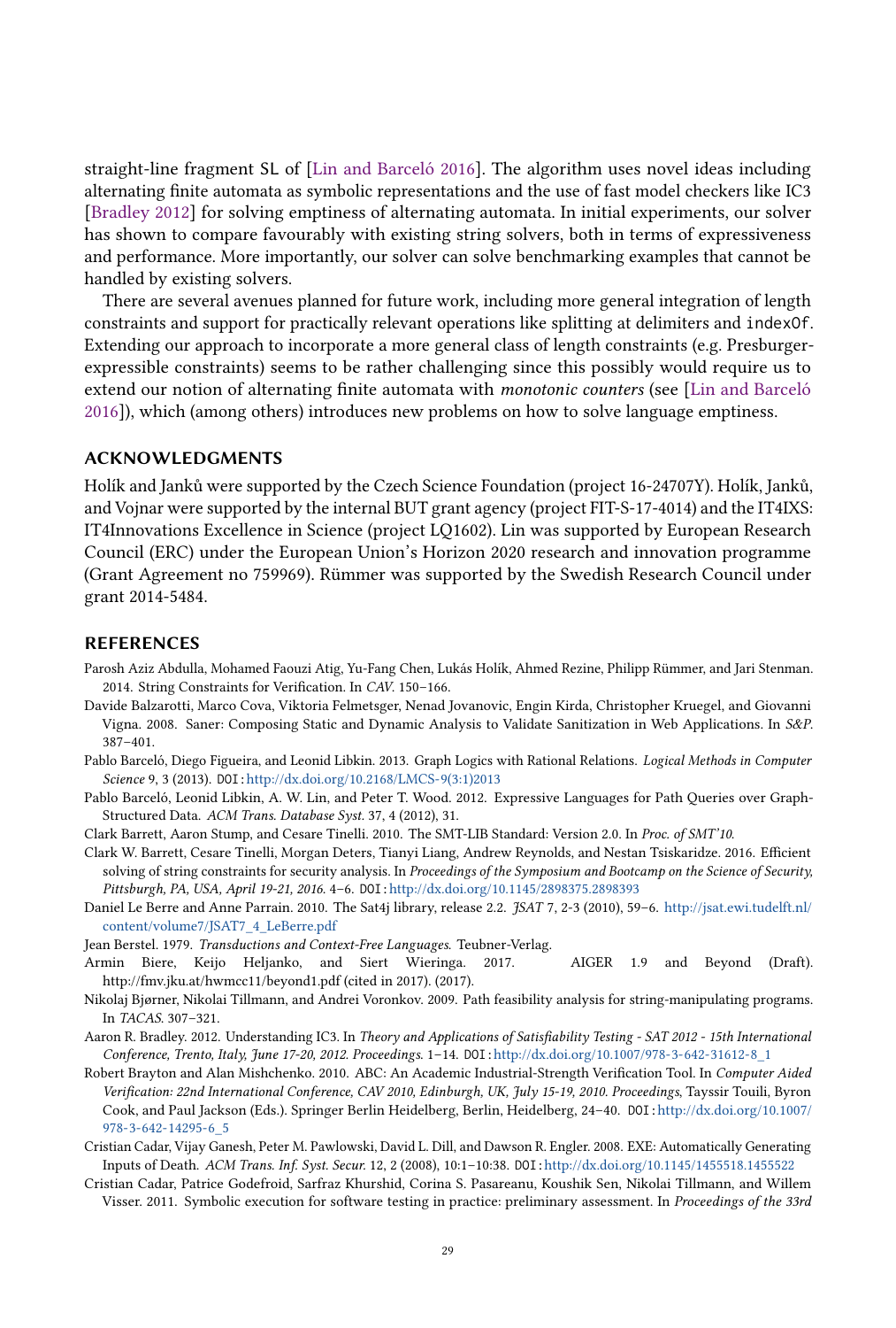straight-line fragment SL of [Lin and Barceló 2016]. The algorithm uses novel ideas including alternating finite automata as symbolic representations and the use of fast model checkers like IC3 [Bradley 2012] for solving emptiness of alternating automata. In initial experiments, our solver has shown to compare favourably with existing string solvers, both in terms of expressiveness and performance. More importantly, our solver can solve benchmarking examples that cannot be handled by existing solvers.

There are several avenues planned for future work, including more general integration of length constraints and support for practically relevant operations like splitting at delimiters and `indexOf`. Extending our approach to incorporate a more general class of length constraints (e.g. Presburger-expressible constraints) seems to be rather challenging since this possibly would require us to extend our notion of alternating finite automata with *monotonic counters* (see [Lin and Barceló 2016]), which (among others) introduces new problems on how to solve language emptiness.

## ACKNOWLEDGMENTS

Holík and Janků were supported by the Czech Science Foundation (project 16-24707Y). Holík, Janků, and Vojnar were supported by the internal BUT grant agency (project FIT-S-17-4014) and the IT4IXS: IT4Innovations Excellence in Science (project LQ1602). Lin was supported by European Research Council (ERC) under the European Union's Horizon 2020 research and innovation programme (Grant Agreement no 759969). Rümmer was supported by the Swedish Research Council under grant 2014-5484.

## REFERENCES

Parosh Aziz Abdulla, Mohamed Faouzi Atig, Yu-Fang Chen, Lukás Holík, Ahmed Rezine, Philipp Rümmer, and Jari Stenman. 2014. String Constraints for Verification. In *CAV*. 150–166.

Davide Balzarotti, Marco Cova, Viktoria Felmetsger, Nenad Jovanovic, Engin Kirda, Christopher Kruegel, and Giovanni Vigna. 2008. Saner: Composing Static and Dynamic Analysis to Validate Sanitization in Web Applications. In *S&P*. 387–401.

Pablo Barceló, Diego Figueira, and Leonid Libkin. 2013. Graph Logics with Rational Relations. *Logical Methods in Computer Science* 9, 3 (2013). DOI: http://dx.doi.org/10.2168/LMCS-9(3:1)2013

Pablo Barceló, Leonid Libkin, A. W. Lin, and Peter T. Wood. 2012. Expressive Languages for Path Queries over Graph-Structured Data. *ACM Trans. Database Syst.* 37, 4 (2012), 31.

Clark Barrett, Aaron Stump, and Cesare Tinelli. 2010. The SMT-LIB Standard: Version 2.0. In *Proc. of SMT'10.*

Clark W. Barrett, Cesare Tinelli, Morgan Deters, Tianyi Liang, Andrew Reynolds, and Nestan Tsiskaridze. 2016. Efficient solving of string constraints for security analysis. In *Proceedings of the Symposium and Bootcamp on the Science of Security, Pittsburgh, PA, USA, April 19-21, 2016.* 4–6. DOI: http://dx.doi.org/10.1145/2898375.2898393

Daniel Le Berre and Anne Parrain. 2010. The Sat4j library, release 2.2. *JSAT* 7, 2-3 (2010), 59–6. http://jsat.ewi.tudelft.nl/content/volume7/JSAT7_4_LeBerre.pdf

Jean Berstel. 1979. *Transductions and Context-Free Languages*. Teubner-Verlag.

Armin Biere, Keijo Heljanko, and Siert Wieringa. 2017. AIGER 1.9 and Beyond (Draft). http://fmv.jku.at/hwmcc11/beyond1.pdf (cited in 2017). (2017).

Nikolaj Bjørner, Nikolai Tillmann, and Andrei Voronkov. 2009. Path feasibility analysis for string-manipulating programs. In *TACAS*. 307–321.

Aaron R. Bradley. 2012. Understanding IC3. In *Theory and Applications of Satisfiability Testing - SAT 2012 - 15th International Conference, Trento, Italy, June 17-20, 2012. Proceedings.* 1–14. DOI: http://dx.doi.org/10.1007/978-3-642-31612-8_1

Robert Brayton and Alan Mishchenko. 2010. ABC: An Academic Industrial-Strength Verification Tool. In *Computer Aided Verification: 22nd International Conference, CAV 2010, Edinburgh, UK, July 15-19, 2010. Proceedings*, Tayssir Touili, Byron Cook, and Paul Jackson (Eds.). Springer Berlin Heidelberg, Berlin, Heidelberg, 24–40. DOI: http://dx.doi.org/10.1007/978-3-642-14295-6_5

Cristian Cadar, Vijay Ganesh, Peter M. Pawlowski, David L. Dill, and Dawson R. Engler. 2008. EXE: Automatically Generating Inputs of Death. *ACM Trans. Inf. Syst. Secur.* 12, 2 (2008), 10:1–10:38. DOI: http://dx.doi.org/10.1145/1455518.1455522

Cristian Cadar, Patrice Godefroid, Sarfraz Khurshid, Corina S. Pasareanu, Koushik Sen, Nikolai Tillmann, and Willem Visser. 2011. Symbolic execution for software testing in practice: preliminary assessment. In *Proceedings of the 33rd*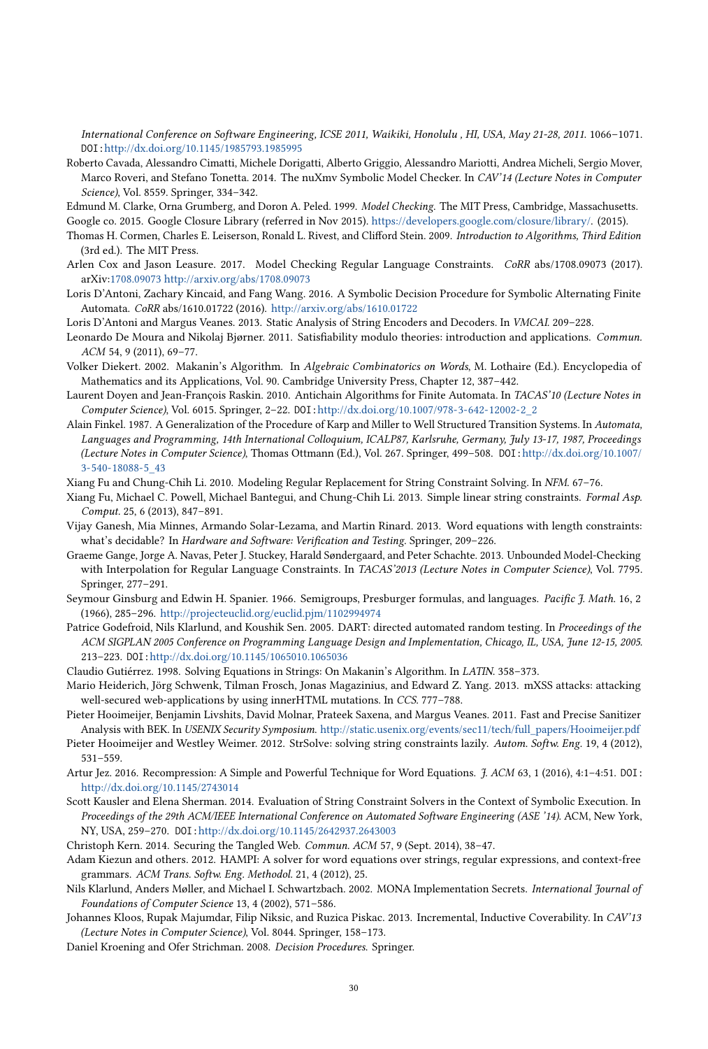*International Conference on Software Engineering, ICSE 2011, Waikiki, Honolulu , HI, USA, May 21-28, 2011*. 1066–1071. DOI: http://dx.doi.org/10.1145/1985793.1985995

Roberto Cavada, Alessandro Cimatti, Michele Dorigatti, Alberto Griggio, Alessandro Mariotti, Andrea Micheli, Sergio Mover, Marco Roveri, and Stefano Tonetta. 2014. The nuXmv Symbolic Model Checker. In *CAV'14 (Lecture Notes in Computer Science)*, Vol. 8559. Springer, 334–342.

Edmund M. Clarke, Orna Grumberg, and Doron A. Peled. 1999. *Model Checking*. The MIT Press, Cambridge, Massachusetts.

Google co. 2015. Google Closure Library (referred in Nov 2015). https://developers.google.com/closure/library/. (2015).

Thomas H. Cormen, Charles E. Leiserson, Ronald L. Rivest, and Clifford Stein. 2009. *Introduction to Algorithms, Third Edition* (3rd ed.). The MIT Press.

Arlen Cox and Jason Leasure. 2017. Model Checking Regular Language Constraints. *CoRR* abs/1708.09073 (2017). arXiv:1708.09073 http://arxiv.org/abs/1708.09073

Loris D'Antoni, Zachary Kincaid, and Fang Wang. 2016. A Symbolic Decision Procedure for Symbolic Alternating Finite Automata. *CoRR* abs/1610.01722 (2016). http://arxiv.org/abs/1610.01722

Loris D'Antoni and Margus Veanes. 2013. Static Analysis of String Encoders and Decoders. In *VMCAI*. 209–228.

Leonardo De Moura and Nikolaj Bjørner. 2011. Satisfiability modulo theories: introduction and applications. *Commun. ACM* 54, 9 (2011), 69–77.

Volker Diekert. 2002. Makanin's Algorithm. In *Algebraic Combinatorics on Words*, M. Lothaire (Ed.). Encyclopedia of Mathematics and its Applications, Vol. 90. Cambridge University Press, Chapter 12, 387–442.

Laurent Doyen and Jean-François Raskin. 2010. Antichain Algorithms for Finite Automata. In *TACAS'10 (Lecture Notes in Computer Science)*, Vol. 6015. Springer, 2–22. DOI: http://dx.doi.org/10.1007/978-3-642-12002-2_2

Alain Finkel. 1987. A Generalization of the Procedure of Karp and Miller to Well Structured Transition Systems. In *Automata, Languages and Programming, 14th International Colloquium, ICALP87, Karlsruhe, Germany, July 13-17, 1987, Proceedings (Lecture Notes in Computer Science)*, Thomas Ottmann (Ed.), Vol. 267. Springer, 499–508. DOI: http://dx.doi.org/10.1007/3-540-18088-5_43

Xiang Fu and Chung-Chih Li. 2010. Modeling Regular Replacement for String Constraint Solving. In *NFM*. 67–76.

Xiang Fu, Michael C. Powell, Michael Bantegui, and Chung-Chih Li. 2013. Simple linear string constraints. *Formal Asp. Comput.* 25, 6 (2013), 847–891.

Vijay Ganesh, Mia Minnes, Armando Solar-Lezama, and Martin Rinard. 2013. Word equations with length constraints: what's decidable? In *Hardware and Software: Verification and Testing*. Springer, 209–226.

Graeme Gange, Jorge A. Navas, Peter J. Stuckey, Harald Søndergaard, and Peter Schachte. 2013. Unbounded Model-Checking with Interpolation for Regular Language Constraints. In *TACAS'2013 (Lecture Notes in Computer Science)*, Vol. 7795. Springer, 277–291.

Seymour Ginsburg and Edwin H. Spanier. 1966. Semigroups, Presburger formulas, and languages. *Pacific J. Math.* 16, 2 (1966), 285–296. http://projecteuclid.org/euclid.pjm/1102994974

Patrice Godefroid, Nils Klarlund, and Koushik Sen. 2005. DART: directed automated random testing. In *Proceedings of the ACM SIGPLAN 2005 Conference on Programming Language Design and Implementation, Chicago, IL, USA, June 12-15, 2005*. 213–223. DOI: http://dx.doi.org/10.1145/1065010.1065036

Claudio Gutiérrez. 1998. Solving Equations in Strings: On Makanin's Algorithm. In *LATIN*. 358–373.

Mario Heiderich, Jörg Schwenk, Tilman Frosch, Jonas Magazinius, and Edward Z. Yang. 2013. mXSS attacks: attacking well-secured web-applications by using innerHTML mutations. In *CCS*. 777–788.

Pieter Hooimeijer, Benjamin Livshits, David Molnar, Prateek Saxena, and Margus Veanes. 2011. Fast and Precise Sanitizer Analysis with BEK. In *USENIX Security Symposium*. http://static.usenix.org/events/sec11/tech/full_papers/Hooimeijer.pdf

Pieter Hooimeijer and Westley Weimer. 2012. StrSolve: solving string constraints lazily. *Autom. Softw. Eng.* 19, 4 (2012), 531–559.

Artur Jez. 2016. Recompression: A Simple and Powerful Technique for Word Equations. *J. ACM* 63, 1 (2016), 4:1–4:51. DOI: http://dx.doi.org/10.1145/2743014

Scott Kausler and Elena Sherman. 2014. Evaluation of String Constraint Solvers in the Context of Symbolic Execution. In *Proceedings of the 29th ACM/IEEE International Conference on Automated Software Engineering (ASE '14)*. ACM, New York, NY, USA, 259–270. DOI: http://dx.doi.org/10.1145/2642937.2643003

Christoph Kern. 2014. Securing the Tangled Web. *Commun. ACM* 57, 9 (Sept. 2014), 38–47.

Adam Kiezun and others. 2012. HAMPI: A solver for word equations over strings, regular expressions, and context-free grammars. *ACM Trans. Softw. Eng. Methodol.* 21, 4 (2012), 25.

Nils Klarlund, Anders Møller, and Michael I. Schwartzbach. 2002. MONA Implementation Secrets. *International Journal of Foundations of Computer Science* 13, 4 (2002), 571–586.

Johannes Kloos, Rupak Majumdar, Filip Niksic, and Ruzica Piskac. 2013. Incremental, Inductive Coverability. In *CAV'13 (Lecture Notes in Computer Science)*, Vol. 8044. Springer, 158–173.

Daniel Kroening and Ofer Strichman. 2008. *Decision Procedures*. Springer.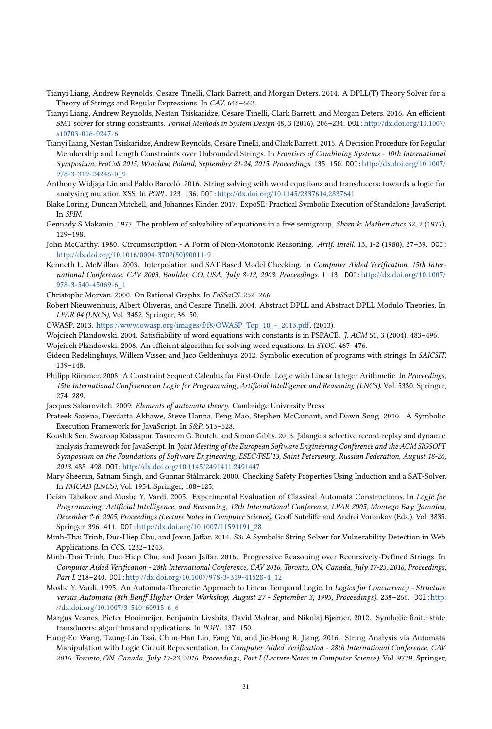Tianyi Liang, Andrew Reynolds, Cesare Tinelli, Clark Barrett, and Morgan Deters. 2014. A DPLL(T) Theory Solver for a Theory of Strings and Regular Expressions. In *CAV*. 646–662.

Tianyi Liang, Andrew Reynolds, Nestan Tsiskaridze, Cesare Tinelli, Clark Barrett, and Morgan Deters. 2016. An efficient SMT solver for string constraints. *Formal Methods in System Design* 48, 3 (2016), 206–234. DOI: http://dx.doi.org/10.1007/s10703-016-0247-6

Tianyi Liang, Nestan Tsiskaridze, Andrew Reynolds, Cesare Tinelli, and Clark Barrett. 2015. A Decision Procedure for Regular Membership and Length Constraints over Unbounded Strings. In *Frontiers of Combining Systems - 10th International Symposium, FroCoS 2015, Wroclaw, Poland, September 21-24, 2015. Proceedings*. 135–150. DOI: http://dx.doi.org/10.1007/978-3-319-24246-0_9

Anthony Widjaja Lin and Pablo Barceló. 2016. String solving with word equations and transducers: towards a logic for analysing mutation XSS. In *POPL*. 123–136. DOI: http://dx.doi.org/10.1145/2837614.2837641

Blake Loring, Duncan Mitchell, and Johannes Kinder. 2017. ExpoSE: Practical Symbolic Execution of Standalone JavaScript. In *SPIN*.

Gennady S Makanin. 1977. The problem of solvability of equations in a free semigroup. *Sbornik: Mathematics* 32, 2 (1977), 129–198.

John McCarthy. 1980. Circumscription - A Form of Non-Monotonic Reasoning. *Artif. Intell.* 13, 1-2 (1980), 27–39. DOI: http://dx.doi.org/10.1016/0004-3702(80)90011-9

Kenneth L. McMillan. 2003. Interpolation and SAT-Based Model Checking. In *Computer Aided Verification, 15th International Conference, CAV 2003, Boulder, CO, USA, July 8-12, 2003, Proceedings*. 1–13. DOI: http://dx.doi.org/10.1007/978-3-540-45069-6_1

Christophe Morvan. 2000. On Rational Graphs. In *FoSSaCS*. 252–266.

Robert Nieuwenhuis, Albert Oliveras, and Cesare Tinelli. 2004. Abstract DPLL and Abstract DPLL Modulo Theories. In *LPAR'04 (LNCS)*, Vol. 3452. Springer, 36–50.

OWASP. 2013. https://www.owasp.org/images/f/f8/OWASP_Top_10_-_2013.pdf. (2013).

Wojciech Plandowski. 2004. Satisfiability of word equations with constants is in PSPACE. *J. ACM* 51, 3 (2004), 483–496.

Wojciech Plandowski. 2006. An efficient algorithm for solving word equations. In *STOC*. 467–476.

Gideon Redelinghuys, Willem Visser, and Jaco Geldenhuys. 2012. Symbolic execution of programs with strings. In *SAICSIT*. 139–148.

Philipp Rümmer. 2008. A Constraint Sequent Calculus for First-Order Logic with Linear Integer Arithmetic. In *Proceedings, 15th International Conference on Logic for Programming, Artificial Intelligence and Reasoning (LNCS)*, Vol. 5330. Springer, 274–289.

Jacques Sakarovitch. 2009. *Elements of automata theory.* Cambridge University Press.

Prateek Saxena, Devdatta Akhawe, Steve Hanna, Feng Mao, Stephen McCamant, and Dawn Song. 2010. A Symbolic Execution Framework for JavaScript. In *S&P*. 513–528.

Koushik Sen, Swaroop Kalasapur, Tasneem G. Brutch, and Simon Gibbs. 2013. Jalangi: a selective record-replay and dynamic analysis framework for JavaScript. In *Joint Meeting of the European Software Engineering Conference and the ACM SIGSOFT Symposium on the Foundations of Software Engineering, ESEC/FSE'13, Saint Petersburg, Russian Federation, August 18-26, 2013*. 488–498. DOI: http://dx.doi.org/10.1145/2491411.2491447

Mary Sheeran, Satnam Singh, and Gunnar Stålmarck. 2000. Checking Safety Properties Using Induction and a SAT-Solver. In *FMCAD (LNCS)*, Vol. 1954. Springer, 108–125.

Deian Tabakov and Moshe Y. Vardi. 2005. Experimental Evaluation of Classical Automata Constructions. In *Logic for Programming, Artificial Intelligence, and Reasoning, 12th International Conference, LPAR 2005, Montego Bay, Jamaica, December 2-6, 2005, Proceedings (Lecture Notes in Computer Science)*, Geoff Sutcliffe and Andrei Voronkov (Eds.), Vol. 3835. Springer, 396–411. DOI: http://dx.doi.org/10.1007/11591191_28

Minh-Thai Trinh, Duc-Hiep Chu, and Joxan Jaffar. 2014. S3: A Symbolic String Solver for Vulnerability Detection in Web Applications. In *CCS*. 1232–1243.

Minh-Thai Trinh, Duc-Hiep Chu, and Joxan Jaffar. 2016. Progressive Reasoning over Recursively-Defined Strings. In *Computer Aided Verification - 28th International Conference, CAV 2016, Toronto, ON, Canada, July 17-23, 2016, Proceedings, Part I*. 218–240. DOI: http://dx.doi.org/10.1007/978-3-319-41528-4_12

Moshe Y. Vardi. 1995. An Automata-Theoretic Approach to Linear Temporal Logic. In *Logics for Concurrency - Structure versus Automata (8th Banff Higher Order Workshop, August 27 - September 3, 1995, Proceedings)*. 238–266. DOI: http://dx.doi.org/10.1007/3-540-60915-6_6

Margus Veanes, Pieter Hooimeijer, Benjamin Livshits, David Molnar, and Nikolaj Bjørner. 2012. Symbolic finite state transducers: algorithms and applications. In *POPL*. 137–150.

Hung-En Wang, Tzung-Lin Tsai, Chun-Han Lin, Fang Yu, and Jie-Hong R. Jiang. 2016. String Analysis via Automata Manipulation with Logic Circuit Representation. In *Computer Aided Verification - 28th International Conference, CAV 2016, Toronto, ON, Canada, July 17-23, 2016, Proceedings, Part I (Lecture Notes in Computer Science)*, Vol. 9779. Springer,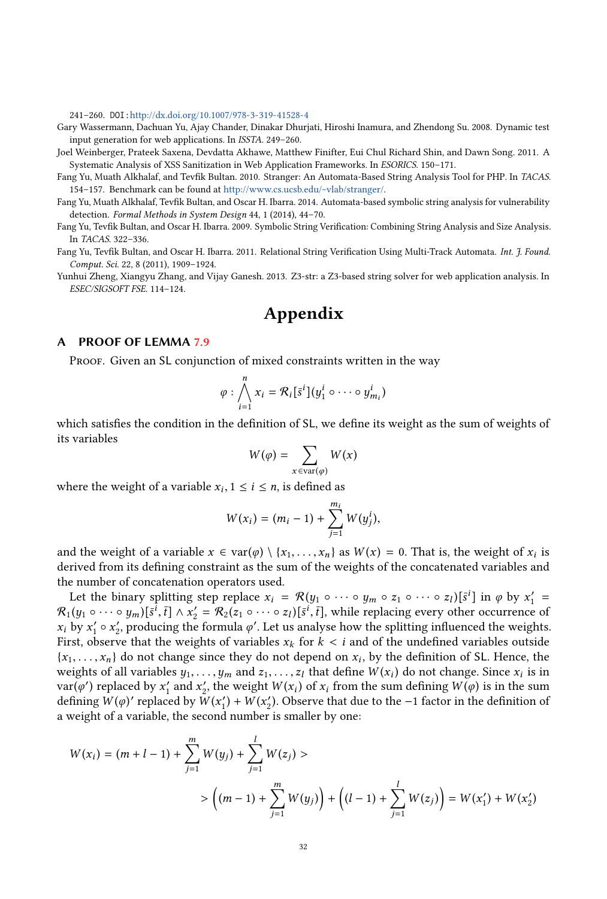241–260. DOI: http://dx.doi.org/10.1007/978-3-319-41528-4

Gary Wassermann, Dachuan Yu, Ajay Chander, Dinakar Dhurjati, Hiroshi Inamura, and Zhendong Su. 2008. Dynamic test input generation for web applications. In *ISSTA*. 249–260.

Joel Weinberger, Prateek Saxena, Devdatta Akhawe, Matthew Finifter, Eui Chul Richard Shin, and Dawn Song. 2011. A Systematic Analysis of XSS Sanitization in Web Application Frameworks. In *ESORICS*. 150–171.

Fang Yu, Muath Alkhalaf, and Tevfik Bultan. 2010. Stranger: An Automata-Based String Analysis Tool for PHP. In *TACAS*. 154–157. Benchmark can be found at http://www.cs.ucsb.edu/~vlab/stranger/.

Fang Yu, Muath Alkhalaf, Tevfik Bultan, and Oscar H. Ibarra. 2014. Automata-based symbolic string analysis for vulnerability detection. *Formal Methods in System Design* 44, 1 (2014), 44–70.

Fang Yu, Tevfik Bultan, and Oscar H. Ibarra. 2009. Symbolic String Verification: Combining String Analysis and Size Analysis. In *TACAS*. 322–336.

Fang Yu, Tevfik Bultan, and Oscar H. Ibarra. 2011. Relational String Verification Using Multi-Track Automata. *Int. J. Found. Comput. Sci.* 22, 8 (2011), 1909–1924.

Yunhui Zheng, Xiangyu Zhang, and Vijay Ganesh. 2013. Z3-str: a Z3-based string solver for web application analysis. In *ESEC/SIGSOFT FSE*. 114–124.

# Appendix

## A PROOF OF LEMMA 7.9

Proof. Given an SL conjunction of mixed constraints written in the way

$$\varphi : \bigwedge_{i=1}^{n} x_i = \mathcal{R}_i[\bar{s}^i](y_1^i \circ \cdots \circ y_{m_i}^i)$$

which satisfies the condition in the definition of SL, we define its weight as the sum of weights of its variables

$$W(\varphi) = \sum_{x \in \text{var}(\varphi)} W(x)$$

where the weight of a variable $x_i$, $1 \le i \le n$, is defined as

$$W(x_i) = (m_i - 1) + \sum_{j=1}^{m_i} W(y_j^i),$$

and the weight of a variable $x \in \text{var}(\varphi) \setminus \{x_1, \ldots, x_n\}$ as $W(x) = 0$. That is, the weight of $x_i$ is derived from its defining constraint as the sum of the weights of the concatenated variables and the number of concatenation operators used.

Let the binary splitting step replace $x_i = \mathcal{R}(y_1 \circ \cdots \circ y_m \circ z_1 \circ \cdots \circ z_l)[\bar{s}^i]$ in $\varphi$ by $x_1' = \mathcal{R}_1(y_1 \circ \cdots \circ y_m)[\bar{s}^i, \bar{t}] \wedge x_2' = \mathcal{R}_2(z_1 \circ \cdots \circ z_l)[\bar{s}^i, \bar{t}]$, while replacing every other occurrence of $x_i$ by $x_1' \circ x_2'$, producing the formula $\varphi'$. Let us analyse how the splitting influenced the weights. First, observe that the weights of variables $x_k$ for $k < i$ and of the undefined variables outside $\{x_1, \ldots, x_n\}$ do not change since they do not depend on $x_i$, by the definition of SL. Hence, the weights of all variables $y_1, \ldots, y_m$ and $z_1, \ldots, z_l$ that define $W(x_i)$ do not change. Since $x_i$ is in $\text{var}(\varphi')$ replaced by $x_1'$ and $x_2'$, the weight $W(x_i)$ of $x_i$ from the sum defining $W(\varphi)$ is in the sum defining $W(\varphi)'$ replaced by $W(x_1') + W(x_2')$. Observe that due to the $-1$ factor in the definition of a weight of a variable, the second number is smaller by one:

$$W(x_i) = (m + l - 1) + \sum_{j=1}^{m} W(y_j) + \sum_{j=1}^{l} W(z_j) >$$

$$> \left((m-1) + \sum_{j=1}^{m} W(y_j)\right) + \left((l-1) + \sum_{j=1}^{l} W(z_j)\right) = W(x_1') + W(x_2')$$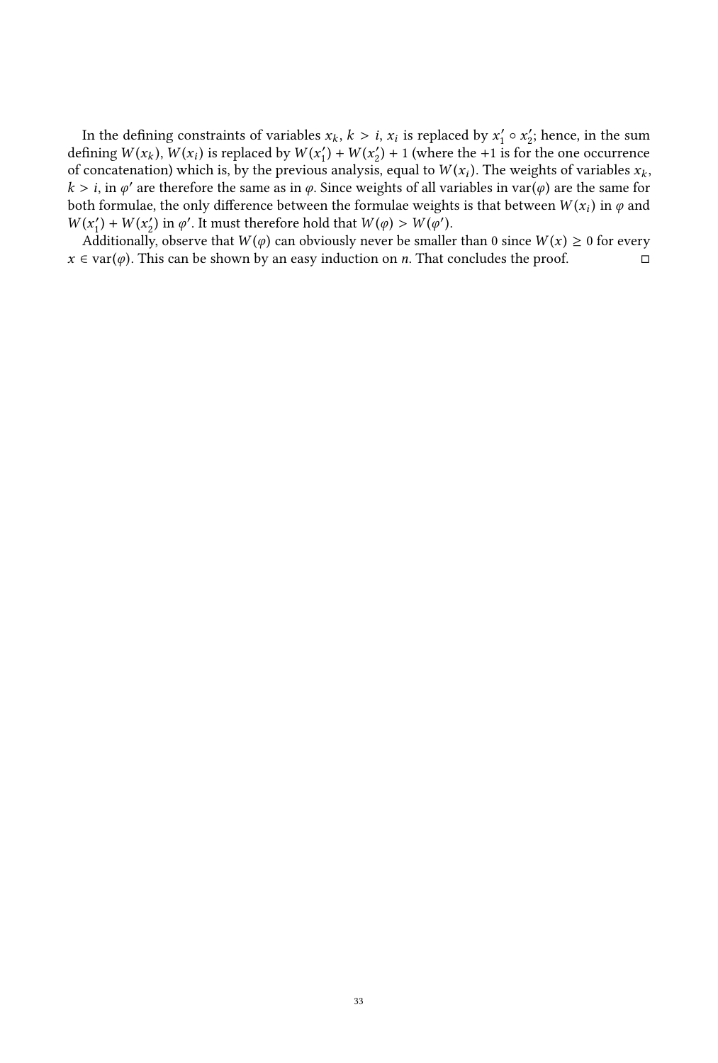In the defining constraints of variables $x_k$, $k > i$, $x_i$ is replaced by $x'_1 \circ x'_2$; hence, in the sum defining $W(x_k)$, $W(x_i)$ is replaced by $W(x'_1) + W(x'_2) + 1$ (where the +1 is for the one occurrence of concatenation) which is, by the previous analysis, equal to $W(x_i)$. The weights of variables $x_k$, $k > i$, in $\varphi'$ are therefore the same as in $\varphi$. Since weights of all variables in $\mathrm{var}(\varphi)$ are the same for both formulae, the only difference between the formulae weights is that between $W(x_i)$ in $\varphi$ and $W(x'_1) + W(x'_2)$ in $\varphi'$. It must therefore hold that $W(\varphi) > W(\varphi')$.

Additionally, observe that $W(\varphi)$ can obviously never be smaller than 0 since $W(x) \geq 0$ for every $x \in \mathrm{var}(\varphi)$. This can be shown by an easy induction on $n$. That concludes the proof. ◻